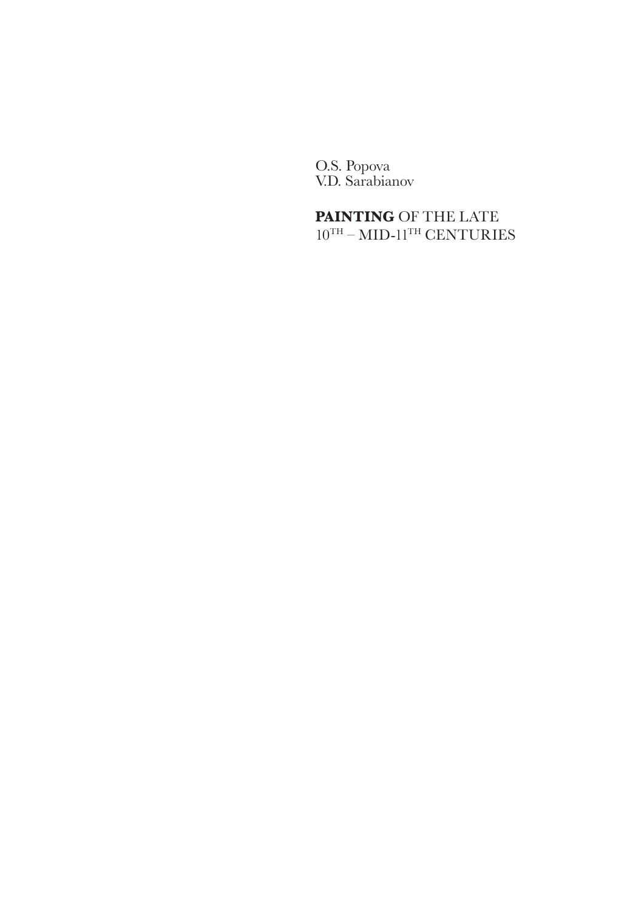O.S. Popova
V.D. Sarabianov

# **PAINTING** OF THE LATE 10TH – MID-11TH CENTURIES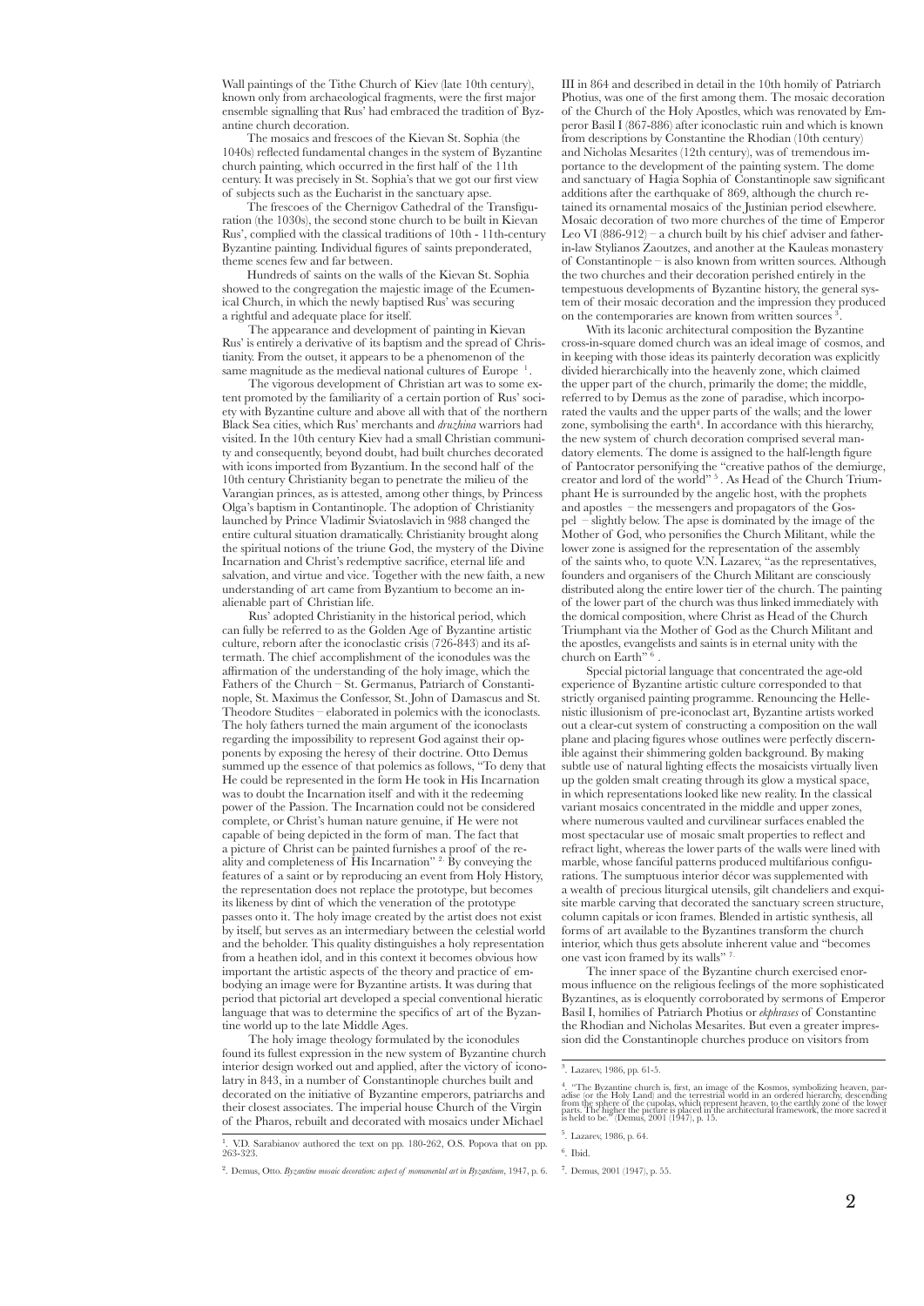Wall paintings of the Tithe Church of Kiev (late 10th century), known only from archaeological fragments, were the first major ensemble signalling that Rus' had embraced the tradition of Byzantine church decoration.

The mosaics and frescoes of the Kievan St. Sophia (the 1040s) reflected fundamental changes in the system of Byzantine church painting, which occurred in the first half of the 11th century. It was precisely in St. Sophia's that we got our first view of subjects such as the Eucharist in the sanctuary apse.

The frescoes of the Chernigov Cathedral of the Transfiguration (the 1030s), the second stone church to be built in Kievan Rus', complied with the classical traditions of 10th - 11th-century Byzantine painting. Individual figures of saints preponderated, theme scenes few and far between.

Hundreds of saints on the walls of the Kievan St. Sophia showed to the congregation the majestic image of the Ecumenical Church, in which the newly baptised Rus' was securing a rightful and adequate place for itself.

The appearance and development of painting in Kievan Rus' is entirely a derivative of its baptism and the spread of Christianity. From the outset, it appears to be a phenomenon of the same magnitude as the medieval national cultures of Europe [1].

The vigorous development of Christian art was to some extent promoted by the familiarity of a certain portion of Rus' society with Byzantine culture and above all with that of the northern Black Sea cities, which Rus' merchants and *druzhina* warriors had visited. In the 10th century Kiev had a small Christian community and consequently, beyond doubt, had built churches decorated with icons imported from Byzantium. In the second half of the 10th century Christianity began to penetrate the milieu of the Varangian princes, as is attested, among other things, by Princess Olga's baptism in Contantinople. The adoption of Christianity launched by Prince Vladimir Sviatoslavich in 988 changed the entire cultural situation dramatically. Christianity brought along the spiritual notions of the triune God, the mystery of the Divine Incarnation and Christ's redemptive sacrifice, eternal life and salvation, and virtue and vice. Together with the new faith, a new understanding of art came from Byzantium to become an inalienable part of Christian life.

Rus' adopted Christianity in the historical period, which can fully be referred to as the Golden Age of Byzantine artistic culture, reborn after the iconoclastic crisis (726-843) and its aftermath. The chief accomplishment of the iconodules was the affirmation of the understanding of the holy image, which the Fathers of the Church – St. Germanus, Patriarch of Constantinople, St. Maximus the Confessor, St. John of Damascus and St. Theodore Studites – elaborated in polemics with the iconoclasts. The holy fathers turned the main argument of the iconoclasts regarding the impossibility to represent God against their opponents by exposing the heresy of their doctrine. Otto Demus summed up the essence of that polemics as follows, "To deny that He could be represented in the form He took in His Incarnation was to doubt the Incarnation itself and with it the redeeming power of the Passion. The Incarnation could not be considered complete, or Christ's human nature genuine, if He were not capable of being depicted in the form of man. The fact that a picture of Christ can be painted furnishes a proof of the reality and completeness of His Incarnation" [2]. By conveying the features of a saint or by reproducing an event from Holy History, the representation does not replace the prototype, but becomes its likeness by dint of which the veneration of the prototype passes onto it. The holy image created by the artist does not exist by itself, but serves as an intermediary between the celestial world and the beholder. This quality distinguishes a holy representation from a heathen idol, and in this context it becomes obvious how important the artistic aspects of the theory and practice of embodying an image were for Byzantine artists. It was during that period that pictorial art developed a special conventional hieratic language that was to determine the specifics of art of the Byzantine world up to the late Middle Ages.

The holy image theology formulated by the iconodules found its fullest expression in the new system of Byzantine church interior design worked out and applied, after the victory of iconolatry in 843, in a number of Constantinople churches built and decorated on the initiative of Byzantine emperors, patriarchs and their closest associates. The imperial house Church of the Virgin of the Pharos, rebuilt and decorated with mosaics under Michael III in 864 and described in detail in the 10th homily of Patriarch Photius, was one of the first among them. The mosaic decoration of the Church of the Holy Apostles, which was renovated by Emperor Basil I (867-886) after iconoclastic ruin and which is known from descriptions by Constantine the Rhodian (10th century) and Nicholas Mesarites (12th century), was of tremendous importance to the development of the painting system. The dome and sanctuary of Hagia Sophia of Constantinople saw significant additions after the earthquake of 869, although the church retained its ornamental mosaics of the Justinian period elsewhere. Mosaic decoration of two more churches of the time of Emperor Leo VI (886-912) – a church built by his chief adviser and father-in-law Stylianos Zaoutzes, and another at the Kauleas monastery of Constantinople – is also known from written sources. Although the two churches and their decoration perished entirely in the tempestuous developments of Byzantine history, the general system of their mosaic decoration and the impression they produced on the contemporaries are known from written sources [3].

With its laconic architectural composition the Byzantine cross-in-square domed church was an ideal image of cosmos, and in keeping with those ideas its painterly decoration was explicitly divided hierarchically into the heavenly zone, which claimed the upper part of the church, primarily the dome; the middle, referred to by Demus as the zone of paradise, which incorporated the vaults and the upper parts of the walls; and the lower zone, symbolising the earth[4]. In accordance with this hierarchy, the new system of church decoration comprised several mandatory elements. The dome is assigned to the half-length figure of Pantocrator personifying the "creative pathos of the demiurge, creator and lord of the world" [5]. As Head of the Church Triumphant He is surrounded by the angelic host, with the prophets and apostles – the messengers and propagators of the Gospel – slightly below. The apse is dominated by the image of the Mother of God, who personifies the Church Militant, while the lower zone is assigned for the representation of the assembly of the saints who, to quote V.N. Lazarev, "as the representatives, founders and organisers of the Church Militant are consciously distributed along the entire lower tier of the church. The painting of the lower part of the church was thus linked immediately with the domical composition, where Christ as Head of the Church Triumphant via the Mother of God as the Church Militant and the apostles, evangelists and saints is in eternal unity with the church on Earth" [6].

Special pictorial language that concentrated the age-old experience of Byzantine artistic culture corresponded to that strictly organised painting programme. Renouncing the Hellenistic illusionism of pre-iconoclast art, Byzantine artists worked out a clear-cut system of constructing a composition on the wall plane and placing figures whose outlines were perfectly discernible against their shimmering golden background. By making subtle use of natural lighting effects the mosaicists virtually liven up the golden smalt creating through its glow a mystical space, in which representations looked like new reality. In the classical variant mosaics concentrated in the middle and upper zones, where numerous vaulted and curvilinear surfaces enabled the most spectacular use of mosaic smalt properties to reflect and refract light, whereas the lower parts of the walls were lined with marble, whose fanciful patterns produced multifarious configurations. The sumptuous interior décor was supplemented with a wealth of precious liturgical utensils, gilt chandeliers and exquisite marble carving that decorated the sanctuary screen structure, column capitals or icon frames. Blended in artistic synthesis, all forms of art available to the Byzantines transform the church interior, which thus gets absolute inherent value and "becomes one vast icon framed by its walls" [7].

The inner space of the Byzantine church exercised enormous influence on the religious feelings of the more sophisticated Byzantines, as is eloquently corroborated by sermons of Emperor Basil I, homilies of Patriarch Photius or *ekphrases* of Constantine the Rhodian and Nicholas Mesarites. But even a greater impression did the Constantinople churches produce on visitors from

---

[1]. V.D. Sarabianov authored the text on pp. 180-262, O.S. Popova that on pp. 263-323.

[2]. Demus, Otto. *Byzantine mosaic decoration: aspect of monumental art in Byzantium*, 1947, p. 6.

[3]. Lazarev, 1986, pp. 61-5.

[4]. "The Byzantine church is, first, an image of the Kosmos, symbolizing heaven, paradise (or the Holy Land) and the terrestrial world in an ordered hierarchy, descending from the sphere of the cupolas, which represent heaven, to the earthly zone of the lower parts. The higher the picture is placed in the architectural framework, the more sacred it is held to be." (Demus, 2001 (1947), p. 15.

[5]. Lazarev, 1986, p. 64.

[6]. Ibid.

[7]. Demus, 2001 (1947), p. 55.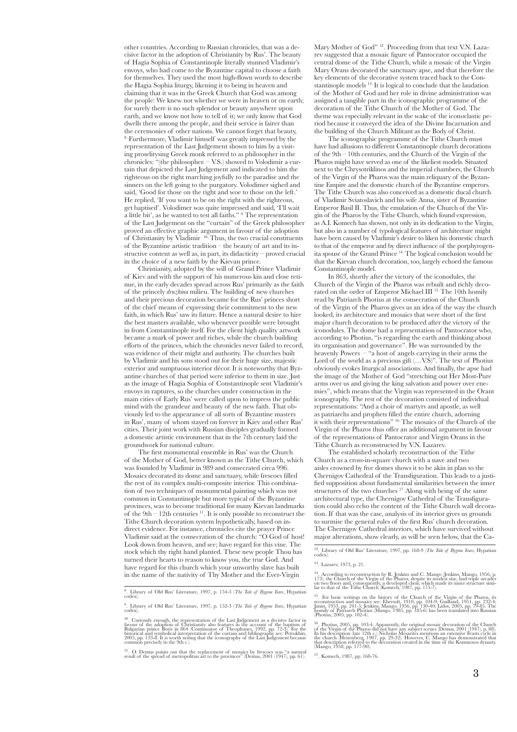other countries. According to Russian chronicles, that was a decisive factor in the adoption of Christianity by Rus'. The beauty of Hagia Sophia of Constantinople literally stunned Vladimir's envoys, who had come to the Byzantine capital to choose a faith for themselves. They used the most high-flown words to describe the Hagia Sophia liturgy, likening it to being in heaven and claiming that it was in the Greek Church that God was among the people: We knew not whether we were in heaven or on earth; for surely there is no such splendor or beauty anywhere upon earth, and we know not how to tell of it; we only know that God dwells there among the people, and their service is fairer than the ceremonies of other nations. We cannot forget that beauty.[8] Furthermore, Vladimir himself was greatly impressed by the representation of the Last Judgement shown to him by a visiting proselitysing Greek monk referred to as philosopher in the chronicles: "(the philosopher. – V.S.) showed to Volodimir a curtain that depicted the Last Judgement and indicated to him the righteous on the right marching joyfully to the paradise and the sinners on the left going to the purgatory. Volodimer sighed and said, 'Good for those on the right and woe to those on the left.' He replied, 'If you want to be on the right with the righteous, get baptised'. Volodimer was quite impressed and said, 'I'll wait a little bit', as he wanted to test all faiths." [9] The representation of the Last Judgement on the "curtain" of the Greek philosopher proved an effective graphic argument in favour of the adoption of Christianity by Vladimir [10]. Thus, the two crucial constituents of the Byzantine artistic tradition – the beauty of art and its instructive content as well as, in part, its didacticity – proved crucial in the choice of a new faith by the Kievan prince.

Christianity, adopted by the will of Grand Prince Vladimir of Kiev and with the support of his numerous kin and close retinue, in the early decades spread across Rus' primarily as the faith of the princely *druzhina* milieu. The building of new churches and their precious decoration became for the Rus' princes short of the chief means of expressing their commitment to the new faith, in which Rus' saw its future. Hence a natural desire to hire the best masters available, who whenever possible were brought in from Constantinople itself. For the client high quality artwork became a mark of power and riches, while the church building efforts of the princes, which the chronicles never failed to record, was evidence of their might and authority. The churches built by Vladimir and his sons stood out for their huge size, majestic exterior and sumptuous interior décor. It is noteworthy that Byzantine churches of that period were inferior to them in size. Just as the image of Hagia Sophia of Constantinople sent Vladimir's envoys in raptures, so the churches under construction in the main cities of Early Rus' were called upon to impress the public mind with the grandeur and beauty of the new faith. That obviously led to the appearance of all sorts of Byzantine masters in Rus', many of whom stayed on forever in Kiev and other Rus' cities. Their joint work with Russian disciples gradually formed a domestic artistic environment that in the 7th century laid the groundwork for national culture.

The first monumental ensemble in Rus' was the Church of the Mother of God, better known as the Tithe Church, which was founded by Vladimir in 989 and consecrated circa 996. Mosaics decorated its dome and sanctuary, while frescoes filled the rest of its complex multi-composite interior. This combination of two techniques of monumental painting which was not common in Constantinople but more typical of the Byzantine provinces, was to become traditional for many Kievan landmarks of the 9th – 12th centuries [11]. It is only possible to reconstruct the Tithe Church decoration system hypothetically, based on indirect evidence. For instance, chronicles cite the prayer Prince Vladimir said at the consecration of the church: "O God of host! Look down from heaven, and see; have regard for this vine. The stock which thy right hand planted. These new people Thou has turned their hearts to reason to know you, the true God. And have regard for this church which your unworthy slave has built in the name of the nativity of Thy Mother and the Ever-Virgin Mary Mother of God" [12]. Proceeding from that text V.N. Lazarev suggested that a mosaic figure of Pantocrator occupied the central dome of the Tithe Church, while a mosaic of the Virgin Mary Orans decorated the sanctuary apse, and that therefore the key elements of the decorative system traced back to the Constantinople models [13]. It is logical to conclude that the laudation of the Mother of God and her role in divine administration was assigned a tangible part in the iconographic programme of the decoration of the Tithe Church of the Mother of God. The theme was especially relevant in the wake of the iconoclastic period because it conveyed the idea of the Divine Incarnation and the building of the Church Militant as the Body of Christ.

The iconographic programme of the Tithe Church must have had allusions to different Constantinople church decorations of the 9th – 10th centuries, and the Church of the Virgin of the Pharos might have served as one of the likeliest models. Situated next to the Chrysotriklinos and the imperial chambers, the Church of the Virgin of the Pharos was the main reliquary of the Byzantine Empire and the domestic church of the Byzantine emperors. The Tithe Church was also conceived as a domestic ducal church of Vladimir Sviatoslavich and his wife Anna, sister of Byzantine Emperor Basil II. Thus, the emulation of the Church of the Virgin of the Pharos by the Tithe Church, which found expression, as A.I. Komech has shown, not only in its dedication to the Virgin, but also in a number of typological features of architecture might have been caused by Vladimir's desire to liken his domestic church to that of the emperor and by direct influence of the porphyrogenita spouse of the Grand Prince [14]. The logical conclusion would be that the Kievan church decoration, too, largely echoed the famous Constantinople model.

In 863, shortly after the victory of the iconodules, the Church of the Virgin of the Pharos was rebuilt and richly decorated on the order of Emperor Michael III [15]. The 10th homily read by Patriarch Photius at the consecration of the Church of the Virgin of the Pharos gives us an idea of the way the church looked, its architecture and mosaics that were short of the first major church decoration to be produced after the victory of the iconodules. The dome had a representation of Pantocrator who, according to Photius, "is regarding the earth and thinking about its organisation and governance". He was surrounded by the heavenly Powers – "a host of angels carrying in their arms the Lord of the world as a precious gift (…V.S)". The text of Photius obviously evokes liturgical associations. And finally, the apse had the image of the Mother of God "stretching out Her Most-Pure arms over us and giving the king salvation and power over enemies", which means that the Virgin was represented in the Orant iconography. The rest of the decoration consisted of individual representations: "And a choir of martyrs and apostle, as well as patriarchs and prophets filled the entire church, adorning it with their representations" [16]. The mosaics of the Church of the Virgin of the Pharos thus offer an additional argument in favour of the representations of Pantocrator and Virgin Orans in the Tithe Church as reconstructed by V.N. Lazarev.

The established scholarly reconstruction of the Tithe Church as a cross-in-square church with a nave and two aisles crowned by five domes shows it to be akin in plan to the Chernigov Cathedral of the Transfiguration. This leads to a justified supposition about fundamental similarities between the inner structures of the two churches [17]. Along with being of the same architectural type, the Chernigov Cathedral of the Transfiguration could also echo the content of the Tithe Church wall decoration. If that was the case, analysis of its interior gives us grounds to surmise the general rules of the first Rus' church decoration. The Chernigov Cathedral interiors, which have survived without major alterations, show clearly, as will be seen below, that the Ca-

---

[8]. Library of Old Rus' Literature, 1997, p. 154-5 (*The Tale of Bygone Years*, Hypatian codex).

[9]. Library of Old Rus' Literature, 1997, p. 152-3 (*The Tale of Bygone Years*, Hypatian codex).

[10]. Curiously enough, the representation of the Last Judgement as a decisive factor in favour of the adoption of Christianity also features in the account of the baptism of Bulgarian prince Boris in 864 (Continuator of Theophanes, 1992, pp. 72-3). For the historical and symbolical interpretation of the curtain and bibliography see: Petrukhin, 2005, pp. 133-8. It is worth noting that the iconography of the Last Judgement became common precisely in the 9th c.)

[11]. O. Demus points out that the replacement of mosaics by frescoes was "a natural result of the spread of metropolitan art to the provinces" (Demus, 2001 (1947), pp. 61).

[12]. Library of Old Rus' Literature, 1997, pp. 168-9 (*The Tale of Bygone Years*, Hypatian codex).

[13]. Lazarev, 1973, p. 21.

[14]. According to reconstruction by R. Jenkins and C. Mango (Jenkins, Mango, 1956, p. 173), the Church of the Virgin of the Pharos, despite its modest size, had triple arcades on two floors and, consequently, a developed choir, which made its inner structure similar to that of the Tithe Church (Komech, 1987, pp. 175-7).

[15]. For basic writings on the history of the Church of the Virgin of the Pharos, its reconstruction and mosaics see: Ebersolt, 1910, pp. 104-9; Guilland, 1951, pp. 232-4; Janin, 1953, pp. 241-5; Jenkins, Mango, 1956, pp. 130-40; Lidov, 2005, pp. 79-85. The homily of Patriarch Photius (Mango, 1985, pp. 185-6) has been translated into Russian (Photius, 2005, pp. 102-4).

[16]. Photius, 2005, pp. 103-4. Apparently, the original mosaic decoration of the Church of the Virgin of the Pharos did not have any subject scenes (Demus, 2001 (1947), p. 88). In his description (late 12th c.) Nicholas Mesarites mentions an extensive Feasts cycle in the church (Heisenberg, 1907, pp. 29-32). However, C. Mango has demonstrated that that description referred to the decoration created in the time of the Komnenos dynasty. (Mango, 1958, pp. 177-90).

[17]. Komech, 1987, pp. 168-76.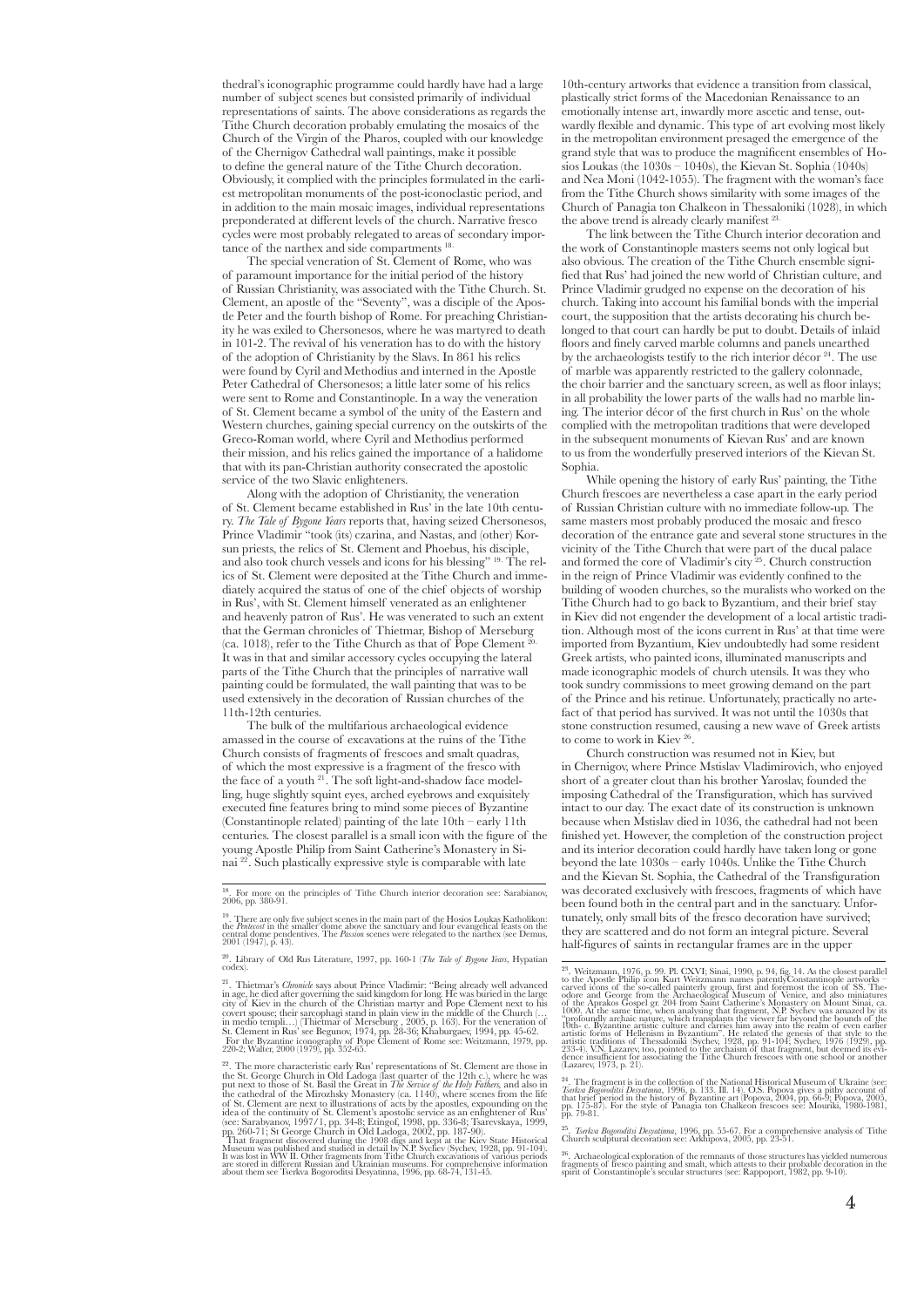thedral's iconographic programme could hardly have had a large number of subject scenes but consisted primarily of individual representations of saints. The above considerations as regards the Tithe Church decoration probably emulating the mosaics of the Church of the Virgin of the Pharos, coupled with our knowledge of the Chernigov Cathedral wall paintings, make it possible to define the general nature of the Tithe Church decoration. Obviously, it complied with the principles formulated in the earliest metropolitan monuments of the post-iconoclastic period, and in addition to the main mosaic images, individual representations preponderated at different levels of the church. Narrative fresco cycles were most probably relegated to areas of secondary importance of the narthex and side compartments [18].

The special veneration of St. Clement of Rome, who was of paramount importance for the initial period of the history of Russian Christianity, was associated with the Tithe Church. St. Clement, an apostle of the "Seventy", was a disciple of the Apostle Peter and the fourth bishop of Rome. For preaching Christianity he was exiled to Chersonesos, where he was martyred to death in 101-2. The revival of his veneration has to do with the history of the adoption of Christianity by the Slavs. In 861 his relics were found by Cyril and Methodius and interned in the Apostle Peter Cathedral of Chersonesos; a little later some of his relics were sent to Rome and Constantinople. In a way the veneration of St. Clement became a symbol of the unity of the Eastern and Western churches, gaining special currency on the outskirts of the Greco-Roman world, where Cyril and Methodius performed their mission, and his relics gained the importance of a halidome that with its pan-Christian authority consecrated the apostolic service of the two Slavic enlighteners.

Along with the adoption of Christianity, the veneration of St. Clement became established in Rus' in the late 10th century. *The Tale of Bygone Years* reports that, having seized Chersonesos, Prince Vladimir "took (its) czarina, and Nastas, and (other) Korsun priests, the relics of St. Clement and Phoebus, his disciple, and also took church vessels and icons for his blessing" [19]. The relics of St. Clement were deposited at the Tithe Church and immediately acquired the status of one of the chief objects of worship in Rus', with St. Clement himself venerated as an enlightener and heavenly patron of Rus'. He was venerated to such an extent that the German chronicles of Thietmar, Bishop of Merseburg (ca. 1018), refer to the Tithe Church as that of Pope Clement [20]. It was in that and similar accessory cycles occupying the lateral parts of the Tithe Church that the principles of narrative wall painting could be formulated, the wall painting that was to be used extensively in the decoration of Russian churches of the 11th-12th centuries.

The bulk of the multifarious archaeological evidence amassed in the course of excavations at the ruins of the Tithe Church consists of fragments of frescoes and smalt quadras, of which the most expressive is a fragment of the fresco with the face of a youth [21]. The soft light-and-shadow face modelling, huge slightly squint eyes, arched eyebrows and exquisitely executed fine features bring to mind some pieces of Byzantine (Constantinople related) painting of the late 10th – early 11th centuries. The closest parallel is a small icon with the figure of the young Apostle Philip from Saint Catherine's Monastery in Sinai [22]. Such plastically expressive style is comparable with late 10th-century artworks that evidence a transition from classical, plastically strict forms of the Macedonian Renaissance to an emotionally intense art, inwardly more ascetic and tense, outwardly flexible and dynamic. This type of art evolving most likely in the metropolitan environment presaged the emergence of the grand style that was to produce the magnificent ensembles of Hosios Loukas (the 1030s – 1040s), the Kievan St. Sophia (1040s) and Nea Moni (1042-1055). The fragment with the woman's face from the Tithe Church shows similarity with some images of the Church of Panagia ton Chalkeon in Thessaloniki (1028), in which the above trend is already clearly manifest [23].

The link between the Tithe Church interior decoration and the work of Constantinople masters seems not only logical but also obvious. The creation of the Tithe Church ensemble signified that Rus' had joined the new world of Christian culture, and Prince Vladimir grudged no expense on the decoration of his church. Taking into account his familial bonds with the imperial court, the supposition that the artists decorating his church belonged to that court can hardly be put to doubt. Details of inlaid floors and finely carved marble columns and panels unearthed by the archaeologists testify to the rich interior décor [24]. The use of marble was apparently restricted to the gallery colonnade, the choir barrier and the sanctuary screen, as well as floor inlays; in all probability the lower parts of the walls had no marble lining. The interior décor of the first church in Rus' on the whole complied with the metropolitan traditions that were developed in the subsequent monuments of Kievan Rus' and are known to us from the wonderfully preserved interiors of the Kievan St. Sophia.

While opening the history of early Rus' painting, the Tithe Church frescoes are nevertheless a case apart in the early period of Russian Christian culture with no immediate follow-up. The same masters most probably produced the mosaic and fresco decoration of the entrance gate and several stone structures in the vicinity of the Tithe Church that were part of the ducal palace and formed the core of Vladimir's city [25]. Church construction in the reign of Prince Vladimir was evidently confined to the building of wooden churches, so the muralists who worked on the Tithe Church had to go back to Byzantium, and their brief stay in Kiev did not engender the development of a local artistic tradition. Although most of the icons current in Rus' at that time were imported from Byzantium, Kiev undoubtedly had some resident Greek artists, who painted icons, illuminated manuscripts and made iconographic models of church utensils. It was they who took sundry commissions to meet growing demand on the part of the Prince and his retinue. Unfortunately, practically no artefact of that period has survived. It was not until the 1030s that stone construction resumed, causing a new wave of Greek artists to come to work in Kiev [26].

Church construction was resumed not in Kiev, but in Chernigov, where Prince Mstislav Vladimirovich, who enjoyed short of a greater clout than his brother Yaroslav, founded the imposing Cathedral of the Transfiguration, which has survived intact to our day. The exact date of its construction is unknown because when Mstislav died in 1036, the cathedral had not been finished yet. However, the completion of the construction project and its interior decoration could hardly have taken long or gone beyond the late 1030s – early 1040s. Unlike the Tithe Church and the Kievan St. Sophia, the Cathedral of the Transfiguration was decorated exclusively with frescoes, fragments of which have been found both in the central part and in the sanctuary. Unfortunately, only small bits of the fresco decoration have survived; they are scattered and do not form an integral picture. Several half-figures of saints in rectangular frames are in the upper

---

[18]. For more on the principles of Tithe Church interior decoration see: Sarabianov, 2006, pp. 380-91.

[19]. There are only five subject scenes in the main part of the Hosios Loukas Katholikon: the *Pentecost* in the smaller dome above the sanctuary and four evangelical feasts on the central dome pendentives. The *Passion* scenes were relegated to the narthex (see Demus, 2001 (1947), p. 43).

[20]. Library of Old Rus Literature, 1997, pp. 160-1 (*The Tale of Bygone Years*, Hypatian codex).

[21]. Thietmar's *Chronicle* says about Prince Vladimir: "Being already well advanced in age, he died after governing the said kingdom for long. He was buried in the large city of Kiev in the church of the Christian martyr and Pope Clement next to his covert spouse; their sarcophagi stand in plain view in the middle of the Church (… in medio templi…) (Thietmar of Merseburg , 2005, p. 163). For the veneration of St. Clement in Rus' see Begunov, 1974, pp. 28-36; Khaburgaev, 1994, pp. 45-62. For the Byzantine iconography of Pope Clement of Rome see: Weitzmann, 1979, pp. 220-2; Walter, 2000 (1979), pp. 352-65.

[22]. The more characteristic early Rus' representations of St. Clement are those in the St. George Church in Old Ladoga (last quarter of the 12th c.), where he was put next to those of St. Basil the Great in *The Service of the Holy Fathers*, and also in the cathedral of the Mirozhsky Monastery (ca. 1140), where scenes from the life of St. Clement are next to illustrations of acts by the apostles, expounding on the idea of the continuity of St. Clement's apostolic service as an enlightener of Rus' (see: Sarabyanov, 1997/1, pp. 34-8; Etingof, 1998, pp. 336-8; Tsarevskaya, 1999, pp. 260-71; St George Church in Old Ladoga, 2002, pp. 187-90).
That fragment discovered during the 1908 digs and kept at the Kiev State Historical Museum was published and studied in detail by N.P. Sychev (Sychev, 1928, pp. 91-104). It was lost in WW II. Other fragments from Tithe Church excavations of various periods are stored in different Russian and Ukrainian museums. For comprehensive information about them see Tserkva Bogoroditsi Desyatinna, 1996, pp. 68-74, 131-45.

[23]. Weitzmann, 1976, p. 99. Pl. CXVI; Sinai, 1990, p. 94, fig. 14. As the closest parallel to the Apostle Philip icon Kurt Weitzmann names patentlyConstantinople artworks – carved icons of the so-called painterly group, first and foremost the icon of SS. Theodore and George from the Archaeological Museum of Venice, and also miniatures of the Aprakos Gospel gr. 204 from Saint Catherine's Monastery on Mount Sinai, ca. 1000. At the same time, when analysing that fragment, N.P. Sychev was amazed by its "profoundly archaic nature, which transplants the viewer far beyond the bounds of the 10th- c. Byzantine artistic culture and carries him away into the realm of even earlier artistic forms of Hellenism in Byzantium". He related the genesis of that style to the artistic traditions of Thessaloniki (Sychev, 1928, pp. 91-104; Sychev, 1976 (1929), pp. 233-4). V.N. Lazarev, too, pointed to the archaism of that fragment, but deemed its evidence insufficient for associating the Tithe Church frescoes with one school or another (Lazarev, 1973, p. 21).

[24]. The fragment is in the collection of the National Historical Museum of Ukraine (see: *Tserkva Bogoroditsi Desyatinna*, 1996, p. 133. Ill. 14). O.S. Popova gives a pithy account of that brief period in the history of Byzantine art (Popova, 2004, pp. 66-9; Popova, 2005, pp. 175-87). For the style of Panagia ton Chalkeon frescoes see: Mouriki, 1980-1981, pp. 79-81.

[25]. *Tserkva Bogoroditsi Desyatinna*, 1996, pp. 55-67. For a comprehensive analysis of Tithe Church sculptural decoration see: Arkhipova, 2005, pp. 23-51.

[26]. Archaeological exploration of the remnants of those structures has yielded numerous fragments of fresco painting and smalt, which attests to their probable decoration in the spirit of Constantinople's secular structures (see: Rappoport, 1982, pp. 9-10).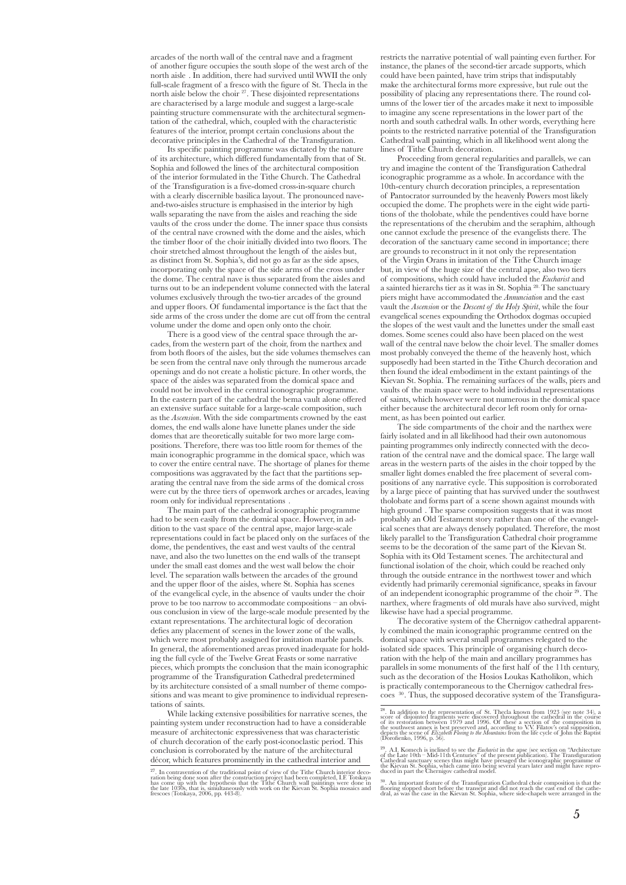arcades of the north wall of the central nave and a fragment of another figure occupies the south slope of the west arch of the north aisle . In addition, there had survived until WWII the only full-scale fragment of a fresco with the figure of St. Thecla in the north aisle below the choir [27]. These disjointed representations are characterised by a large module and suggest a large-scale painting structure commensurate with the architectural segmentation of the cathedral, which, coupled with the characteristic features of the interior, prompt certain conclusions about the decorative principles in the Cathedral of the Transfiguration.

Its specific painting programme was dictated by the nature of its architecture, which differed fundamentally from that of St. Sophia and followed the lines of the architectural composition of the interior formulated in the Tithe Church. The Cathedral of the Transfiguration is a five-domed cross-in-square church with a clearly discernible basilica layout. The pronounced nave-and-two-aisles structure is emphasised in the interior by high walls separating the nave from the aisles and reaching the side vaults of the cross under the dome. The inner space thus consists of the central nave crowned with the dome and the aisles, which the timber floor of the choir initially divided into two floors. The choir stretched almost throughout the length of the aisles but, as distinct from St. Sophia's, did not go as far as the side apses, incorporating only the space of the side arms of the cross under the dome. The central nave is thus separated from the aisles and turns out to be an independent volume connected with the lateral volumes exclusively through the two-tier arcades of the ground and upper floors. Of fundamental importance is the fact that the side arms of the cross under the dome are cut off from the central volume under the dome and open only onto the choir.

There is a good view of the central space through the arcades, from the western part of the choir, from the narthex and from both floors of the aisles, but the side volumes themselves can be seen from the central nave only through the numerous arcade openings and do not create a holistic picture. In other words, the space of the aisles was separated from the domical space and could not be involved in the central iconographic programme. In the eastern part of the cathedral the bema vault alone offered an extensive surface suitable for a large-scale composition, such as the *Ascension*. With the side compartments crowned by the east domes, the end walls alone have lunette planes under the side domes that are theoretically suitable for two more large compositions. Therefore, there was too little room for themes of the main iconographic programme in the domical space, which was to cover the entire central nave. The shortage of planes for theme compositions was aggravated by the fact that the partitions separating the central nave from the side arms of the domical cross were cut by the three tiers of openwork arches or arcades, leaving room only for individual representations .

The main part of the cathedral iconographic programme had to be seen easily from the domical space. However, in addition to the vast space of the central apse, major large-scale representations could in fact be placed only on the surfaces of the dome, the pendentives, the east and west vaults of the central nave, and also the two lunettes on the end walls of the transept under the small east domes and the west wall below the choir level. The separation walls between the arcades of the ground and the upper floor of the aisles, where St. Sophia has scenes of the evangelical cycle, in the absence of vaults under the choir prove to be too narrow to accommodate compositions – an obvious conclusion in view of the large-scale module presented by the extant representations. The architectural logic of decoration defies any placement of scenes in the lower zone of the walls, which were most probably assigned for imitation marble panels. In general, the aforementioned areas proved inadequate for holding the full cycle of the Twelve Great Feasts or some narrative pieces, which prompts the conclusion that the main iconographic programme of the Transfiguration Cathedral predetermined by its architecture consisted of a small number of theme compositions and was meant to give prominence to individual representations of saints.

While lacking extensive possibilities for narrative scenes, the painting system under reconstruction had to have a considerable measure of architectonic expressiveness that was characteristic of church decoration of the early post-iconoclastic period. This conclusion is corroborated by the nature of the architectural décor, which features prominently in the cathedral interior and restricts the narrative potential of wall painting even further. For instance, the planes of the second-tier arcade supports, which could have been painted, have trim strips that indisputably make the architectural forms more expressive, but rule out the possibility of placing any representations there. The round columns of the lower tier of the arcades make it next to impossible to imagine any scene representations in the lower part of the north and south cathedral walls. In other words, everything here points to the restricted narrative potential of the Transfiguration Cathedral wall painting, which in all likelihood went along the lines of Tithe Church decoration.

Proceeding from general regularities and parallels, we can try and imagine the content of the Transfiguration Cathedral iconographic programme as a whole. In accordance with the 10th-century church decoration principles, a representation of Pantocrator surrounded by the heavenly Powers most likely occupied the dome. The prophets were in the eight wide partitions of the tholobate, while the pendentives could have borne the representations of the cherubim and the seraphim, although one cannot exclude the presence of the evangelists there. The decoration of the sanctuary came second in importance; there are grounds to reconstruct in it not only the representation of the Virgin Orans in imitation of the Tithe Church image but, in view of the huge size of the central apse, also two tiers of compositions, which could have included the *Eucharist* and a sainted hierarchs tier as it was in St. Sophia [28]. The sanctuary piers might have accommodated the *Annunciation* and the east vault the *Ascension* or the *Descent of the Holy Spirit*, while the four evangelical scenes expounding the Orthodox dogmas occupied the slopes of the west vault and the lunettes under the small east domes. Some scenes could also have been placed on the west wall of the central nave below the choir level. The smaller domes most probably conveyed the theme of the heavenly host, which supposedly had been started in the Tithe Church decoration and then found the ideal embodiment in the extant paintings of the Kievan St. Sophia. The remaining surfaces of the walls, piers and vaults of the main space were to hold individual representations of saints, which however were not numerous in the domical space either because the architectural decor left room only for ornament, as has been pointed out earlier.

The side compartments of the choir and the narthex were fairly isolated and in all likelihood had their own autonomous painting programmes only indirectly connected with the decoration of the central nave and the domical space. The large wall areas in the western parts of the aisles in the choir topped by the smaller light domes enabled the free placement of several compositions of any narrative cycle. This supposition is corroborated by a large piece of painting that has survived under the southwest tholobate and forms part of a scene shown against mounds with high ground . The sparse composition suggests that it was most probably an Old Testament story rather than one of the evangelical scenes that are always densely populated. Therefore, the most likely parallel to the Transfiguration Cathedral choir programme seems to be the decoration of the same part of the Kievan St. Sophia with its Old Testament scenes. The architectural and functional isolation of the choir, which could be reached only through the outside entrance in the northwest tower and which evidently had primarily ceremonial significance, speaks in favour of an independent iconographic programme of the choir [29]. The narthex, where fragments of old murals have also survived, might likewise have had a special programme.

The decorative system of the Chernigov cathedral apparently combined the main iconographic programme centred on the domical space with several small programmes relegated to the isolated side spaces. This principle of organising church decoration with the help of the main and ancillary programmes has parallels in some monuments of the first half of the 11th century, such as the decoration of the Hosios Loukas Katholikon, which is practically contemporaneous to the Chernigov cathedral frescoes [30]. Thus, the supposed decorative system of the Transfigura-

---

[27]. In contravention of the traditional point of view of the Tithe Church interior decoration being done soon after the construction project had been completed, I.F. Totskaya has come up with the hypothesis that the Tithe Church wall paintings were done in the late 1030s, that is, simultaneously with work on the Kievan St. Sophia mosaics and frescoes (Totskaya, 2006, pp. 443-8).

[28]. In addition to the representation of St. Thecla known from 1923 (see note 34), a score of disjointed fragments were discovered throughout the cathedral in the course of its restoration between 1979 and 1996. Of these a section of the composition in the southwest annex is best preserved and, according to V.V. Filatov's oral supposition, depicts the scene of *Elizabeth Fleeing to the Mountains* from the life cycle of John the Baptist (Dorofienko, 1996, p. 56).

[29]. A.I. Komech is inclined to see the *Eucharist* in the apse (see section on "Architecture of the Late 10th – Mid-11th Centuries" of the present publication). The Transfiguration Cathedral sanctuary scenes thus might have presaged the iconographic programme of the Kievan St. Sophia, which came into being several years later and might have reproduced in part the Chernigov cathedral model.

[30]. An important feature of the Transfiguration Cathedral choir composition is that the flooring stopped short before the transept and did not reach the east end of the cathedral, as was the case in the Kievan St. Sophia, where side-chapels were arranged in the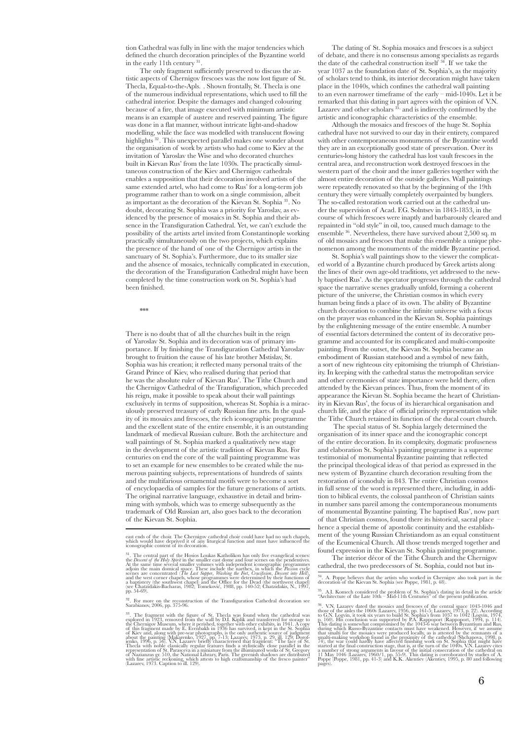tion Cathedral was fully in line with the major tendencies which defined the church decoration principles of the Byzantine world in the early 11th century [31].

The only fragment sufficiently preserved to discuss the artistic aspects of Chernigov frescoes was the now lost figure of St. Thecla, Equal-to-the-Apls. . Shown frontally, St. Thecla is one of the numerous individual representations, which used to fill the cathedral interior. Despite the damages and changed colouring because of a fire, that image executed with minimum artistic means is an example of austere and reserved painting. The figure was done in a flat manner, without intricate light-and-shadow modelling, while the face was modelled with translucent flowing highlights [32]. This unexpected parallel makes one wonder about the organisation of work by artists who had come to Kiev at the invitation of Yaroslav the Wise and who decorated churches built in Kievan Rus' from the late 1030s. The practically simultaneous construction of the Kiev and Chernigov cathedrals enables a supposition that their decoration involved artists of the same extended artel, who had come to Rus' for a long-term job programme rather than to work on a single commission, albeit as important as the decoration of the Kievan St. Sophia [33]. No doubt, decorating St. Sophia was a priority for Yaroslav, as evidenced by the presence of mosaics in St. Sophia and their absence in the Transfiguration Cathedral. Yet, we can't exclude the possibility of the artists artel invited from Constantinople working practically simultaneously on the two projects, which explains the presence of the hand of one of the Chernigov artists in the sanctuary of St. Sophia's. Furthermore, due to its smaller size and the absence of mosaics, technically complicated in execution, the decoration of the Transfiguration Cathedral might have been completed by the time construction work on St. Sophia's had been finished.

\*\*\*

There is no doubt that of all the churches built in the reign of Yaroslav St. Sophia and its decoration was of primary importance. If by finishing the Transfiguration Cathedral Yaroslav brought to fruition the cause of his late brother Mstislav, St. Sophia was his creation; it reflected many personal traits of the Grand Prince of Kiev, who realised during that period that he was the absolute ruler of Kievan Rus'. The Tithe Church and the Chernigov Cathedral of the Transfiguration, which preceded his reign, make it possible to speak about their wall paintings exclusively in terms of supposition, whereas St. Sophia is a miraculously preserved treasury of early Russian fine arts. In the quality of its mosaics and frescoes, the rich iconographic programme and the excellent state of the entire ensemble, it is an outstanding landmark of medieval Russian culture. Both the architecture and wall paintings of St. Sophia marked a qualitatively new stage in the development of the artistic tradition of Kievan Rus. For centuries on end the core of the wall painting programme was to set an example for new ensembles to be created while the numerous painting subjects, representations of hundreds of saints and the multifarious ornamental motifs were to become a sort of encyclopaedia of samples for the future generations of artists. The original narrative language, exhaustive in detail and brimming with symbols, which was to emerge subsequently as the trademark of Old Russian art, also goes back to the decoration of the Kievan St. Sophia.

The dating of St. Sophia mosaics and frescoes is a subject of debate, and there is no consensus among specialists as regards the date of the cathedral construction itself [34]. If we take the year 1037 as the foundation date of St. Sophia's, as the majority of scholars tend to think, its interior decoration might have taken place in the 1040s, which confines the cathedral wall painting to an even narrower timeframe of the early – mid-1040s. Let it be remarked that this dating in part agrees with the opinion of V.N. Lazarev and other scholars [35], and is indirectly confirmed by the artistic and iconographic characteristics of the ensemble.

Although the mosaics and frescoes of the huge St. Sophia cathedral have not survived to our day in their entirety, compared with other contemporaneous monuments of the Byzantine world they are in an exceptionally good state of preservation. Over its centuries-long history the cathedral has lost vault frescoes in the central area, and reconstruction work destroyed frescoes in the western part of the choir and the inner galleries together with the almost entire decoration of the outside galleries. Wall paintings were repeatedly renovated so that by the beginning of the 19th century they were virtually completely overpainted by bunglers. The so-called restoration work carried out at the cathedral under the supervision of Acad. F.G. Solntsev in 1843-1853, in the course of which frescoes were inaptly and barbarously cleared and repainted in "old style" in oil, too, caused much damage to the ensemble [36]. Nevertheless, there have survived about 2,500 sq. m of old mosaics and frescoes that make this ensemble a unique phenomenon among the monuments of the middle Byzantine period.

St. Sophia's wall paintings show to the viewer the complicated world of a Byzantine church produced by Greek artists along the lines of their own age-old traditions, yet addressed to the newly baptised Rus'. As the spectator progresses through the cathedral space the narrative scenes gradually unfold, forming a coherent picture of the universe, the Christian cosmos in which every human being finds a place of its own. The ability of Byzantine church decoration to combine the infinite universe with a focus on the prayer was enhanced in the Kievan St. Sophia paintings by the enlightening message of the entire ensemble. A number of essential factors determined the content of its decorative programme and accounted for its complicated and multi-composite painting. From the outset, the Kievan St. Sophia became an embodiment of Russian statehood and a symbol of new faith, a sort of new righteous city epitomising the triumph of Christianity. In keeping with the cathedral status the metropolitan service and other ceremonies of state importance were held there, often attended by the Kievan princes. Thus, from the moment of its appearance the Kievan St. Sophia became the heart of Christianity in Kievan Rus', the focus of its hierarchical organisation and church life, and the place of official princely representation while the Tithe Church retained its function of the ducal court church.

The special status of St. Sophia largely determined the organisation of its inner space and the iconographic concept of the entire decoration. In its complexity, dogmatic profuseness and elaboration St. Sophia's painting programme is a supreme testimonial of monumental Byzantine painting that reflected the principal theological ideas of that period as expressed in the new system of Byzantine church decoration resulting from the restoration of iconoduly in 843. The entire Christian cosmos in full sense of the word is represented there, including, in addition to biblical events, the colossal pantheon of Christian saints in number sans pareil among the contemporaneous monuments of monumental Byzantine painting. The baptised Rus', now part of that Christian cosmos, found there its historical, sacral place – hence a special theme of apostolic continuity and the establishment of the young Russian Christiandom as an equal constituent of the Ecumenical Church. All those trends merged together and found expression in the Kievan St. Sophia painting programme.

The interior décor of the Tithe Church and the Chernigov cathedral, the two predecessors of St. Sophia, could not but in-

---

east ends of the choir. The Chernigov cathedral choir could have had no such chapels, which would have deprived it of any liturgical function and must have influenced the iconographic content of its decoration.

[31]. The central part of the Hosios Loukas Katholikon has only five evangelical scenes: the *Descent of the Holy Spirit* in the smaller east dome and four scenes on the pendentives. At the same time several smaller volumes with independent iconographic programmes adjoin the main domical space. These include the narthex, in which the *Passion* cycle scenes are concentrated (*The Last Supper*, *Washing the Feet*, *Crucifixion*, *Descent into Hell*), and the west corner chapels, whose programmes were determined by their functions of a baptistery (the southwest chapel) and the Office for the Dead (the northwest chapel) (see Chatzidakis-Bacharas, 1982; Tomeković, 1988, pp. 140-52; Chatzidakis, N., 1997, pp. 54-69).

[32]. For more on the reconstruction of the Transfiguration Cathedral decoration see Sarabianov, 2006, pp. 375-96.

[33]. The fragment with the figure of St. Thecla was found when the cathedral was explored in 1923, removed from the wall by D.I. Kiplik and transferred for storage to the Chernigov Museum, where it perished, together with other exhibits, in 1941. A copy of this fragment made by E. Evenbakh in 1936 has survived, is kept in the St. Sophia of Kiev and, along with pre-war photographs, is the only authentic source of judgment about the painting (Makarenko, 1927, pp. 7-13; Lazarev, 1973, p. 29, ill. 129; Dorofienko, 1996, p. 56). V.N. Lazarev briefly characterised that fragment: "The face of St. Thecla with noble classically regular features finds a stylistically close parallel in the representation of St. Parasceva in a miniature from the illuminated works of St. Gregory of Nazianzus gr. 510, the National Library, Paris. The greenish shadows are distributed with fine artistic reckoning, which attests to high craftsmanship of the fresco painter" (Lazarev, 1973. Caption to ill. 129).

[34]. A. Poppe believes that the artists who worked in Chernigov also took part in the decoration of the Kievan St. Sophia (see Poppe, 1981, p. 48).

[35]. A.I. Komech considered the problem of St. Sophia's dating in detail in the article "Architecture of the Late 10th – Mid-11th Centuries" of the present publication.

[36]. V.N. Lazarev dated the mosaics and frescoes of the central space 1043-1046 and those of the aisles the 1060s (Lazarev, 1956, pp. 161-5; Lazarev, 1973, p. 22). According to G.N. Logvin, it took six years to build St. Sophia's from 1037 to 1042 (Logvin, 1974, p. 160). His conclusion was supported by P.A. Rappoport (Rappoport, 1994, p. 114). This dating is somewhat compromised by the 1043-6 war between Byzantium and Rus, during which Russo-Byzantine contacts must have weakened. However, if we assume that smalti for the mosaics were produced locally, as is attested by the remnants of a smalti-making workshop found in the proximity of the cathedral (Shchapova, 1998, p. 74), the war could hardly have affected finishing work on St. Sophia that might have started at the final construction stage, that is, at the turn of the 1040s. V.N. Lazarev cites a number of strong arguments in favour of the initial consecration of the cathedral on 11 May 1046 (Lazarev, 1960/1, pp. 55-9). This dating is corroborated by studies of A. Poppe (Poppe, 1981, pp. 41-3) and K.K. Akentiev (Akentiev, 1995, p. 80 and following pages).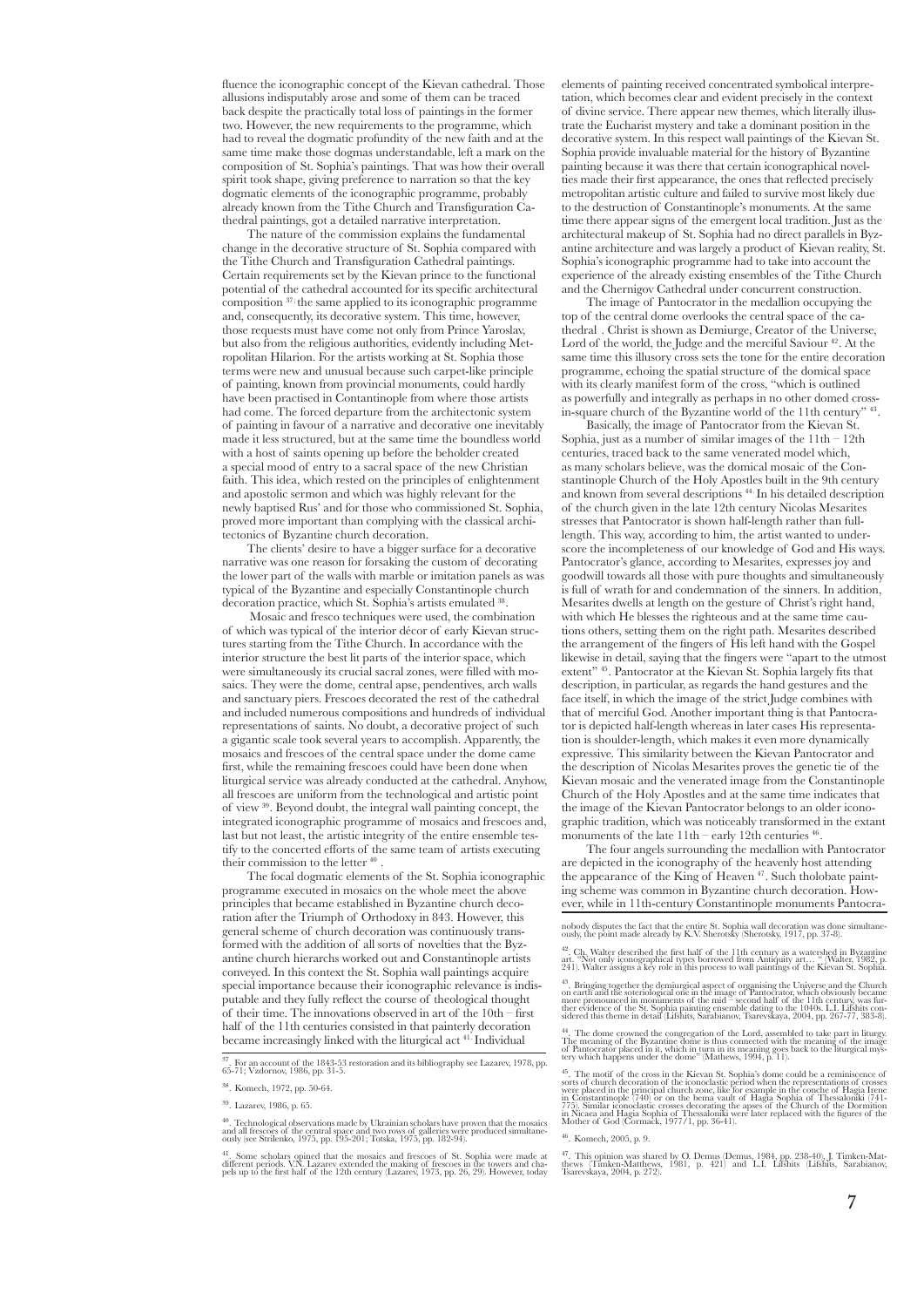fluence the iconographic concept of the Kievan cathedral. Those allusions indisputably arose and some of them can be traced back despite the practically total loss of paintings in the former two. However, the new requirements to the programme, which had to reveal the dogmatic profundity of the new faith and at the same time make those dogmas understandable, left a mark on the composition of St. Sophia's paintings. That was how their overall spirit took shape, giving preference to narration so that the key dogmatic elements of the iconographic programme, probably already known from the Tithe Church and Transfiguration Cathedral paintings, got a detailed narrative interpretation.

The nature of the commission explains the fundamental change in the decorative structure of St. Sophia compared with the Tithe Church and Transfiguration Cathedral paintings. Certain requirements set by the Kievan prince to the functional potential of the cathedral accounted for its specific architectural composition [37]; the same applied to its iconographic programme and, consequently, its decorative system. This time, however, those requests must have come not only from Prince Yaroslav, but also from the religious authorities, evidently including Metropolitan Hilarion. For the artists working at St. Sophia those terms were new and unusual because such carpet-like principle of painting, known from provincial monuments, could hardly have been practised in Contantinople from where those artists had come. The forced departure from the architectonic system of painting in favour of a narrative and decorative one inevitably made it less structured, but at the same time the boundless world with a host of saints opening up before the beholder created a special mood of entry to a sacral space of the new Christian faith. This idea, which rested on the principles of enlightenment and apostolic sermon and which was highly relevant for the newly baptised Rus' and for those who commissioned St. Sophia, proved more important than complying with the classical architectonics of Byzantine church decoration.

The clients' desire to have a bigger surface for a decorative narrative was one reason for forsaking the custom of decorating the lower part of the walls with marble or imitation panels as was typical of the Byzantine and especially Constantinople church decoration practice, which St. Sophia's artists emulated [38].

Mosaic and fresco techniques were used, the combination of which was typical of the interior décor of early Kievan structures starting from the Tithe Church. In accordance with the interior structure the best lit parts of the interior space, which were simultaneously its crucial sacral zones, were filled with mosaics. They were the dome, central apse, pendentives, arch walls and sanctuary piers. Frescoes decorated the rest of the cathedral and included numerous compositions and hundreds of individual representations of saints. No doubt, a decorative project of such a gigantic scale took several years to accomplish. Apparently, the mosaics and frescoes of the central space under the dome came first, while the remaining frescoes could have been done when liturgical service was already conducted at the cathedral. Anyhow, all frescoes are uniform from the technological and artistic point of view [39]. Beyond doubt, the integral wall painting concept, the integrated iconographic programme of mosaics and frescoes and, last but not least, the artistic integrity of the entire ensemble testify to the concerted efforts of the same team of artists executing their commission to the letter [40].

The focal dogmatic elements of the St. Sophia iconographic programme executed in mosaics on the whole meet the above principles that became established in Byzantine church decoration after the Triumph of Orthodoxy in 843. However, this general scheme of church decoration was continuously transformed with the addition of all sorts of novelties that the Byzantine church hierarchs worked out and Constantinople artists conveyed. In this context the St. Sophia wall paintings acquire special importance because their iconographic relevance is indisputable and they fully reflect the course of theological thought of their time. The innovations observed in art of the 10th – first half of the 11th centuries consisted in that painterly decoration became increasingly linked with the liturgical act [41]. Individual elements of painting received concentrated symbolical interpretation, which becomes clear and evident precisely in the context of divine service. There appear new themes, which literally illustrate the Eucharist mystery and take a dominant position in the decorative system. In this respect wall paintings of the Kievan St. Sophia provide invaluable material for the history of Byzantine painting because it was there that certain iconographical novelties made their first appearance, the ones that reflected precisely metropolitan artistic culture and failed to survive most likely due to the destruction of Constantinople's monuments. At the same time there appear signs of the emergent local tradition. Just as the architectural makeup of St. Sophia had no direct parallels in Byzantine architecture and was largely a product of Kievan reality, St. Sophia's iconographic programme had to take into account the experience of the already existing ensembles of the Tithe Church and the Chernigov Cathedral under concurrent construction.

The image of Pantocrator in the medallion occupying the top of the central dome overlooks the central space of the cathedral . Christ is shown as Demiurge, Creator of the Universe, Lord of the world, the Judge and the merciful Saviour [42]. At the same time this illusory cross sets the tone for the entire decoration programme, echoing the spatial structure of the domical space with its clearly manifest form of the cross, "which is outlined as powerfully and integrally as perhaps in no other domed cross-in-square church of the Byzantine world of the 11th century" [43].

Basically, the image of Pantocrator from the Kievan St. Sophia, just as a number of similar images of the 11th – 12th centuries, traced back to the same venerated model which, as many scholars believe, was the domical mosaic of the Constantinople Church of the Holy Apostles built in the 9th century and known from several descriptions [44]. In his detailed description of the church given in the late 12th century Nicolas Mesarites stresses that Pantocrator is shown half-length rather than full-length. This way, according to him, the artist wanted to underscore the incompleteness of our knowledge of God and His ways. Pantocrator's glance, according to Mesarites, expresses joy and goodwill towards all those with pure thoughts and simultaneously is full of wrath for and condemnation of the sinners. In addition, Mesarites dwells at length on the gesture of Christ's right hand, with which He blesses the righteous and at the same time cautions others, setting them on the right path. Mesarites described the arrangement of the fingers of His left hand with the Gospel likewise in detail, saying that the fingers were "apart to the utmost extent" [45]. Pantocrator at the Kievan St. Sophia largely fits that description, in particular, as regards the hand gestures and the face itself, in which the image of the strict Judge combines with that of merciful God. Another important thing is that Pantocrator is depicted half-length whereas in later cases His representation is shoulder-length, which makes it even more dynamically expressive. This similarity between the Kievan Pantocrator and the description of Nicolas Mesarites proves the genetic tie of the Kievan mosaic and the venerated image from the Constantinople Church of the Holy Apostles and at the same time indicates that the image of the Kievan Pantocrator belongs to an older iconographic tradition, which was noticeably transformed in the extant monuments of the late 11th – early 12th centuries [46].

The four angels surrounding the medallion with Pantocrator are depicted in the iconography of the heavenly host attending the appearance of the King of Heaven [47]. Such tholobate painting scheme was common in Byzantine church decoration. However, while in 11th-century Constantinople monuments Pantocra-

---

[37]. For an account of the 1843-53 restoration and its bibliography see Lazarev, 1978, pp. 65-71; Vzdornov, 1986, pp. 31-5.

[38]. Komech, 1972, pp. 50-64.

[39]. Lazarev, 1986, p. 65.

[40]. Technological observations made by Ukrainian scholars have proven that the mosaics and all frescoes of the central space and two rows of galleries were produced simultaneously (see Strilenko, 1975, pp. 195-201; Totska, 1975, pp. 182-94).

[41]. Some scholars opined that the mosaics and frescoes of St. Sophia were made at different periods. V.N. Lazarev extended the making of frescoes in the towers and chapels up to the first half of the 12th century (Lazarev, 1973, pp. 26, 29). However, today nobody disputes the fact that the entire St. Sophia wall decoration was done simultaneously, the point made already by K.V. Sherotsky (Sherotsky, 1917, pp. 37-8).

[42]. Ch. Walter described the first half of the 11th century as a watershed in Byzantine art. "Not only iconographical types borrowed from Antiquity art… " (Walter, 1982, p. 241). Walter assigns a key role in this process to wall paintings of the Kievan St. Sophia.

[43]. Bringing together the demiurgical aspect of organising the Universe and the Church on earth and the soteriological one in the image of Pantocrator, which obviously became more pronounced in monuments of the mid – second half of the 11th century, was further evidence of the St. Sophia painting ensemble dating to the 1040s. L.I. Lifshits considered this theme in detail (Lifshits, Sarabianov, Tsarevskaya, 2004, pp. 267-77, 383-8).

[44]. The dome crowned the congregation of the Lord, assembled to take part in liturgy. The meaning of the Byzantine dome is thus connected with the meaning of the image of Pantocrator placed in it, which in turn in its meaning goes back to the liturgical mystery which happens under the dome" (Mathews, 1994, p. 11).

[45]. The motif of the cross in the Kievan St. Sophia's dome could be a reminiscence of sorts of church decoration of the iconoclastic period when the representations of crosses were placed in the principal church zone, like for example in the conche of Hagia Irene in Constantinople (740) or on the bema vault of Hagia Sophia of Thessaloniki (741-775). Similar iconoclastic crosses decorating the apses of the Church of the Dormition in Nicaea and Hagia Sophia of Thessaloniki were later replaced with the figures of the Mother of God (Cormack, 1977/1, pp. 36-41).

[46]. Komech, 2005, p. 9.

[47]. This opinion was shared by O. Demus (Demus, 1984, pp. 238-40), J. Timken-Matthews (Timken-Matthews, 1981, p. 421) and L.I. Lifshits (Lifshits, Sarabianov, Tsarevskaya, 2004, p. 272).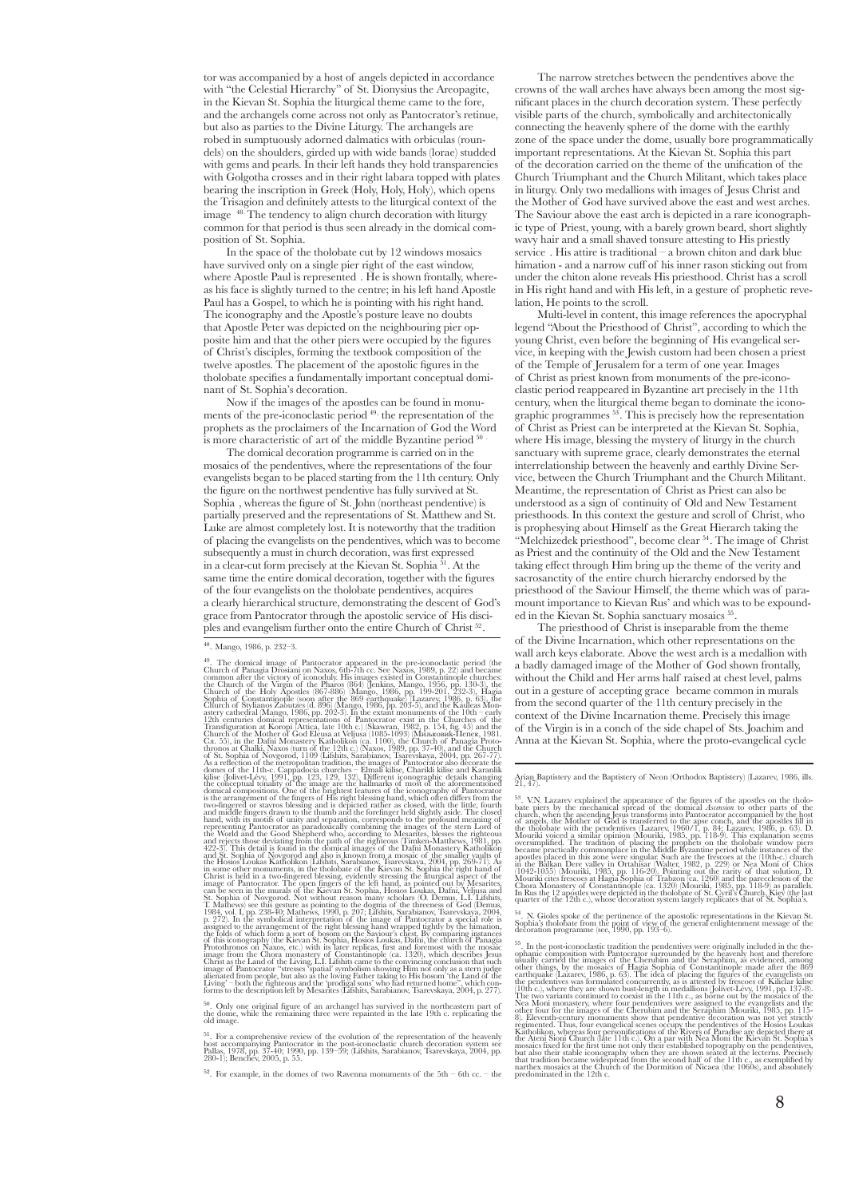tor was accompanied by a host of angels depicted in accordance with "the Celestial Hierarchy" of St. Dionysius the Areopagite, in the Kievan St. Sophia the liturgical theme came to the fore, and the archangels come across not only as Pantocrator's retinue, but also as parties to the Divine Liturgy. The archangels are robed in sumptuously adorned dalmatics with orbiculas (roundels) on the shoulders, girded up with wide bands (lorae) studded with gems and pearls. In their left hands they hold transparencies with Golgotha crosses and in their right labara topped with plates bearing the inscription in Greek (Holy, Holy, Holy), which opens the Trisagion and definitely attests to the liturgical context of the image [48]. The tendency to align church decoration with liturgy common for that period is thus seen already in the domical composition of St. Sophia.

In the space of the tholobate cut by 12 windows mosaics have survived only on a single pier right of the east window, where Apostle Paul is represented . He is shown frontally, whereas his face is slightly turned to the centre; in his left hand Apostle Paul has a Gospel, to which he is pointing with his right hand. The iconography and the Apostle's posture leave no doubts that Apostle Peter was depicted on the neighbouring pier opposite him and that the other piers were occupied by the figures of Christ's disciples, forming the textbook composition of the twelve apostles. The placement of the apostolic figures in the tholobate specifies a fundamentally important conceptual dominant of St. Sophia's decoration.

Now if the images of the apostles can be found in monuments of the pre-iconoclastic period [49], the representation of the prophets as the proclaimers of the Incarnation of God the Word is more characteristic of art of the middle Byzantine period [50].

The domical decoration programme is carried on in the mosaics of the pendentives, where the representations of the four evangelists began to be placed starting from the 11th century. Only the figure on the northwest pendentive has fully survived at St. Sophia , whereas the figure of St. John (northeast pendentive) is partially preserved and the representations of St. Matthew and St. Luke are almost completely lost. It is noteworthy that the tradition of placing the evangelists on the pendentives, which was to become subsequently a must in church decoration, was first expressed in a clear-cut form precisely at the Kievan St. Sophia [51]. At the same time the entire domical decoration, together with the figures of the four evangelists on the tholobate pendentives, acquires a clearly hierarchical structure, demonstrating the descent of God's grace from Pantocrator through the apostolic service of His disciples and evangelism further onto the entire Church of Christ [52].

The narrow stretches between the pendentives above the crowns of the wall arches have always been among the most significant places in the church decoration system. These perfectly visible parts of the church, symbolically and architectonically connecting the heavenly sphere of the dome with the earthly zone of the space under the dome, usually bore programmatically important representations. At the Kievan St. Sophia this part of the decoration carried on the theme of the unification of the Church Triumphant and the Church Militant, which takes place in liturgy. Only two medallions with images of Jesus Christ and the Mother of God have survived above the east and west arches. The Saviour above the east arch is depicted in a rare iconographic type of Priest, young, with a barely grown beard, short slightly wavy hair and a small shaved tonsure attesting to His priestly service . His attire is traditional – a brown chiton and dark blue himation - and a narrow cuff of his inner rason sticking out from under the chiton alone reveals His priesthood. Christ has a scroll in His right hand and with His left, in a gesture of prophetic revelation, He points to the scroll.

Multi-level in content, this image references the apocryphal legend "About the Priesthood of Christ", according to which the young Christ, even before the beginning of His evangelical service, in keeping with the Jewish custom had been chosen a priest of the Temple of Jerusalem for a term of one year. Images of Christ as priest known from monuments of the pre-iconoclastic period reappeared in Byzantine art precisely in the 11th century, when the liturgical theme began to dominate the iconographic programmes [53]. This is precisely how the representation of Christ as Priest can be interpreted at the Kievan St. Sophia, where His image, blessing the mystery of liturgy in the church sanctuary with supreme grace, clearly demonstrates the eternal interrelationship between the heavenly and earthly Divine Service, between the Church Triumphant and the Church Militant. Meantime, the representation of Christ as Priest can also be understood as a sign of continuity of Old and New Testament priesthoods. In this context the gesture and scroll of Christ, who is prophesying about Himself as the Great Hierarch taking the "Melchizedek priesthood", become clear [54]. The image of Christ as Priest and the continuity of the Old and the New Testament taking effect through Him bring up the theme of the verity and sacrosanctity of the entire church hierarchy endorsed by the priesthood of the Saviour Himself, the theme which was of paramount importance to Kievan Rus' and which was to be expounded in the Kievan St. Sophia sanctuary mosaics [55].

The priesthood of Christ is inseparable from the theme of the Divine Incarnation, which other representations on the wall arch keys elaborate. Above the west arch is a medallion with a badly damaged image of the Mother of God shown frontally, without the Child and Her arms half raised at chest level, palms out in a gesture of accepting grace became common in murals from the second quarter of the 11th century precisely in the context of the Divine Incarnation theme. Precisely this image of the Virgin is in a conch of the side chapel of Sts. Joachim and Anna at the Kievan St. Sophia, where the proto-evangelical cycle

---

[48]. Mango, 1986, p. 232–3.

[49]. The domical image of Pantocrator appeared in the pre-iconoclastic period (the Church of Panagia Drosiani on Naxos, 6th-7th cc. See Naxos, 1989, p. 22) and became common after the victory of iconodulу. His images existed in Constantinople churches: the Church of the Virgin of the Pharos (864) (Jenkins, Mango, 1956, pp. 130-3), the Church of the Holy Apostles (867-886) (Mango, 1986, pp. 199-201, 232-3), Hagia Sophia of Constantinople (soon after the 869 earthquake) (Lazarev, 1986, p. 63), the Church of Stylianos Zaoutzes (d. 896) (Mango, 1986, pp. 203-5), and the Kauleas Monastery cathedral (Mango, 1986, pp. 202-3). In the extant monuments of the 10th – early 12th centuries domical representations of Pantocrator exist in the Churches of the Transfiguration at Koropi (Attica, late 10th c.) (Skawran, 1982, p. 154, fig. 45) and the Church of the Mother of God Eleusa at Veljusa (1085-1093) (Миљковиќ-Пепек, 1981, Сл. 55), in the Dafni Monastery Katholikon (ca. 1100), the Church of Panagia Protothronos at Chalki, Naxos (turn of the 12th c.) (Naxos, 1989, pp. 37-40), and the Church of St. Sophia of Novgorod, 1109 (Lifshits, Sarabianov, Tsarevskaya, 2004, pp. 267-77). As a reflection of the metropolitan tradition, the images of Pantocrator also decorate the domes of the 11th-c. Cappadocia churches – Elmalı kilise, Charikli kilise and Karanlık kilise (Jolivet-Lévy, 1991, pp. 123, 129, 132). Different iconographic details changing the conceptual tonality of the image are the hallmarks of most of the aforementioned domical compositions. One of the brightest features of the iconography of Pantocrator is the arrangement of the fingers of His right blessing hand, which often differs from the two-fingered or stavros blessing and is depicted rather as closed, with the little, fourth and middle fingers drawn to the thumb and the forefinger held slightly aside. The closed hand, with its motifs of unity and separation, corresponds to the profound meaning of representing Pantocrator as paradoxically combining the images of the stern Lord of the World and the Good Shepherd who, according to Mesarites, blesses the righteous and rejects those deviating from the path of the righteous (Timken-Matthews, 1981, pp. 422-3). This detail is found in the domical images of the Dafni Monastery Katholikon and St. Sophia of Novgorod and also is known from a mosaic of the smaller vaults of the Hosios Loukas Katholikon (Lifshits, Sarabianov, Tsarevskaya, 2004, pp. 269-71). As in some other monuments, in the tholobate of the Kievan St. Sophia the right hand of Christ is held in a two-fingered blessing, evidently stressing the liturgical aspect of the image of Pantocrator. The open fingers of the left hand, as pointed out by Mesarites, can be seen in the murals of the Kievan St. Sophia, Hosios Loukas, Dafni, Veljusa and St. Sophia of Novgorod. Not without reason many scholars (O. Demus, L.I. Lifshits, T. Mathews) see this gesture as pointing to the dogma of the threeness of God (Demus, 1984, vol. I, pp. 238-40; Mathews, 1990, p. 207; Lifshits, Sarabianov, Tsarevskaya, 2004, p. 272). In the symbolical interpretation of the image of Pantocrator a special role is assigned to the arrangement of the right blessing hand wrapped tightly by the himation, the folds of which form a sort of bosom on the Saviour's chest. By comparing instances of this iconography (the Kievan St. Sophia, Hosios Loukas, Dafni, the church of Panagia Protothronos on Naxos, etc.) with its later replicas, first and foremost with the mosaic image from the Chora monastery of Constantinople (ca. 1320), which describes Jesus Christ as the Land of the Living, L.I. Lifshits came to the convincing conclusion that such image of Pantocrator "stresses 'spatial' symbolism showing Him not only as a stern judge alienated from people, but also as the loving Father taking to His bosom 'the Land of the Living' – both the righteous and the 'prodigal sons' who had returned home", which conforms to the description left by Mesarites (Lifshits, Sarabianov, Tsarevskaya, 2004, p. 277).

[50]. Only one original figure of an archangel has survived in the northeastern part of the dome, while the remaining three were repainted in the late 19th c. replicating the old image.

[51]. For a comprehensive review of the evolution of the representation of the heavenly host accompanying Pantocrator in the post-iconoclastic church decoration system see Pallas, 1978, pp. 37-40; 1990, pp. 139–59; (Lifshits, Sarabianov, Tsarevskaya, 2004, pp. 280-1); Benchev, 2005, p. 55.

[52]. For example, in the domes of two Ravenna monuments of the 5th – 6th cc. – the Arian Baptistery and the Baptistery of Neon (Orthodox Baptistery) (Lazarev, 1986, ills. 21, 47).

[53]. V.N. Lazarev explained the appearance of the figures of the apostles on the tholobate piers by the mechanical spread of the domical *Ascension* to other parts of the church, when the ascending Jesus transforms into Pantocrator accompanied by the host of angels, the Mother of God is transferred to the apse conch, and the apostles fill in the tholobate with the pendentives (Lazarev, 1960/1, p. 84; Lazarev, 1986, p. 63). D. Mouriki voiced a similar opinion (Mouriki, 1985, pp. 118-9). This explanation seems oversimplified. The tradition of placing the prophets on the tholobate window piers became practically commonplace in the Middle Byzantine period while instances of the apostles placed in this zone were singular. Such are the frescoes at the (10th-c.) church in the Balkan Dere valley in Ortahisar (Walter, 1982, p. 229) or Nea Moni of Chios (1042-1055) (Mouriki, 1985, pp. 116-20). Pointing out the rarity of that solution, D. Mouriki cites frescoes at Hagia Sophia of Trabzon (ca. 1260) and the parecclesion of the Chora Monastery of Constantinople (ca. 1320) (Mouriki, 1985, pp. 118-9) as parallels. In Rus the 12 apostles were depicted in the tholobate of St. Cyril's Church, Kiev (the last quarter of the 12th c.), whose decoration system largely replicates that of St. Sophia's.

[54]. N. Gioles spoke of the pertinence of the apostolic representations in the Kievan St. Sophia's tholobate from the point of view of the general enlightenment message of the decoration programme (see, 1990, pp. 193–6).

[55]. In the post-iconoclastic tradition the pendentives were originally included in the theophanic composition with Pantocrator surrounded by the heavenly host and therefore usually carried the images of the Cherubim and the Seraphim, as evidenced, among other things, by the mosaics of Hagia Sophia of Constantinople made after the 869 earthquake (Lazarev, 1986, p. 63). The idea of placing the figures of the evangelists on the pendentives was formulated concurrently, as is attested by frescoes of Kılıçlar kilise (10th c.), where they are shown bust-length in medallions (Jolivet-Lévy, 1991, pp. 137-8). The two variants continued to coexist in the 11th c., as borne out by the mosaics of the Nea Moni monastery, where four pendentives were assigned to the evangelists and the other four for the images of the Cherubim and the Seraphim (Mouriki, 1985, pp. 115-8). Eleventh-century monuments show that pendentive decoration was not yet strictly regimented. Thus, four evangelical scenes occupy the pendentives of the Hosios Loukas Katholikon, whereas four personifications of the Rivers of Paradise are depicted there at the Ateni Sioni Church (late 11th c.). On a par with Nea Moni the Kievan St. Sophia's mosaics fixed for the first time not only their established topography on the pendentives, but also their stable iconography when they are shown seated at the lecterns. Precisely that tradition became widespread from the second half of the 11th c., as exemplified by narthex mosaics at the Church of the Dormition of Nicaea (the 1060s), and absolutely predominated in the 12th c.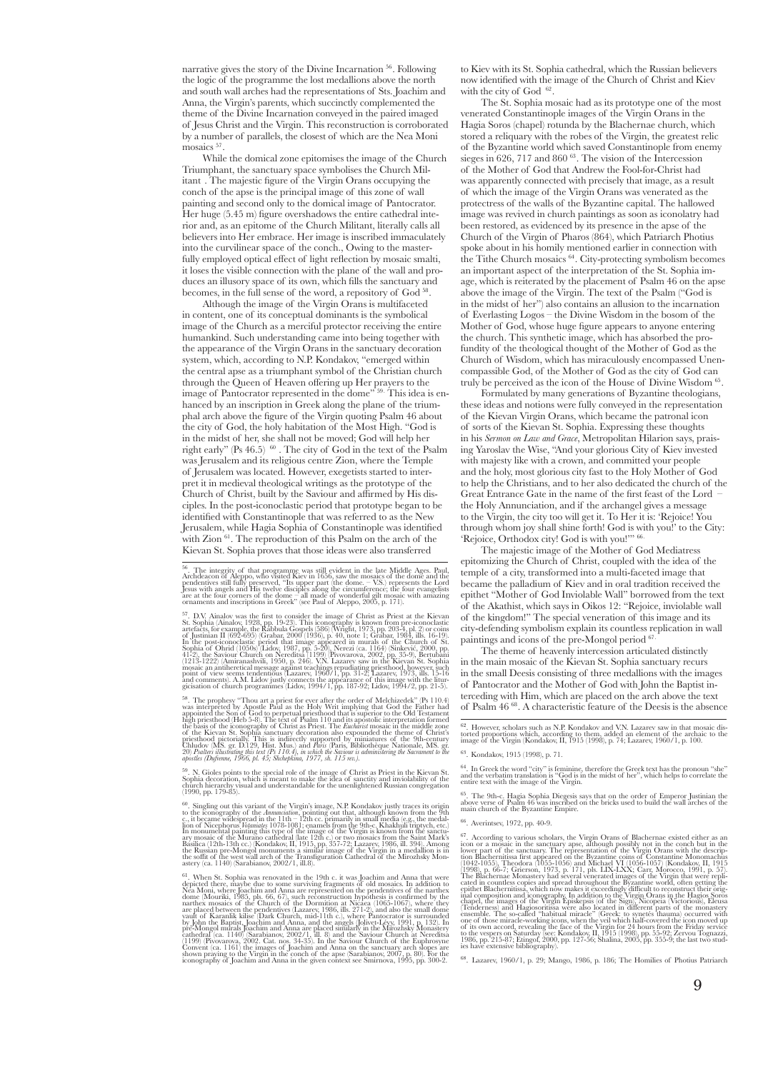narrative gives the story of the Divine Incarnation [56]. Following the logic of the programme the lost medallions above the north and south wall arches had the representations of Sts. Joachim and Anna, the Virgin's parents, which succinctly complemented the theme of the Divine Incarnation conveyed in the paired imaged of Jesus Christ and the Virgin. This reconstruction is corroborated by a number of parallels, the closest of which are the Nea Moni mosaics [57].

While the domical zone epitomises the image of the Church Triumphant, the sanctuary space symbolises the Church Militant . The majestic figure of the Virgin Orans occupying the conch of the apse is the principal image of this zone of wall painting and second only to the domical image of Pantocrator. Her huge (5.45 m) figure overshadows the entire cathedral interior and, as an epitome of the Church Militant, literally calls all believers into Her embrace. Her image is inscribed immaculately into the curvilinear space of the conch., Owing to the masterfully employed optical effect of light reflection by mosaic smalti, it loses the visible connection with the plane of the wall and produces an illusory space of its own, which fills the sanctuary and becomes, in the full sense of the word, a repository of God [58].

Although the image of the Virgin Orans is multifaceted in content, one of its conceptual dominants is the symbolical image of the Church as a merciful protector receiving the entire humankind. Such understanding came into being together with the appearance of the Virgin Orans in the sanctuary decoration system, which, according to N.P. Kondakov, "emerged within the central apse as a triumphant symbol of the Christian church through the Queen of Heaven offering up Her prayers to the image of Pantocrator represented in the dome" [59]. This idea is enhanced by an inscription in Greek along the plane of the triumphal arch above the figure of the Virgin quoting Psalm 46 about the city of God, the holy habitation of the Most High. "God is in the midst of her, she shall not be moved; God will help her right early" (Ps 46.5) [60]. The city of God in the text of the Psalm was Jerusalem and its religious centre Zion, where the Temple of Jerusalem was located. However, exegetists started to interpret it in medieval theological writings as the prototype of the Church of Christ, built by the Saviour and affirmed by His disciples. In the post-iconoclastic period that prototype began to be identified with Constantinople that was referred to as the New Jerusalem, while Hagia Sophia of Constantinople was identified with Zion [61]. The reproduction of this Psalm on the arch of the Kievan St. Sophia proves that those ideas were also transferred to Kiev with its St. Sophia cathedral, which the Russian believers now identified with the image of the Church of Christ and Kiev with the city of God [62].

The St. Sophia mosaic had as its prototype one of the most venerated Constantinople images of the Virgin Orans in the Hagia Soros (chapel) rotunda by the Blachernae church, which stored a reliquary with the robes of the Virgin, the greatest relic of the Byzantine world which saved Constantinople from enemy sieges in 626, 717 and 860 [63]. The vision of the Intercession of the Mother of God that Andrew the Fool-for-Christ had was apparently connected with precisely that image, as a result of which the image of the Virgin Orans was venerated as the protectress of the walls of the Byzantine capital. The hallowed image was revived in church paintings as soon as iconolatry had been restored, as evidenced by its presence in the apse of the Church of the Virgin of Pharos (864), which Patriarch Photius spoke about in his homily mentioned earlier in connection with the Tithe Church mosaics [64]. City-protecting symbolism becomes an important aspect of the interpretation of the St. Sophia image, which is reiterated by the placement of Psalm 46 on the apse above the image of the Virgin. The text of the Psalm ("God is in the midst of her") also contains an allusion to the incarnation of Everlasting Logos – the Divine Wisdom in the bosom of the Mother of God, whose huge figure appears to anyone entering the church. This synthetic image, which has absorbed the profundity of the theological thought of the Mother of God as the Church of Wisdom, which has miraculously encompassed Unencompassible God, of the Mother of God as the city of God can truly be perceived as the icon of the House of Divine Wisdom [65].

Formulated by many generations of Byzantine theologians, these ideas and notions were fully conveyed in the representation of the Kievan Virgin Orans, which became the patronal icon of sorts of the Kievan St. Sophia. Expressing these thoughts in his *Sermon on Law and Grace*, Metropolitan Hilarion says, praising Yaroslav the Wise, "And your glorious City of Kiev invested with majesty like with a crown, and committed your people and the holy, most glorious city fast to the Holy Mother of God to help the Christians, and to her also dedicated the church of the Great Entrance Gate in the name of the first feast of the Lord – the Holy Annunciation, and if the archangel gives a message to the Virgin, the city too will get it. To Her it is: 'Rejoice! You through whom joy shall shine forth! God is with you!' to the City: 'Rejoice, Orthodox city! God is with you!'" [66].

The majestic image of the Mother of God Mediatress epitomizing the Church of Christ, coupled with the idea of the temple of a city, transformed into a multi-faceted image that became the palladium of Kiev and in oral tradition received the epithet "Mother of God Inviolable Wall" borrowed from the text of the Akathist, which says in Oikos 12: "Rejoice, inviolable wall of the kingdom!" The special veneration of this image and its city-defending symbolism explain its countless replication in wall paintings and icons of the pre-Mongol period [67].

The theme of heavenly intercession articulated distinctly in the main mosaic of the Kievan St. Sophia sanctuary recurs in the small Deesis consisting of three medallions with the images of Pantocrator and the Mother of God with John the Baptist interceding with Him, which are placed on the arch above the text of Psalm 46 [68]. A characteristic feature of the Deesis is the absence

---

[56]. The integrity of that programme was still evident in the late Middle Ages. Paul, Archdeacon of Aleppo, who visited Kiev in 1656, saw the mosaics of the dome and the pendentives still fully preserved, "Its upper part (the dome. – V.S.) represents the Lord Jesus with angels and His twelve disciples along the circumference; the four evangelists are at the four corners of the dome – all made of wonderful gilt mosaic with amazing ornaments and inscriptions in Greek" (see Paul of Aleppo, 2005, p. 171).

[57]. D.V. Ainalov was the first to consider the image of Christ as Priest at the Kievan St. Sophia (Ainalov, 1928, pp. 19-23). This iconography is known from pre-iconoclastic artefacts, for example, the Rabbula Gospels (586) (Wright, 1973, pp. 203-4, pl. 2) or coins of Justinian II (692-695) (Grabar, 2000 (1936), p. 40, note 1; Grabar, 1984, ills. 16-19). In the post-iconoclastic period that image appeared in murals of the Church of St. Sophia of Ohrid (1050s) (Lidov, 1987, pp. 5-20), Nerezi (ca. 1164) (Sinkević, 2000, pp. 41-2), the Saviour Church on Nereditsa (1199) (Pivovarova, 2002, pp. 35-9), Bertubani (1213-1222) (Amiranashvili, 1950, p. 246). V.N. Lazarev saw in the Kievan St. Sophia mosaic an antiheretical message against teachings repudiating priesthood, however, such point of view seems tendentious (Lazarev, 1960/1, pp. 31-2; Lazarev, 1973, ills. 15-16 and comments). A.M. Lidov justly connects the appearance of this image with the liturgicisation of church programmes (Lidov, 1994/1, pp. 187-92; Lidov, 1994/2, pp. 21-5).

[58]. The prophesy "Thou art a priest for ever after the order of Melchizedek" (Ps 110.4) was interpreted by Apostle Paul as the Holy Writ implying that God the Father had appointed the Son of God to perpetual priesthood that is superior to the Old Testament high priesthood (Heb 5-8). The text of Psalm 110 and its apostolic interpretation formed the basis of the iconography of Christ as Priest. The *Eucharist* mosaic in the middle zone of the Kievan St. Sophia sanctuary decoration also expounded the theme of Christ's priesthood pictorially. This is indirectly supported by miniatures of the 9th-century Chludov (MS. gr. D.129, Hist. Mus.) and *Paris* (Paris, Bibliothèque Nationale, MS. gr. 20) *Psalters illustrating this text (Ps 110.4), in which the Saviour is administering the Sacrament to the apostles (Dufrenne, 1966, pl. 45; Shchepkina, 1977, sh. 115 rev.).*

[59]. N. Gioles points to the special role of the image of Christ as Priest in the Kievan St. Sophia decoration, which is meant to make the idea of sanctity and inviolability of the church hierarchy visual and understandable for the unenlightened Russian congregation (1990, pp. 179-85).

[60]. Singling out this variant of the Virgin's image, N.P. Kondakov justly traces its origin to the iconography of the *Annunciation*, pointing out that, although known from the 9th c., it became widespread in the 11th – 12th cc. primarily in small media (e.g., the medallion of Nicephorus *Votaniates* 1078-1081; enamels from the 9th-c. Khakhuli triptych, etc.) In monumental painting this type of the image of the Virgin is known from the sanctuary mosaic of the Murano cathedral (late 12th c.) or two mosaics from the Saint Mark's Basilica (12th-13th cc.) (Kondakov, II, 1915, pp. 357-72; Lazarev, 1986, ill. 394). Among the Russian pre-Mongol monuments a similar image of the Virgin in a medallion is in the soffit of the west wall arch of the Transfiguration Cathedral of the Mirozhsky Monastery (ca. 1140) (Sarabianov, 2002/1, ill.8).

[61]. When St. Sophia was renovated in the 19th c. it was Joachim and Anna that were depicted there, maybe due to some surviving fragments of old mosaics. In addition to Nea Moni, where Joachim and Anna are represented on the pendentives of the narthex dome (Mouriki, 1985, pls. 66, 67), such reconstruction hypothesis is confirmed by the mosaics of the Church of the Dormition at Nicaea (1065-1067), where they are placed between the pendentives (Lazarev, 1986, ills. 271-2), and also the small dome vault of Karanlik kilise (Dark Church, mid-11th c.), where Pantocrator is surrounded by John the Baptist, Joachim and Anna, and the angels (Jolivet-Lévy, 1991, p. 132). In pre-Mongol murals Joachim and Anna are placed similarly in the Mirozhsky Monastery cathedral (ca. 1140) (Sarabianov, 2002/1, ill. 8) and the Saviour Church at Nereditsa (1199) (Pivovarova, 2002. Cat. nos. 34-35). In the Saviour Church of the Euphrosyne Convent (ca. 1161) the images of Joachim and Anna on the sanctuary arch slopes are shown praying to the Virgin in the conch of the apse (Sarabianov, 2007, p. 80). For the iconography of Joachim and Anna in the given context see Smirnova, 1995, pp. 300-2.

[62]. However, scholars such as N.P. Kondakov and V.N. Lazarev saw in that mosaic distorted proportions which, according to them, added an element of the archaic to the image of the Virgin (Kondakov, II, 1915 (1998), p. 74; Lazarev, 1960/1, p. 100.

[63]. Kondakov, 1915 (1998), p. 71.

[64]. In Greek the word "city" is feminine, therefore the Greek text has the pronoun "she" and the verbatim translation is "God is in the midst of her", which helps to correlate the entire text with the image of the Virgin.

[65]. The 9th-c. Hagia Sophia Diegesis says that on the order of Emperor Justinian the above verse of Psalm 46 was inscribed on the bricks used to build the wall arches of the main church of the Byzantine Empire.

[66]. Averintsev, 1972, pp. 40-9.

[67]. According to various scholars, the Virgin Orans of Blachernae existed either as an icon or a mosaic in the sanctuary apse, although possibly not in the conch but in the lower part of the sanctuary. The representation of the Virgin Orans with the description Blachernitissa first appeared on the Byzantine coins of Constantine Monomachus (1042-1055), Theodora (1055-1056) and Michael VI (1056-1057) (Kondakov, II, 1915 (1998), p. 66-7; Grierson, 1973, p. 171, pls. LIX-LXX; Carr, Morocco, 1991, p. 57). The Blachernae Monastery had several venerated images of the Virgin that were replicated in countless copies and spread throughout the Byzantine world, often getting the epithet Blachernitissa, which now makes it exceedingly difficult to reconstruct their original composition and iconography. In addition to the Virgin Orans in the Hagios Soros chapel, the images of the Virgin Episkepsis (of the Sign), Nicopeia (Victorious), Eleusa (Tenderness) and Hagiosoritissa were also located in different parts of the monastery ensemble. The so-called "habitual miracle" (Greek: to synetés thauma) occurred with one of those miracle-working icons, when the veil which half-covered the icon moved up of its own accord, revealing the face of the Virgin for 24 hours from the Friday service to the vespers on Saturday (see: Kondakov, II, 1915 (1998), pp. 55-92; Zervou Tognazzi, 1986, pp. 215-87; Etingof, 2000, pp. 127-56; Shalina, 2005, pp. 355-9; the last two studies have extensive bibliography).

[68]. Lazarev, 1960/1, p. 29; Mango, 1986, p. 186; The Homilies of Photius Patriarch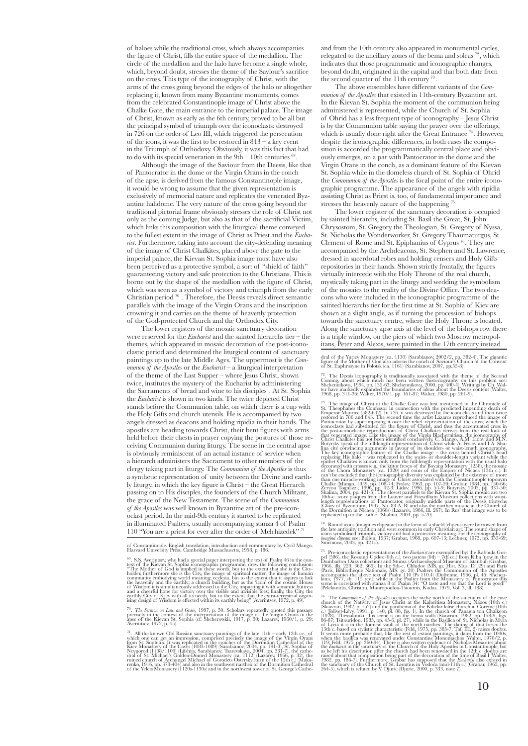of haloes while the traditional cross, which always accompanies the figure of Christ, fills the entire space of the medallion. The circle of the medallion and the halo have become a single whole, which, beyond doubt, stresses the theme of the Saviour's sacrifice on the cross. This type of the iconography of Christ, with the arms of the cross going beyond the edges of the halo or altogether replacing it, known from many Byzantine monuments, comes from the celebrated Constantinople image of Christ above the Chalke Gate, the main entrance to the imperial palace. The image of Christ, known as early as the 6th century, proved to be all but the principal symbol of triumph over the iconoclasts: destroyed in 726 on the order of Leo III, which triggered the persecution of the icons, it was the first to be restored in 843 – a key event in the Triumph of Orthodoxy. Obviously, it was this fact that had to do with its special veneration in the 9th – 10th centuries [69].

Although the image of the Saviour from the Deesis, like that of Pantocrator in the dome or the Virgin Orans in the conch of the apse, is derived from the famous Constantinople image, it would be wrong to assume that the given representation is exclusively of memorial nature and replicates the venerated Byzantine halidome. The very nature of the cross going beyond the traditional pictorial frame obviously stresses the role of Christ not only as the coming Judge, but also as that of the sacrificial Victim, which links this composition with the liturgical theme conveyed to the fullest extent in the image of Christ as Priest and the *Eucharist*. Furthermore, taking into account the city-defending meaning of the image of Christ Chalkites, placed above the gate to the imperial palace, the Kievan St. Sophia image must have also been perceived as a protective symbol, a sort of "shield of faith" guaranteeing victory and safe protection to the Christians. This is borne out by the shape of the medallion with the figure of Christ, which was seen as a symbol of victory and triumph from the early Christian period [70]. Therefore, the Deesis reveals direct semantic parallels with the image of the Virgin Orans and the inscription crowning it and carries on the theme of heavenly protection of the God-protected Church and the Orthodox City.

The lower registers of the mosaic sanctuary decoration were reserved for the *Eucharist* and the sainted hierarchs tier – the themes, which appeared in mosaic decoration of the post-iconoclastic period and determined the liturgical content of sanctuary paintings up to the late Middle Ages. The uppermost is the *Communion of the Apostles* or the *Eucharist* – a liturgical interpretation of the theme of the Last Supper – where Jesus Christ, shown twice, institutes the mystery of the Eucharist by administering the Sacraments of bread and wine to his disciples . At St. Sophia the *Eucharist* is shown in two kinds. The twice depicted Christ stands before the Communion table, on which there is a cup with the Holy Gifts and church utensils. He is accompanied by two angels dressed as deacons and holding ripidia in their hands. The apostles are heading towards Christ, their bent figures with arms held before their chests in prayer copying the postures of those receiving Communion during liturgy. The scene in the central apse is obviously reminiscent of an actual instance of service when a hierarch administers the Sacrament to other members of the clergy taking part in liturgy. The *Communion of the Apostles* is thus a synthetic representation of unity between the Divine and earthly liturgy, in which the key figure is Christ – the Great Hierarch passing on to His disciples, the founders of the Church Militant, the grace of the New Testament. The scene of the *Communion of the Apostles* was well known in Byzantine art of the pre-iconoclast period. In the mid-9th century it started to be replicated in illuminated Psalters, usually accompanying stanza 4 of Psalm 110 "You are a priest for ever after the order of Melchizedek" [71] and from the 10th century also appeared in monumental cycles, relegated to the ancillary zones of the bema and soleas [72], which indicates that those programmatic and iconographic changes, beyond doubt, originated in the capital and that both date from the second quarter of the 11th century [73].

The above ensembles have different variants of the *Communion of the Apostles* that existed in 11th-century Byzantine art. In the Kievan St. Sophia the moment of the communion being administered is represented, while the Church of St. Sophia of Ohrid has a less frequent type of iconography – Jesus Christ is by the Communion table saying the prayer over the offerings, which is usually done right after the Great Entrance [74]. However, despite the iconographic differences, in both cases the composition is accorded the programmatically central place and obviously emerges, on a par with Pantocrator in the dome and the Virgin Orans in the conch, as a dominant feature of the Kievan St. Sophia while in the domeless church of St. Sophia of Ohrid the *Communion of the Apostles* is the focal point of the entire iconographic programme. The appearance of the angels with ripidia assisting Christ as Priest is, too, of fundamental importance and stresses the heavenly nature of the happening [75].

The lower register of the sanctuary decoration is occupied by sainted hierarchs, including St. Basil the Great, St. John Chrysostom, St. Gregory the Theologian, St. Gregory of Nyssa, St. Nicholas the Wonderworker, St. Gregory Thaumaturgus, St. Clement of Rome and St. Epiphanius of Cyprus [76]. They are accompanied by the Archdeacons, St. Stephen and St. Lawrence, dressed in sacerdotal robes and holding censers and Holy Gifts repositories in their hands. Shown strictly frontally, the figures virtually intercede with the Holy Throne of the real church, mystically taking part in the liturgy and wedding the symbolism of the mosaics to the reality of the Divine Office. The two deacons who were included in the iconographic programme of the sainted hierarchs tier for the first time at St. Sophia of Kiev are shown at a slight angle, as if turning the procession of bishops towards the sanctuary centre, where the Holy Throne is located. Along the sanctuary apse axis at the level of the bishops row there is a triple window, on the piers of which two Moscow metropolitans, Peter and Alexis, were painted in the 17th century instead

---

of Constantinople. English translation, introduction and commentary by Cyril Mango. Harvard University Press. Cambridge Massachusetts, 1958, p. 186.

[69] S.S. Averintsev, who had a special paper interpreting the text of Psalm 46 in the context of the Kievan St. Sophia iconographic programme, drew the following conclusion: "The Mother of God is implied in these words, but to the extent that she is the City-holder, furthermore she is the City, the image of spiritual matter, the image of human community embodying world meaning; ecclesia, but to the extent that it aspires to link the heavenly and the earthly; a church building, but as the 'icon' of the cosmic House of Wisdom it is simultaneously addressed to the City, imparting it with semantic buttress and a cheerful hope for victory over the visible and invisible foes; finally, the City, the earthly City of Kiev with all its needs, but to the extent that the extra-terrestrial organising design of Wisdom is effected within its earthly being" (Averintsev, 1972, p. 49).

[70] *The Sermon on Law and Grace*, 1997, p. 50. Scholars repeatedly quoted this passage precisely in the context of the interpretation of the image of the Virgin Orans in the apse of the Kievan St. Sophia (cf. Shcherotskii, 1917, p. 50; Lazarev, 1960/1, p. 29; Averintsev, 1972, p. 45).

[71] All the known Old Russian sanctuary paintings of the late 11th – early 12th cc., of which one can get an impression, comprised precisely the image of the Virgin Orans from St. Sophia's. It was replicated in the conches of the Dormition Cathedral of the Kiev Monastery of the Caves (1083-1089) (Sarabianov, 2004, pp. 191-3), St. Sophia of Novgorod (1108/1109) (Lifshits, Sarabianov, Tsarevskaya, 2004, pp. 331-7), the cathedral of St. Michael's Golden-Domed Monastery (ca. 1112) (Lazarev, 1966, p. 32), the ruined church of Archangel Michael of Gorodets Osterskiy (turn of the 12th c.) (Makarenko, 1916, pp. 373-404) and also in the southwest narthex of the Dormition Cathedral of the Yelets Monastery (1120s-1130s) and in the northwest tower of St. George's Cathedral of the Yuriev Monastery (ca. 1130) (Sarabianov, 2002/2, pp. 382-4). The gigantic figure of the Mother of God also adorns the conch of Saviour's Church of the Convent of St. Euphrosyne in Polotsk (ca. 1161) (Sarabianov, 2007, pp.55-8).

[72] The Deesis iconography is traditionally associated with the theme of the Second Coming, about which much has been written (historiography on this problem see: Shchennikova, 1994, pp. 132-63; Shchennikova, 2000, pp. 400-4). Writings by Ch. Walter have markedly expanded the boundaries of ideas about the Deesis content (Walter, 1968, pp. 311-36; Walter, 1970/1, pp. 161-87; Walter, 1980, pp. 261-9).

[73] The image of Christ at the Chalke Gate was first mentioned in the Chronicle of St. Theophanes the Confessor in connection with the predicted impending death of Emperor Maurice (582-602). In 726, it was destroyed by the iconoclasts and then twice restored in 786 and 843. The second time the artist Lazaros reproduced the image of Pantocrator by superimposing it over the relief representation of the cross, which the iconoclasts had substituted for the figure of Christ, and thus the accentuated cross in the post-iconoclastic reproductions of Christ Chalkites derives from the real look of that venerated image. Like the image of the Virgin Blachernitissa, the iconography of Christ Chalkites has not been identified conclusively. C. Mango, A.M. Lidov and M.N. Butyrsky speak of the full-length representation of Christ while A. Frolov and I.A. Shalina cite convincing arguments in favour of its shoulder- or waist-length iconography. The key iconographic feature of the Chalke image – the cross behind Christ's head replacing His halo – was replicated in the waist- or shoulder-length variant while the epithet Chalkites is known only from the full-length representation with the usual halo decorated with crosses (e.g., the ktitor fresco of the Boyana Monastery (1258), the mosaic of the Chora Monastery (ca. 1320) and coins of the Empire of Nicaea (13th c.). It can't be excluded that the iconographic diversity was explained by the existence of more than one miracle-working image of Christ associated with the Constantinople toponym Chalke (Mango, 1959, pp. 108-74; Frolov, 1963, pp. 107-20; Grabar, 1984, pp. 150-66; Zervou Tognazzi, 1996, pp. 42-3; Lidov, 1996, pp. 54-9; Butyrsky, 2003, pp. 337-50; Shalina, 2004, pp. 421-5). The closest parallels to the Kievan St. Sophia mosaic are two 10th-c. ivory plaques from the Louvre and Fitzwilliam Museum collections with waist-length representations of Pantocrator, originally middle parts of the Deesis triptychs (Glory of Byzantium, 1997, No. 83 A, B) and also the narthex mosaic at the Church of the Dormition in Nicaea (1060s) (Lazarev, 1986, ill. 267). In Rus' that image was to be replicated up to the 16th c. (Shalina, 2004, pp. 5-20).

[74] Round icons (imagines clipeatae) in the form of a shield (clipeus) were borrowed from the late antiquity tradition and were common in early Christian art. The round shape of icons symbolised triumph, victory and had a protective meaning. For the iconography of *imagina clipeata* see: Bolten, 1937; Grabar, 1968, pp. 607-13; Lechner, 1973, pp. 353-69; Smirnova, 2003, pp. 321-5.

[75] Pre-iconoclastic representations of the *Eucharist* are exemplified by: the Rabbula Gospel (586), the Rossano Codex (6th c.), two patens (6th – 7th cc.) from Riha (now in the Dumbarton Oaks collection) and Stuma (Archaeological Museum of Istanbul) (Grabar, 1966, ills. 229, 362, 365). In the 9th-c. Chludov (MS, gr. Hist. Mus. D.129) and Paris (Paris, Bibliothèque Nationale, MS. gr. 20) Psalters the Communion of the Apostles accompanies the above text of Psalm 110 (Ps 110.4) (Dufrenne, 1966, pl. 45; Shchepkina, 1977, sh. 115 rev.), while in the Psalter from the Monastery of Pantocrator this scene is correlated with stanza 8 of Psalm 34: "O taste and see that the Lord is good!" (Pelekanidis, Christou, Mauropoulou-Tsioumis, Kadas, 1979, Vol. 3, ill. 188).

[76] The *Communion of the Apostles* occupies the niche north of the sanctuary of the cave church of the Nativity of Jesus Christ at the Kaloritissa Monastery, Naxos (10th c.) (Skawran, 1982, p. 152) and the parabema of the Kiliclar kilise church in Göreme (10th c.) (Jolivet-Lévy, 1991, p. 140, pl. 88, fig. 1). In the church of Panagia ton Chalkeon (1028), Thessaloniki, this scene is on the bema walls (Skawran, 1982, pp. 158-9, figs. 86-87; Tsitouridou, 1985, pp. 45-6, pl. 27), while in the Basilica of St. Nicholas in Myra of Lycia it is in the domical vault of the north narthex. The dating of that fresco the 13th c. based on stylistic characteristic (Feld, 1975, pp. 385-7. Taf. III, 2) raises doubts. It seems more probable that, like the rest of extant paintings, it dates from the 1040s, when the basilica was renovated under Constantine Monomachos (Walter, 1970/2, p. 119; Feld, 1975, pp. 360-94). There is also written evidence of Nicholas Mesarites about the *Eucharist* in the sanctuary of the Church of the Holy Apostles in Constantinople, but as he left his description after the church had been renovated in the 12th c. doubts are raised about that composition being part of the decoration of the time of Basil I (Walter, 1982, pp. 186-7). Furthermore, Grabar has supposed that the *Eucharist* also existed in the sanctuary of the Church of St. Leontius in Vodoča (mid-11th c.) (Grabar, 1965, pp. 264-5), which is refuted by V. Djuric (Djuric, 2000, p. 333, note 7).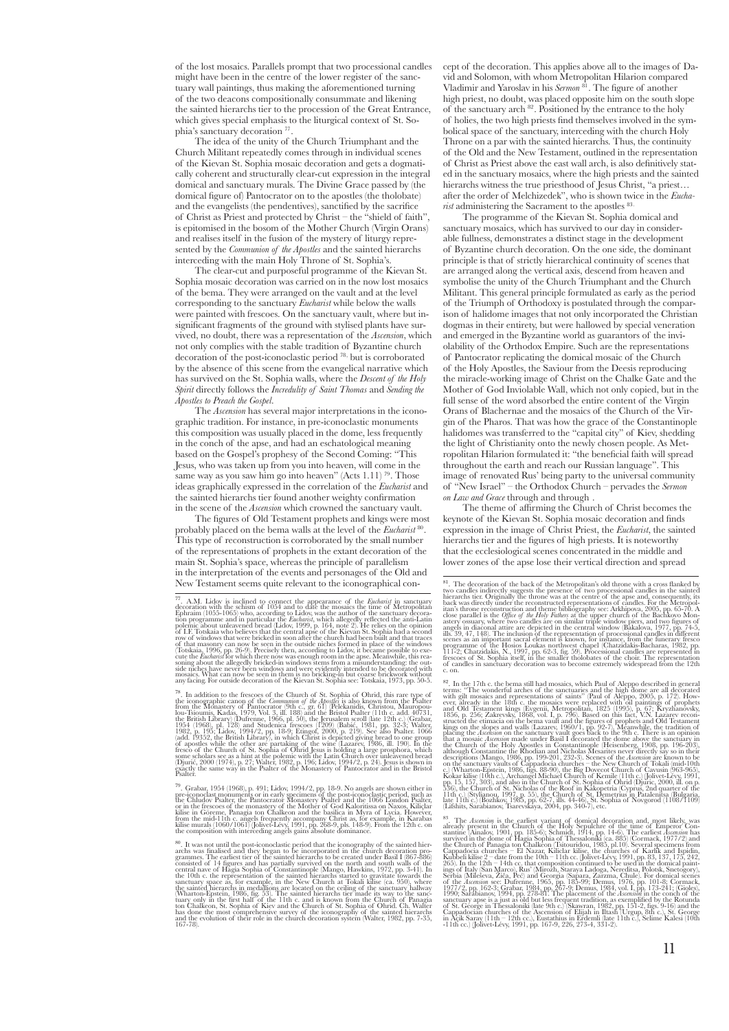of the lost mosaics. Parallels prompt that two processional candles might have been in the centre of the lower register of the sanctuary wall paintings, thus making the aforementioned turning of the two deacons compositionally consummate and likening the sainted hierarchs tier to the procession of the Great Entrance, which gives special emphasis to the liturgical context of St. Sophia's sanctuary decoration [77].

The idea of the unity of the Church Triumphant and the Church Militant repeatedly comes through in individual scenes of the Kievan St. Sophia mosaic decoration and gets a dogmatically coherent and structurally clear-cut expression in the integral domical and sanctuary murals. The Divine Grace passed by (the domical figure of) Pantocrator on to the apostles (the tholobate) and the evangelists (the pendentives), sanctified by the sacrifice of Christ as Priest and protected by Christ – the "shield of faith", is epitomised in the bosom of the Mother Church (Virgin Orans) and realises itself in the fusion of the mystery of liturgy represented by the *Communion of the Apostles* and the sainted hierarchs interceding with the main Holy Throne of St. Sophia's.

The clear-cut and purposeful programme of the Kievan St. Sophia mosaic decoration was carried on in the now lost mosaics of the bema. They were arranged on the vault and at the level corresponding to the sanctuary *Eucharist* while below the walls were painted with frescoes. On the sanctuary vault, where but insignificant fragments of the ground with stylised plants have survived, no doubt, there was a representation of the *Ascension*, which not only complies with the stable tradition of Byzantine church decoration of the post-iconoclastic period [78], but is corroborated by the absence of this scene from the evangelical narrative which has survived on the St. Sophia walls, where the *Descent of the Holy Spirit* directly follows the *Incredulity of Saint Thomas* and *Sending the Apostles to Preach the Gospel*.

The *Ascension* has several major interpretations in the iconographic tradition. For instance, in pre-iconoclastic monuments this composition was usually placed in the dome, less frequently in the conch of the apse, and had an eschatological meaning based on the Gospel's prophesy of the Second Coming: "This Jesus, who was taken up from you into heaven, will come in the same way as you saw him go into heaven" (Acts 1.11) [79]. Those ideas graphically expressed in the correlation of the *Eucharist* and the sainted hierarchs tier found another weighty confirmation in the scene of the *Ascension* which crowned the sanctuary vault.

The figures of Old Testament prophets and kings were most probably placed on the bema walls at the level of the *Eucharist* [80]. This type of reconstruction is corroborated by the small number of the representations of prophets in the extant decoration of the main St. Sophia's space, whereas the principle of parallelism in the interpretation of the events and personages of the Old and New Testament seems quite relevant to the iconographical concept of the decoration. This applies above all to the images of David and Solomon, with whom Metropolitan Hilarion compared Vladimir and Yaroslav in his *Sermon* [81]. The figure of another high priest, no doubt, was placed opposite him on the south slope of the sanctuary arch [82]. Positioned by the entrance to the holy of holies, the two high priests find themselves involved in the symbolical space of the sanctuary, interceding with the church Holy Throne on a par with the sainted hierarchs. Thus, the continuity of the Old and the New Testament, outlined in the representation of Christ as Priest above the east wall arch, is also definitively stated in the sanctuary mosaics, where the high priests and the sainted hierarchs witness the true priesthood of Jesus Christ, "a priest… after the order of Melchizedek", who is shown twice in the *Eucharist* administering the Sacrament to the apostles [83].

The programme of the Kievan St. Sophia domical and sanctuary mosaics, which has survived to our day in considerable fullness, demonstrates a distinct stage in the development of Byzantine church decoration. On the one side, the dominant principle is that of strictly hierarchical continuity of scenes that are arranged along the vertical axis, descend from heaven and symbolise the unity of the Church Triumphant and the Church Militant. This general principle formulated as early as the period of the Triumph of Orthodoxy is postulated through the comparison of halidome images that not only incorporated the Christian dogmas in their entirety, but were hallowed by special veneration and emerged in the Byzantine world as guarantors of the inviolability of the Orthodox Empire. Such are the representations of Pantocrator replicating the domical mosaic of the Church of the Holy Apostles, the Saviour from the Deesis reproducing the miracle-working image of Christ on the Chalke Gate and the Mother of God Inviolable Wall, which not only copied, but in the full sense of the word absorbed the entire content of the Virgin Orans of Blachernae and the mosaics of the Church of the Virgin of the Pharos. That was how the grace of the Constantinople halidomes was transferred to the "capital city" of Kiev, shedding the light of Christianity onto the newly chosen people. As Metropolitan Hilarion formulated it: "the beneficial faith will spread throughout the earth and reach our Russian language". This image of renovated Rus' being party to the universal community of "New Israel" – the Orthodox Church – pervades the *Sermon on Law and Grace* through and through .

The theme of affirming the Church of Christ becomes the keynote of the Kievan St. Sophia mosaic decoration and finds expression in the image of Christ Priest, the *Eucharist*, the sainted hierarchs tier and the figures of high priests. It is noteworthy that the ecclesiological scenes concentrated in the middle and lower zones of the apse lose their vertical direction and spread

---

[77]. A.M. Lidov is inclined to connect the appearance of the *Eucharist* in sanctuary decoration with the schism of 1054 and to date the mosaics the time of Metropolitan Ephraim (1055-1065) who, according to Lidov, was the author of the sanctuary decoration programme and in particular the *Eucharist*, which allegedly reflected the anti-Latin polemic about unleavened bread (Lidov, 1999, p. 164, note 2). He relies on the opinion of I.F. Totskaia who believes that the central apse of the Kievan St. Sophia had a second row of windows that were bricked in soon after the church had been built and that traces of that masonry can now be seen in the outside niches formed in place of the windows (Totskaia, 1996, pp. 26-9). Precisely then, according to Lidov, it became possible to execute the *Eucharist* for which there now was enough room in the apse. Meanwhile, this reasoning about the allegedly bricked-in windows stems from a misunderstanding: the outside niches have never been windows and were evidently intended to be decorated with mosaics. What can now be seen in them is no bricking-in but coarse brickwork without any facing. For outside decoration of the Kievan St. Sophia see: Totskaia, 1973, pp. 50-5.

[78]. In addition to the frescoes of the Church of St. Sophia of Ohrid, this rare type of the iconographic canon of the *Communion of the Apostles* is also known from the Psalter from the Monastery of Pantocrator (9th c., gr. 61) (Pelekanidis, Christou, Mauropoulou-Tsioumis, Kadas, 1979, Vol. 3, ill. 188) and the Bristol Psalter (11th c. add. 40731, the British Library) (Dufrenne, 1966, pl. 50), the Jerusalem scroll (late 12th c.) (Grabar, 1954 (1968), pl. 128) and Studenica frescoes (1209) (Babić, 1981, pp. 32-3; Walter, 1982, p. 195; Lidov, 1994/2, pp. 18-9; Etingof, 2000, p. 219). See also Psalter. 1066 (add. 19352, the British Library), in which Christ is depicted giving bread to one group of apostles while the other are partaking of the wine (Lazarev, 1986, ill. 190). In the fresco of the Church of St. Sophia of Ohrid Jesus is holding a large prosphora, which some scholars see as a hint at the polemic with the Latin Church over unleavened bread (Djurić, 2000 (1974), p. 27; Walter, 1982, p. 196; Lidov, 1994/2, p. 24). Jesus is shown in exactly the same way in the Psalter of the Monastery of Pantocrator and in the Bristol Psalter.

[79]. Grabar, 1954 (1968), p. 491; Lidov, 1994/2, pp. 18-9. No angels are shown either in pre-iconoclast monuments or in early specimens of the post-iconoclastic period, such as the Chludov Psalter, the Pantocrator Monastery Psalter and the 1066 London Psalter, or in the frescoes of the monastery of the Mother of God Kalorittssa on Naxos, Kiliçlar kilise in Göreme, Panagia ton Chalkeon and the basilica in Myra of Lycia. However, from the mid-11th c. angels frequently accompany Christ as, for example, in Karabas kilise murals (1060/1061) (Jolivet-Lévy, 1991, pp. 268-9, pls. 148-9). From the 12th c. on the composition with interceding angels gains absolute dominance.

[80]. It was not until the post-iconoclastic period that the iconography of the sainted hierarchs was finalised and they began to be incorporated in the church decoration programmes. The earliest tier of the sainted hierarchs to be created under Basil I (867-886) consisted of 14 figures and has partially survived on the north and south walls of the central nave of Hagia Sophia of Constantinople (Mango, Hawkins, 1972, pp. 3-41). In the 10th c. the representation of the sainted hierarchs started to gravitate towards the sanctuary space as, for example, in the New Church at Tokali kilise (ca. 950), where the sainted hierarchs in medallions are located on the ceiling of the sanctuary hallway (Wharton-Epstein, 1986, fig. 53). The sainted hierarchs tier made its way to the sanctuary only in the first half of the 11th c. and is known from the Church of Panagia ton Chalkeon, St. Sophia of Kiev and the Church of St. Sophia of Ohrid. Ch. Walter has done the most comprehensive survey of the iconography of the sainted hierarchs and the evolution of their role in the church decoration system (Walter, 1982, pp. 7-35, 167-78).

[81]. The decoration of the back of the Metropolitan's old throne with a cross flanked by two candles indirectly suggests the presence of two processional candles in the sainted hierarchs tier. Originally the throne was at the centre of the apse and, consequently, its back was directly under the reconstructed representations of candles. For the Metropolitan's throne reconstruction and theme bibliography see: Arkhipova, 2005, pp. 65-70. A close parallel is the *Office of the Holy Fathers* at the upper church of the Bachkovo Monastery ossuary, where two candles are on similar triple window piers, and two figures of angels in diaconal attire are depicted in the central window (Bakalova, 1977, pp. 74-5, ills. 39, 47, 148). The inclusion of the representation of processional candles in different scenes as an important sacral element is known, for instance, from the funerary fresco programme of the Hosios Loukas northwest chapel (Chatzidakis-Bacharas, 1982, pp. 111-2; Chatzidakis, N., 1997, pp. 62-3, fig. 59). Processional candles are represented in frescoes of St. Sophia itself, in the smaller tholobates of the choir. The representation of candles in sanctuary decoration was to become extremely widespread from the 12th c. on.

[82]. In the 17th c. the bema still had mosaics, which Paul of Aleppo described in general terms: "The wonderful arches of the sanctuaries and the high dome are all decorated with gilt mosaics and representations of saints" (Paul of Aleppo, 2005, p. 172). However, already in the 18th c. the mosaics were replaced with oil paintings of prophets and Old Testament kings (Evgenii, Metropolitan, 1825 (1995), p. 67; Kryzhanovsky, 1856, p. 256; Zakrevsky, 1868, vol. I, p. 796). Based on this fact, V.N. Lazarev reconstructed the etimacia on the bema vault and the figures of prophets and Old Testament kings on the slopes and walls (Lazarev, 1960/1, pp. 92-7). Meanwhile, the tradition of placing the *Ascension* on the sanctuary vault goes back to the 9th c. There is an opinion that a mosaic *Ascension* made under Basil I decorated the dome above the sanctuary in the Church of the Holy Apostles in Constantinople (Heisenberg, 1908, pp. 196-203), although Constantine the Rhodian and Nicholas Mesarites never directly say so in their descriptions (Mango, 1986, pp. 199-201, 232-3). Scenes of the *Ascension* are known to be on the sanctuary vaults of Cappadocia churches – the New Church of Tokali (mid-10th c.) (Wharton-Epstein, 1986, figs. 88-90), the Big Dovecot Church of Cavusin (963-965), Kokar kilise (10th c.), Archangel Michael Church of Kemile (11th c.) (Jolivet-Lévy, 1991, pp. 15, 157, 303), and also in the Church of St. Nicholas of the Roof in Kakopetria (Cyprus, 2nd quarter of the 11th c.) (Stylianou, 1997, p. 55), the Church of St. Demetrius in Patalenitsa (Bulgaria, late 11th c.) (Bozhkov, 1985, pp. 62-7, ills. 44-46), St. Sophia of Novgorod (1108/1109) (Lifshits, Sarabianov, Tsarevskaya, 2004, pp. 340-7), etc.

[83]. The *Ascension* is the earliest variant of domical decoration and, most likely, was already present in the Church of the Holy Sepulchre of the time of Emperor Constantine (Ainalov, 1901, pp. 185-6; Schmidt, 1914, pp. 14-6). The earliest *Ascension* has survived in the dome of Hagia Sophia of Thessaloniki (ca. 885) (Cormack, 1977/2) and the Church of Panagia ton Chalkeon (Tsitouridou, 1985, pl.10). Several specimens from Cappadocia churches – El Nazar, Kiliclar kilise, the churches of Karlik and Ispidin, Kubbeli kilise 2 – date from the 10th – 11th cc. (Jolivet-Lévy, 1991, pp. 83, 137, 175, 242, 265). In the 12th – 14th cc. that composition continued to be used in the domical paintings of Italy (San Marco), Rus' (Mirozh, Staraya Ladoga, Nereditsa, Polotsk, Snetogory), Serbia (Mileševa, Žiča, Peć) and Georgia (Sapara, Zarzma, Chule). For domical scenes of the *Ascension* see: Dufrenne, 1965, pp. 185-99; Demus, 1976, pp. 101-8; Cormack, 1977/2, pp. 162-3; Grabar, 1984, pp. 267-9; Demus, 1984, vol. I, pp. 173-241; (Gioles), 1990; Sarabianov, 1994, pp. 278-81. The placement of the *Ascension* in the conch of the sanctuary apse is a just as old but less frequent tradition, as exemplified by the Rotunda of St. George in Thessaloniki (late 9th c.) (Skawran, 1982, pp. 151-2, figs. 9-16) and the Cappadocian churches of the Ascension of Elijah in Iltash (Urgup, 8th c.), St. George in Açik Saray (11th – 12th cc.), Eustathius in Erdemli (late 11th c.), Selime Kalesi (10th -11th cc.) (Jolivet-Lévy, 1991, pp. 167-9, 226, 273-4, 331-2).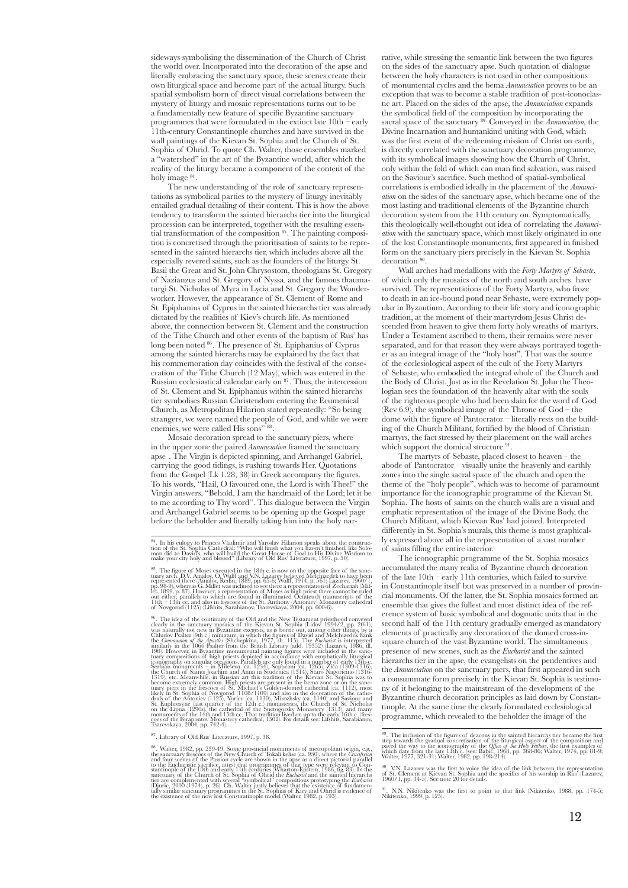sideways symbolising the dissemination of the Church of Christ the world over. Incorporated into the decoration of the apse and literally embracing the sanctuary space, these scenes create their own liturgical space and become part of the actual liturgy. Such spatial symbolism born of direct visual correlations between the mystery of liturgy and mosaic representations turns out to be a fundamentally new feature of specific Byzantine sanctuary programmes that were formulated in the extinct late 10th – early 11th-century Constantinople churches and have survived in the wall paintings of the Kievan St. Sophia and the Church of St. Sophia of Ohrid. To quote Ch. Walter, those ensembles marked a "watershed" in the art of the Byzantine world, after which the reality of the liturgy became a component of the content of the holy image [84].

The new understanding of the role of sanctuary representations as symbolical parties to the mystery of liturgy inevitably entailed gradual detailing of their content. This is how the above tendency to transform the sainted hierarchs tier into the liturgical procession can be interpreted, together with the resulting essential transformation of the composition [85]. The painting composition is concretised through the prioritisation of saints to be represented in the sainted hierarchs tier, which includes above all the especially revered saints, such as the founders of the liturgy St. Basil the Great and St. John Chrysostom, theologians St. Gregory of Nazianzus and St. Gregory of Nyssa, and the famous thaumaturgi St. Nicholas of Myra in Lycia and St. Gregory the Wonderworker. However, the appearance of St. Clement of Rome and St. Epiphanius of Cyprus in the sainted hierarchs tier was already dictated by the realities of Kiev's church life. As mentioned above, the connection between St. Clement and the construction of the Tithe Church and other events of the baptism of Rus' has long been noted [86]. The presence of St. Epiphanius of Cyprus among the sainted hierarchs may be explained by the fact that his commemoration day coincides with the festival of the consecration of the Tithe Church (12 May), which was entered in the Russian ecclesiastical calendar early on [87]. Thus, the intercession of St. Clement and St. Epiphanius within the sainted hierarchs tier symbolises Russian Christendom entering the Ecumenical Church, as Metropolitan Hilarion stated repeatedly: "So being strangers, we were named the people of God, and while we were enemies, we were called His sons" [88].

Mosaic decoration spread to the sanctuary piers, where in the upper zone the paired *Annunciation* framed the sanctuary apse . The Virgin is depicted spinning, and Archangel Gabriel, carrying the good tidings, is rushing towards Her. Quotations from the Gospel (Lk 1.28, 38) in Greek accompany the figures. To his words, "Hail, O favoured one, the Lord is with Thee!" the Virgin answers, "Behold, I am the handmaid of the Lord; let it be to me according to Thy word". This dialogue between the Virgin and Archangel Gabriel seems to be opening up the Gospel page before the beholder and literally taking him into the holy narrative, while stressing the semantic link between the two figures on the sides of the sanctuary apse. Such quotation of dialogue between the holy characters is not used in other compositions of monumental cycles and the bema *Annunciation* proves to be an exception that was to become a stable tradition of post-iconoclastic art. Placed on the sides of the apse, the *Annunciation* expands the symbolical field of the composition by incorporating the sacral space of the sanctuary [89]. Conveyed in the *Annunciation*, the Divine Incarnation and humankind uniting with God, which was the first event of the redeeming mission of Christ on earth, is directly correlated with the sanctuary decoration programme, with its symbolical images showing how the Church of Christ, only within the fold of which can man find salvation, was raised on the Saviour's sacrifice. Such method of spatial-symbolical correlations is embodied ideally in the placement of the *Annunciation* on the sides of the sanctuary apse, which became one of the most lasting and traditional elements of the Byzantine church decoration system from the 11th century on. Symptomatically, this theologically well-thought out idea of correlating the *Annunciation* with the sanctuary space, which most likely originated in one of the lost Constantinople monuments, first appeared in finished form on the sanctuary piers precisely in the Kievan St. Sophia decoration [90].

Wall arches had medallions with the *Forty Martyrs of Sebaste*, of which only the mosaics of the north and south arches have survived. The representations of the Forty Martyrs, who froze to death in an ice-bound pond near Sebaste, were extremely popular in Byzantium. According to their life story and iconographic tradition, at the moment of their martyrdom Jesus Christ descended from heaven to give them forty holy wreaths of martyrs. Under a Testament ascribed to them, their remains were never separated, and for that reason they were always portrayed together as an integral image of the "holy host". That was the source of the ecclesiological aspect of the cult of the Forty Martyrs of Sebaste, who embodied the integral whole of the Church and the Body of Christ. Just as in the Revelation St. John the Theologian sees the foundation of the heavenly altar with the souls of the righteous people who had been slain for the word of God (Rev 6.9), the symbolical image of the Throne of God – the dome with the figure of Pantocrator – literally rests on the building of the Church Militant, fortified by the blood of Christian martyrs, the fact stressed by their placement on the wall arches which support the domical structure [91].

The martyrs of Sebaste, placed closest to heaven – the abode of Pantocrator – visually unite the heavenly and earthly zones into the single sacral space of the church and open the theme of the "holy people", which was to become of paramount importance for the iconographic programme of the Kievan St. Sophia. The hosts of saints on the church walls are a visual and emphatic representation of the image of the Divine Body, the Church Militant, which Kievan Rus' had joined. Interpreted differently in St. Sophia's murals, this theme is most graphically expressed above all in the representation of a vast number of saints filling the entire interior.

The iconographic programme of the St. Sophia mosaics accumulated the many realia of Byzantine church decoration of the late 10th – early 11th centuries, which failed to survive in Constantinople itself but was preserved in a number of provincial monuments. Of the latter, the St. Sophia mosaics formed an ensemble that gives the fullest and most distinct idea of the reference system of basic symbolical and dogmatic units that in the second half of the 11th century gradually emerged as mandatory elements of practically any decoration of the domed cross-in-square church of the vast Byzantine world. The simultaneous presence of new scenes, such as the *Eucharist* and the sainted hierarchs tier in the apse, the evangelists on the pendentives and the *Annunciation* on the sanctuary piers, that first appeared in such a consummate form precisely in the Kievan St. Sophia is testimony of it belonging to the mainstream of the development of the Byzantine church decoration principles as laid down by Constantinople. At the same time the clearly formulated ecclesiological programme, which revealed to the beholder the image of the

---

[84]. In his eulogy to Princes Vladimir and Yaroslav Hilarion speaks about the construction of the St. Sophia Cathedral: "Who will finish what you haven't finished, like Solomon did to David's, who will build the Great House of God to His Divine Wisdom to make your city holy and blessed" (Library of Old Rus' Literature, 1997, p. 50).

[85]. The figure of Moses executed in the 18th c. is now on the opposite face of the sanctuary arch. D.V. Ainalov, O. Wulff and V.N. Lazarev believed Melchizedek to have been represented there (Ainalov, Redin, 1889, pp. 65-6; Wulff, 1914, p. 561; Lazarev, 1960/1, pp. 98-9), whereas G. Millet was inclined to see there a representation of Zechariah (Millet, 1899, p. 87). However, a representation of Moses as high priest there cannot be ruled out either, parallels to which are found in illuminated Octateuch manuscripts of the 11th – 13th cc. and also in frescoes of the St. Anthony (Antoniev) Monastery cathedral of Novgorod (1125) (Lifshits, Sarabianov, Tsarevskaya, 2004, pp. 600-6).

[86]. The idea of the continuity of the Old and the New Testament priesthood conveyed clearly in the sanctuary mosaics of the Kievan St. Sophia (Lidov, 1994/2, pp. 20-1), was naturally not new in Byzantine exegesis, as is borne out, among other things, by a Chludov Psalter (9th c.) miniature, in which the figures of David and Melchizedek flank the *Communion of the Apostles* (Shchepkina, 1977, sh. 115). The *Eucharist* is interpreted similarly in the 1066 Psalter from the British Library (add. 19352) (Lazarev, 1986, ill. 190). However, in Byzantine monumental painting figures were included in the sanctuary compositions of high priests depicted in accordance with emphatically liturgical iconography on singular occasions. Parallels are only found in a number of early 13th-c. Serbian monuments – in Mileševa (ca. 1234), Sopoćani (ca. 1265), Žiča (1309-1316), the Church of Saints Joachim and Anna in Studenica (1314), Staro Nagoričino (1316-1319), etc. Meanwhile, in Russian art this tradition of the Kievan St. Sophia was to become extremely common. High priests are present in the bema zone or on the sanctuary piers in the frescoes of St. Michael's Golden-domed cathedral (ca. 1112), most likely in St. Sophia of Novgorod (1108/1109) and also in the decoration of the cathedrals of the Antoniev (1125), Yuriev (ca. 1130), Mirozhsky (ca. 1140) and Saviour and St. Euphrosyne (last quarter of the 12th c.) monasteries, the Church of St. Nicholas on the Lipna (1290s), the cathedral of the Snetogorsky Monastery (1313), and many monuments of the 14th and 15th cc. That tradition lived on up to the early 16th c. (frescoes of the Ferapontov Monastery cathedral, 1502). For details see: Lifshits, Sarabianov, Tsarevskaya, 2004, pp. 742-4).

[87]. Library of Old Rus' Literature, 1997, p. 38.

[88]. Walter, 1982, pp. 239-49. Some provincial monuments of metropolitan origin, e.g., the sanctuary frescoes of the New Church of Tokali kelise (ca. 950), where the *Crucifixion* and four scenes of the Passion cycle are shown in the apse as a direct pictorial parallel to the Eucharistic sacrifice, attest that programmes of that type were relevant to Constantinople of the 10th and early 11th centuries (Wharton-Epstein, 1986, fig. 83). In the sanctuary of the Church of St. Sophia of Ohrid the *Eucharist* and the sainted hierarchs tier are complemented with several "symbolical" compositions prototyping the *Eucharist* (Djurić, 2000 (1974), p. 26). Ch. Walter justly believes that the existence of fundamentally similar sanctuary programmes in the St. Sophias of Kiev and Ohrid is evidence of the existence of the now lost Constantinople model (Walter, 1982, p. 193).

[89]. The inclusion of the figures of deacons in the sainted hierarchs tier became the first step towards the gradual concretisation of the liturgical aspect of the composition and paved the way to the iconography of the *Office of the Holy Fathers*, the first examples of which date from the late 11th c. (see: Babić, 1968, pp. 368-86; Walter, 1974, pp. 81-9; Walter, 1977, 321-31; Walter, 1982, pp. 198-214).

[90]. V.N. Lazarev was the first to voice the idea of the link between the representation of St. Clement at Kievan St. Sophia and the specifics of his worship in Rus' (Lazarev, 1960/1, pp. 34-5). See note 20 for details.

[91]. N.N. Nikitenko was the first to point to that link (Nikitenko, 1988, pp. 174-5; Nikitenko, 1999, p. 125).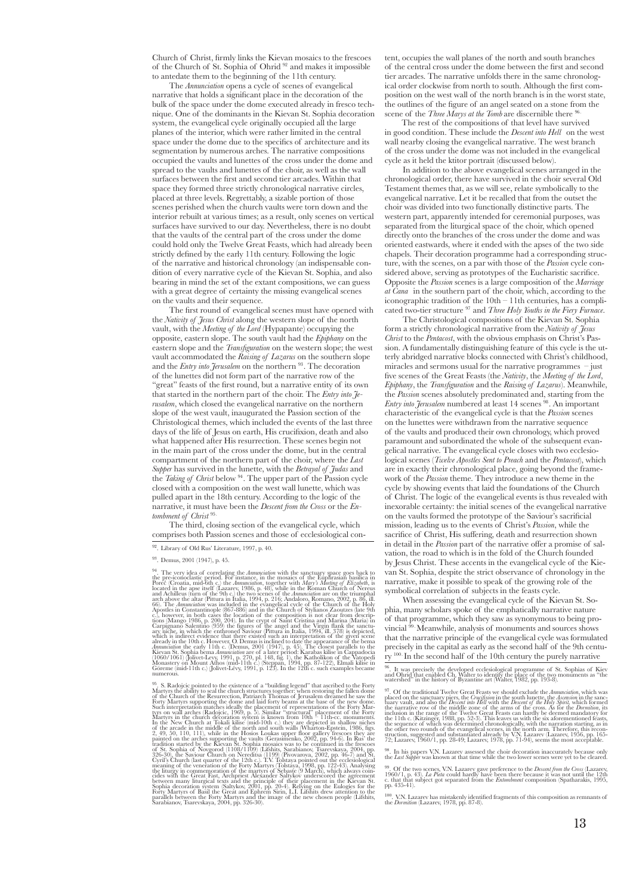Church of Christ, firmly links the Kievan mosaics to the frescoes of the Church of St. Sophia of Ohrid [92] and makes it impossible to antedate them to the beginning of the 11th century.

The *Annunciation* opens a cycle of scenes of evangelical narrative that holds a significant place in the decoration of the bulk of the space under the dome executed already in fresco technique. One of the dominants in the Kievan St. Sophia decoration system, the evangelical cycle originally occupied all the large planes of the interior, which were rather limited in the central space under the dome due to the specifics of architecture and its segmentation by numerous arches. The narrative compositions occupied the vaults and lunettes of the cross under the dome and spread to the vaults and lunettes of the choir, as well as the wall surfaces between the first and second tier arcades. Within that space they formed three strictly chronological narrative circles, placed at three levels. Regrettably, a sizable portion of those scenes perished when the church vaults were torn down and the interior rebuilt at various times; as a result, only scenes on vertical surfaces have survived to our day. Nevertheless, there is no doubt that the vaults of the central part of the cross under the dome could hold only the Twelve Great Feasts, which had already been strictly defined by the early 11th century. Following the logic of the narrative and historical chronology (an indispensable condition of every narrative cycle of the Kievan St. Sophia, and also bearing in mind the set of the extant compositions, we can guess with a great degree of certainty the missing evangelical scenes on the vaults and their sequence.

The first round of evangelical scenes must have opened with the *Nativity of Jesus Christ* along the western slope of the north vault, with the *Meeting of the Lord* (Hypapante) occupying the opposite, eastern slope. The south vault had the *Epiphany* on the eastern slope and the *Transfiguration* on the western slope; the west vault accommodated the *Raising of Lazarus* on the southern slope and the *Entry into Jerusalem* on the northern [93]. The decoration of the lunettes did not form part of the narrative row of the "great" feasts of the first round, but a narrative entity of its own that started in the northern part of the choir. The *Entry into Jerusalem*, which closed the evangelical narrative on the northern slope of the west vault, inaugurated the Passion section of the Christological themes, which included the events of the last three days of the life of Jesus on earth, His crucifixion, death and also what happened after His resurrection. These scenes begin not in the main part of the cross under the dome, but in the central compartment of the northern part of the choir, where the *Last Supper* has survived in the lunette, with the *Betrayal of Judas* and the *Taking of Christ* below [94]. The upper part of the Passion cycle closed with a composition on the west wall lunette, which was pulled apart in the 18th century. According to the logic of the narrative, it must have been the *Descent from the Cross* or the *Entombment of Christ* [95].

The third, closing section of the evangelical cycle, which comprises both Passion scenes and those of ecclesiological content, occupies the wall planes of the north and south branches of the central cross under the dome between the first and second tier arcades. The narrative unfolds there in the same chronological order clockwise from north to south. Although the first composition on the west wall of the north branch is in the worst state, the outlines of the figure of an angel seated on a stone from the scene of the *Three Marys at the Tomb* are discernible there [96].

The rest of the compositions of that level have survived in good condition. These include the *Descent into Hell* on the west wall nearby closing the evangelical narrative. The west branch of the cross under the dome was not included in the evangelical cycle as it held the ktitor portrait (discussed below).

In addition to the above evangelical scenes arranged in the chronological order, there have survived in the choir several Old Testament themes that, as we will see, relate symbolically to the evangelical narrative. Let it be recalled that from the outset the choir was divided into two functionally distinctive parts. The western part, apparently intended for ceremonial purposes, was separated from the liturgical space of the choir, which opened directly onto the branches of the cross under the dome and was oriented eastwards, where it ended with the apses of the two side chapels. Their decoration programme had a corresponding structure, with the scenes, on a par with those of the *Passion* cycle considered above, serving as prototypes of the Eucharistic sacrifice. Opposite the *Passion* scenes is a large composition of the *Marriage at Cana* in the southern part of the choir, which, according to the iconographic tradition of the 10th – 11th centuries, has a complicated two-tier structure [97] and *Three Holy Youths in the Fiery Furnace*.

The Christological compositions of the Kievan St. Sophia form a strictly chronological narrative from the *Nativity of Jesus Christ* to the *Pentacost*, with the obvious emphasis on Christ's Passion. A fundamentally distinguishing feature of this cycle is the utterly abridged narrative blocks connected with Christ's childhood, miracles and sermons usual for the narrative programmes – just five scenes of the Great Feasts (the *Nativity*, the *Meeting of the Lord*, *Epiphany*, the *Transfiguration* and the *Raising of Lazarus*). Meanwhile, the *Passion* scenes absolutely predominated and, starting from the *Entry into Jerusalem* numbered at least 14 scenes [98]. An important characteristic of the evangelical cycle is that the *Passion* scenes on the lunettes were withdrawn from the narrative sequence of the vaults and produced their own chronology, which proved paramount and subordinated the whole of the subsequent evangelical narrative. The evangelical cycle closes with two ecclesiological scenes (*Twelve Apostles Sent to Preach* and the *Pentacost*), which are in exactly their chronological place, going beyond the framework of the *Passion* theme. They introduce a new theme in the cycle by showing events that laid the foundations of the Church of Christ. The logic of the evangelical events is thus revealed with inexorable certainty: the initial scenes of the evangelical narrative on the vaults formed the prototype of the Saviour's sacrificial mission, leading us to the events of Christ's *Passion*, while the sacrifice of Christ, His suffering, death and resurrection shown in detail in the *Passion* part of the narrative offer a promise of salvation, the road to which is in the fold of the Church founded by Jesus Christ. These accents in the evangelical cycle of the Kievan St. Sophia, despite the strict observance of chronology in the narrative, make it possible to speak of the growing role of the symbolical correlation of subjects in the feasts cycle.

When assessing the evangelical cycle of the Kievan St. Sophia, many scholars spoke of the emphatically narrative nature of that programme, which they saw as synonymous to being provincial [99]. Meanwhile, analysis of monuments and sources shows that the narrative principle of the evangelical cycle was formulated precisely in the capital as early as the second half of the 9th century [100]. In the second half of the 10th century the purely narrative

---

[92]. Library of Old Rus' Literature, 1997, p. 40.

[93]. Demus, 2001 (1947), p. 45.

[94]. The very idea of correlating the *Annunciation* with the sanctuary space goes back to the pre-iconoclastic period. For instance, in the mosaics of the Euphrasian basilica in Poreč (Croatia, mid-6th c.) the *Annunciation*, together with *Mary's Meeting of Elizabeth*, is located in the apse itself (Lazarev, 1986, p. 48), while in the Roman Church of Nereus and Achilleus (turn of the 9th c.) the two scenes of the *Annunciation* are on the triumphal arch above the altar (Pittura in Italia, 1994, p. 216; Andaloro, Romano, 2002, p. 86, ill. 66). The *Annunciation* was included in the evangelical cycle of the Church of the Holy Apostles in Constantinople (867-886) and in the Church of Stylianos Zaoutzes (late 9th c.), however, in both cases the location of the composition is not clear from descriptions (Mango 1986, p. 200, 204). In the crypt of Saint Cristina and Marina (Maria) in Carpignano Salentino (959) the figures of the angel and the Virgin flank the sanctuary niche, in which the enthroned Saviour (Pittura in Italia, 1994, ill. 378) is depicted, which is indirect evidence that there existed such an interpretation of the given scene already in the 10th c. However, O. Demus is inclined to date the appearance of the bema *Annunciation* the early 11th c. (Demus, 2001 (1947), p. 45). The closest parallels to the Kievan St. Sophia bema *Annunciation* are of a later period: Karabas kilise in Cappadocia (1060/1061) (Jolivet-Levy, 1991, p. 270, pl. 148, fig. 1), the Katholikon of the Vatopedi Monastery on Mount Athos (mid-11th c.) (Steppan, 1994, pp. 87-122), Elmali kilise in Goreme (mid-11th c.) (Jolivet-Levy, 1991, p. 123). In the 12th c. such examples became numerous.

[95]. S. Radojcic pointed to the existence of a "building legend" that ascribed to the Forty Martyrs the ability to seal the church structures together: when restoring the fallen dome of the Church of the Resurrection, Patriarch Thomas of Jerusalem dreamed he saw the Forty Martyrs supporting the dome and laid forty beams at the base of the new dome. Such interpretation matches ideally the placement of representations of the Forty Martyrs on wall arches (Radojcic, 1969, p. 5). Similar "structural" placement of the Forty Martyrs in the church decoration system is known from 10th – 11th-cc. monuments. In the New Church at Tokali kilise (mid-10th c.) they are depicted in shallow niches of the arcade in the middle of the north and south walls (Wharton-Epstein, 1986, figs. 2, 49, 50, 110, 111), while in the Hosios Loukas upper floor gallery frescoes they are painted on the arches supporting the vaults (Gerasimenko, 2002, pp. 94-6). In Rus' the tradition started by the Kievan St. Sophia mosaics was to be continued in the frescoes of St. Sophia of Novgorod (1108/1109) (Lifshits, Sarabianov, Tsarevskaya, 2004, pp. 326-30), the Saviour Church on Nereditsa (1199) (Pivovarova, 2002, pp. 46-7) and St. Cyril's Church (last quarter of the 12th c.). T.V. Tolstaya pointed out the ecclesiological meaning of the veneration of the Forty Martyrs (Tolstaya, 1998, pp. 122-43). Analysing the liturgy in commemoration of the martyrs of Sebaste (9 March), which always coincides with the Great Fast, Archpriest Alexander Saltykov underscored the agreement between many liturgical texts and the principle of their placement in the Kievan St. Sophia decoration system (Saltykov, 2001, pp. 20-4). Relying on the Eulogies for the Forty Martyrs of Basil the Great and Ephrem Sirin, L.I. Lifshits drew attention to the parallels between the Forty Martyrs and the image of the new chosen people (Lifshits, Sarabianov, Tsarevskaya, 2004, pp. 326-30).

[96]. It was precisely the developed ecclesiological programme of St. Sophias of Kiev and Ohrid that enabled Ch. Walter to identify the place of the two monuments as "the watershed" in the history of Byzantine art (Walter, 1982, pp. 193-8).

[97]. Of the traditional Twelve Great Feasts we should exclude the *Annunciation*, which was placed on the sanctuary piers, the *Crucifixion* in the south lunette, the *Ascension* in the sanctuary vault, and also the *Descent into Hell* with the *Descent of the Holy Spirit*, which formed the narrative row of the middle zone of the arms of the cross. As for the *Dormition*, its inclusion in the range of the Twelve Great Feasts can hardly be deemed mandatory for the 11th c. (Kitzinger, 1988, pp. 52-3). This leaves us with the six aforementioned feasts, the sequence of which was determined chronologically, with the narration starting, as in the other two rounds of the evangelical scenes, in the north arm. Therefore, this reconstruction, suggested and substantiated already by V.N. Lazarev (Lazarev, 1956, pp. 165-72; Lazarev, 1960/1, pp. 28-49; Lazarev, 1978, pp. 71-94), seems the most acceptable.

[98]. In his papers V.N. Lazarev assessed the choir decoration inaccurately because only the *Last Supper* was known at that time while the two lower scenes were yet to be cleared.

[99]. Of the two scenes, V.N. Lazarev gave preference to the *Descent from the Cross* (Lazarev, 1960/1, p. 43). *La Pieta* could hardly have been there because it was not until the 12th c. that that subject got separated from the *Entombment* composition (Spatharakis, 1995, pp. 435-41).

[100]. V.N. Lazarev has mistakenly identified fragments of this composition as remnants of the *Dormition* (Lazarev, 1978, pp. 87-8).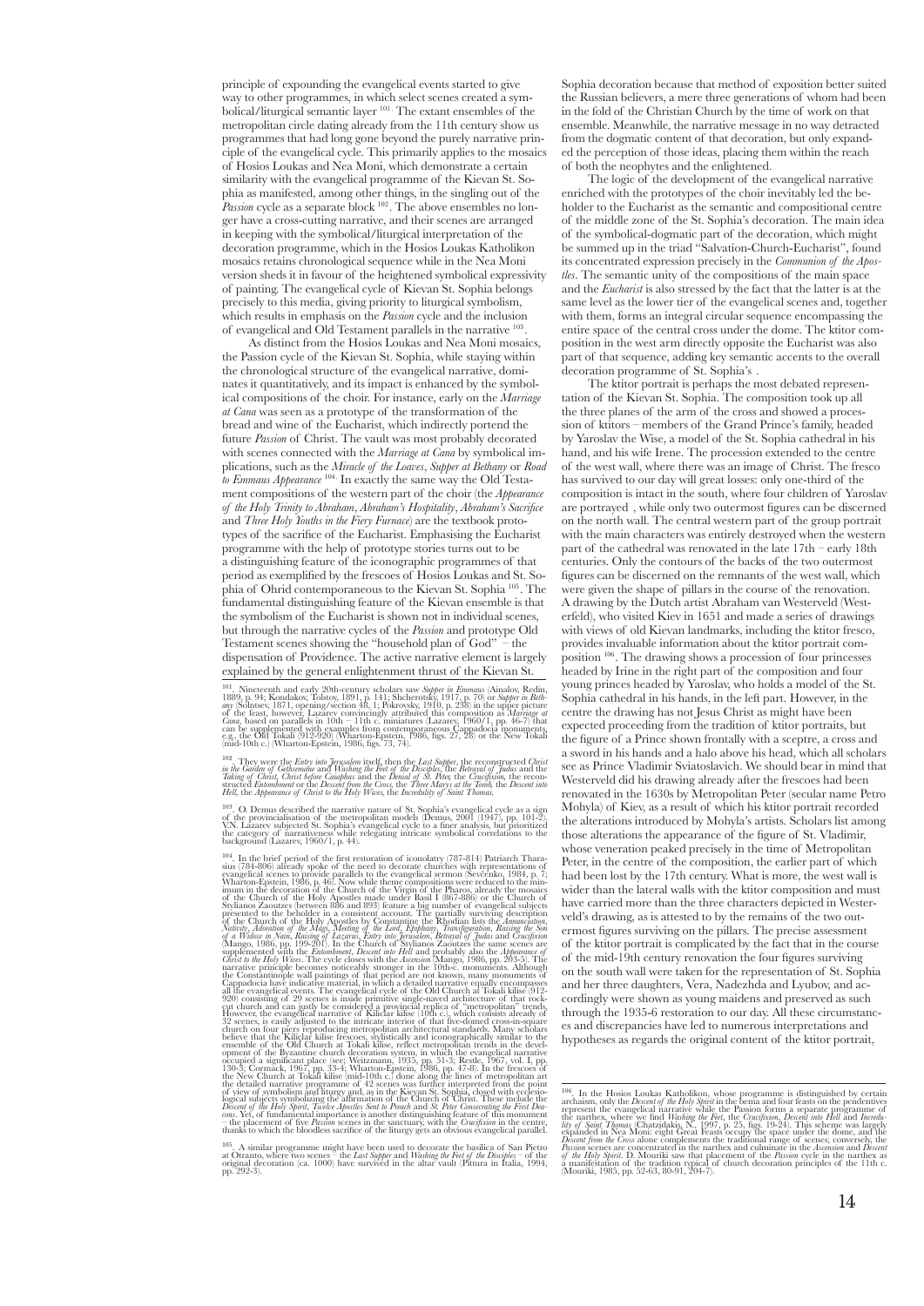principle of expounding the evangelical events started to give way to other programmes, in which select scenes created a symbolical/liturgical semantic layer [101]. The extant ensembles of the metropolitan circle dating already from the 11th century show us programmes that had long gone beyond the purely narrative principle of the evangelical cycle. This primarily applies to the mosaics of Hosios Loukas and Nea Moni, which demonstrate a certain similarity with the evangelical programme of the Kievan St. Sophia as manifested, among other things, in the singling out of the *Passion* cycle as a separate block [102]. The above ensembles no longer have a cross-cutting narrative, and their scenes are arranged in keeping with the symbolical/liturgical interpretation of the decoration programme, which in the Hosios Loukas Katholikon mosaics retains chronological sequence while in the Nea Moni version sheds it in favour of the heightened symbolical expressivity of painting. The evangelical cycle of Kievan St. Sophia belongs precisely to this media, giving priority to liturgical symbolism, which results in emphasis on the *Passion* cycle and the inclusion of evangelical and Old Testament parallels in the narrative [103].

As distinct from the Hosios Loukas and Nea Moni mosaics, the Passion cycle of the Kievan St. Sophia, while staying within the chronological structure of the evangelical narrative, dominates it quantitatively, and its impact is enhanced by the symbolical compositions of the choir. For instance, early on the *Marriage at Cana* was seen as a prototype of the transformation of the bread and wine of the Eucharist, which indirectly portend the future *Passion* of Christ. The vault was most probably decorated with scenes connected with the *Marriage at Cana* by symbolical implications, such as the *Miracle of the Loaves*, *Supper at Bethany* or *Road to Emmaus Appearance* [104]. In exactly the same way the Old Testament compositions of the western part of the choir (the *Appearance of the Holy Trinity to Abraham*, *Abraham's Hospitality*, *Abraham's Sacrifice* and *Three Holy Youths in the Fiery Furnace*) are the textbook prototypes of the sacrifice of the Eucharist. Emphasising the Eucharist programme with the help of prototype stories turns out to be a distinguishing feature of the iconographic programmes of that period as exemplified by the frescoes of Hosios Loukas and St. Sophia of Ohrid contemporaneous to the Kievan St. Sophia [105]. The fundamental distinguishing feature of the Kievan ensemble is that the symbolism of the Eucharist is shown not in individual scenes, but through the narrative cycles of the *Passion* and prototype Old Testament scenes showing the "household plan of God" – the dispensation of Providence. The active narrative element is largely explained by the general enlightenment thrust of the Kievan St. Sophia decoration because that method of exposition better suited the Russian believers, a mere three generations of whom had been in the fold of the Christian Church by the time of work on that ensemble. Meanwhile, the narrative message in no way detracted from the dogmatic content of that decoration, but only expanded the perception of those ideas, placing them within the reach of both the neophytes and the enlightened.

The logic of the development of the evangelical narrative enriched with the prototypes of the choir inevitably led the beholder to the Eucharist as the semantic and compositional centre of the middle zone of the St. Sophia's decoration. The main idea of the symbolical-dogmatic part of the decoration, which might be summed up in the triad "Salvation-Church-Eucharist", found its concentrated expression precisely in the *Communion of the Apostles*. The semantic unity of the compositions of the main space and the *Eucharist* is also stressed by the fact that the latter is at the same level as the lower tier of the evangelical scenes and, together with them, forms an integral circular sequence encompassing the entire space of the central cross under the dome. The ktitor composition in the west arm directly opposite the Eucharist was also part of that sequence, adding key semantic accents to the overall decoration programme of St. Sophia's .

The ktitor portrait is perhaps the most debated representation of the Kievan St. Sophia. The composition took up all the three planes of the arm of the cross and showed a procession of ktitors – members of the Grand Prince's family, headed by Yaroslav the Wise, a model of the St. Sophia cathedral in his hand, and his wife Irene. The procession extended to the centre of the west wall, where there was an image of Christ. The fresco has survived to our day will great losses: only one-third of the composition is intact in the south, where four children of Yaroslav are portrayed , while only two outermost figures can be discerned on the north wall. The central western part of the group portrait with the main characters was entirely destroyed when the western part of the cathedral was renovated in the late 17th – early 18th centuries. Only the contours of the backs of the two outermost figures can be discerned on the remnants of the west wall, which were given the shape of pillars in the course of the renovation. A drawing by the Dutch artist Abraham van Westerveld (Westerfeld), who visited Kiev in 1651 and made a series of drawings with views of old Kievan landmarks, including the ktitor fresco, provides invaluable information about the ktitor portrait composition [106]. The drawing shows a procession of four princesses headed by Irine in the right part of the composition and four young princes headed by Yaroslav, who holds a model of the St. Sophia cathedral in his hands, in the left part. However, in the centre the drawing has not Jesus Christ as might have been expected proceeding from the tradition of ktitor portraits, but the figure of a Prince shown frontally with a sceptre, a cross and a sword in his hands and a halo above his head, which all scholars see as Prince Vladimir Sviatoslavich. We should bear in mind that Westerveld did his drawing already after the frescoes had been renovated in the 1630s by Metropolitan Peter (secular name Petro Mohyla) of Kiev, as a result of which his ktitor portrait recorded the alterations introduced by Mohyla's artists. Scholars list among those alterations the appearance of the figure of St. Vladimir, whose veneration peaked precisely in the time of Metropolitan Peter, in the centre of the composition, the earlier part of which had been lost by the 17th century. What is more, the west wall is wider than the lateral walls with the ktitor composition and must have carried more than the three characters depicted in Westerveld's drawing, as is attested to by the remains of the two outermost figures surviving on the pillars. The precise assessment of the ktitor portrait is complicated by the fact that in the course of the mid-19th century renovation the four figures surviving on the south wall were taken for the representation of St. Sophia and her three daughters, Vera, Nadezhda and Lyubov, and accordingly were shown as young maidens and preserved as such through the 1935-6 restoration to our day. All these circumstances and discrepancies have led to numerous interpretations and hypotheses as regards the original content of the ktitor portrait,

---

[101]. Nineteenth and early 20th-century scholars saw *Supper in Emmaus* (Ainalov, Redin, 1889, p. 94; Kondakov, Tolstoy, 1891, p. 141; Shcherotsky, 1917, p. 70) or *Supper in Bethany* (Solntsev, 1871, opening/section 48, 1; Pokrovsky, 1910, p. 238) in the upper picture of the feast, however, Lazarev convincingly attributed this composition as *Marriage at Cana*, based on parallels in 10th – 11th c. miniatures (Lazarev, 1960/1, pp. 46-7) that can be supplemented with examples from contemporaneous Cappadocia monuments, e.g., the Old Tokali (912-920) (Wharton-Epstein, 1986, figs. 27, 28) or the New Tokali (mid-10th c.) (Wharton-Epstein, 1986, figs. 73, 74).

[102]. They were the *Entry into Jerusalem* itself, then the *Last Supper*, the reconstructed *Christ in the Garden of Gethsemane* and *Washing the Feet of the Disciples*, the *Betrayal of Judas* and the *Taking of Christ*, *Christ before Caiaphas* and the *Denial of St. Peter*, the *Crucifixion*, the reconstructed *Entombment* or the *Descent from the Cross*, the *Three Marys at the Tomb*, the *Descent into Hell*, the *Appearance of Christ to the Holy Wives*, the *Incredulity of Saint Thomas*.

[103]. O. Demus described the narrative nature of St. Sophia's evangelical cycle as a sign of the provincialisation of the metropolitan models (Demus, 2001 (1947), pp. 101-2). V.N. Lazarev subjected St. Sophia's evangelical cycle to a finer analysis, but prioritized the category of narrativeness while relegating intricate symbolical correlations to the background (Lazarev, 1960/1, p. 44).

[104]. In the brief period of the first restoration of iconolatry (787-814) Patriarch Tharasius (784-806) already spoke of the need to decorate churches with representations of evangelical scenes to provide parallels to the evangelical sermon (Ševčenko, 1984, p. 7; Wharton-Epstein, 1986, p. 46). Now while theme compositions were reduced to the minimum in the decoration of the Church of the Virgin of the Pharos, already the mosaics of the Church of the Holy Apostles made under Basil I (867-886) or the Church of Stylianos Zaoutzes (between 886 and 893) feature a big number of evangelical subjects presented to the beholder in a consistent account. The partially surviving description of the Church of the Holy Apostles by Constantine the Rhodian lists the *Annunciation*, *Nativity*, *Adoration of the Magi*, *Meeting of the Lord*, *Epiphany*, *Transfiguration*, *Raising the Son of a Widow in Nain*, *Raising of Lazarus*, *Entry into Jerusalem*, *Betrayal of Judas* and *Crucifixion* (Mango, 1986, pp. 199-201). In the Church of Stylianos Zaoutzes the same scenes are supplemented with the *Entombment*, *Descent into Hell* and probably also the *Appearance of Christ to the Holy Wives*. The cycle closes with the *Ascension* (Mango, 1986, pp. 203-5). The narrative principle becomes noticeably stronger in the 10th-c. monuments. Although the Constantinople wall paintings of that period are not known, many monuments of Cappadocia have indicative material, in which a detailed narrative equally encompasses all the evangelical events. The evangelical cycle of the Old Church at Tokali kilise (912-920) consisting of 29 scenes is inside primitive single-naved architecture of that rock-cut church and can justly be considered a provincial replica of "metropolitan" trends. However, the evangelical narrative of Kiliçlar kilise (10th c.), which consists already of 32 scenes, is easily adjusted to the intricate interior of that five-domed cross-in-square church on four piers reproducing metropolitan architectural standards. Many scholars believe that the Kiliçlar kilise frescoes, stylistically and iconographically similar to the ensemble of the Old Church at Tokali kilise, reflect metropolitan trends in the development of the Byzantine church decoration system, in which the evangelical narrative occupied a significant place (see: Weitzmann, 1935, pp. 51-3; Restle, 1967, vol. I, pp. 130-3; Cormack, 1967, pp. 33-4; Wharton-Epstein, 1986, pp. 47-8). In the frescoes of the New Church at Tokali kilise (mid-10th c.) done along the lines of metropolitan art the detailed narrative programme of 42 scenes was further interpreted from the point of view of symbolism and liturgy and, as in the Kievan St. Sophia, closed with ecclesiological subjects symbolizing the affirmation of the Church of Christ. These include the *Descent of the Holy Spirit*, *Twelve Apostles Sent to Preach* and *St. Peter Consecrating the First Deacons*. Yet, of fundamental importance is another distinguishing feature of this monument – the placement of five *Passion* scenes in the sanctuary, with the *Crucifixion* in the centre, thanks to which the bloodless sacrifice of the liturgy gets an obvious evangelical parallel.

[105]. A similar programme might have been used to decorate the basilica of San Pietro at Otranto, where two scenes – the *Last Supper* and *Washing the Feet of the Disciples* – of the original decoration (ca. 1000) have survived in the altar vault (Pittura in Italia, 1994, pp. 292-3).

[106]. In the Hosios Loukas Katholikon, whose programme is distinguished by certain archaism, only the *Descent of the Holy Spirit* in the bema and four feasts on the pendentives represent the evangelical narrative while the Passion forms a separate programme of the narthex, where we find *Washing the Feet*, the *Crucifixion*, *Descent into Hell* and *Incredulity of Saint Thomas* (Chatzidakis, N., 1997, p. 25, figs. 19-24). This scheme was largely expanded in Nea Moni: eight Great Feasts occupy the space under the dome, and the *Descent from the Cross* alone complements the traditional range of scenes; conversely, the *Passion* scenes are concentrated in the narthex and culminate in the *Ascension* and *Descent of the Holy Spirit*. D. Mouriki saw that placement of the *Passion* cycle in the narthex as a manifestation of the tradition typical of church decoration principles of the 11th c. (Mouriki, 1985, pp. 52-63, 80-91, 204-7).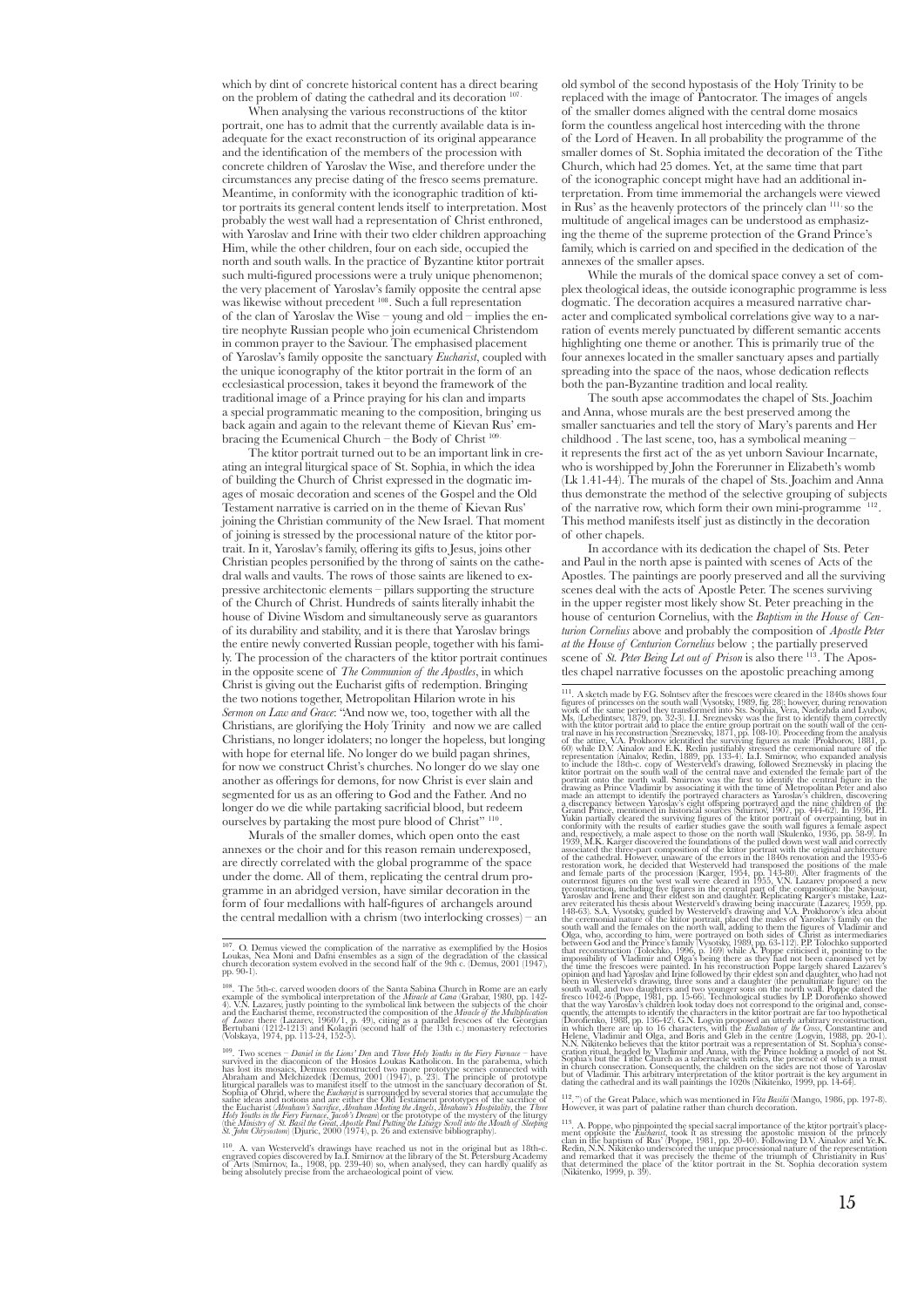which by dint of concrete historical content has a direct bearing on the problem of dating the cathedral and its decoration [107].

When analysing the various reconstructions of the ktitor portrait, one has to admit that the currently available data is inadequate for the exact reconstruction of its original appearance and the identification of the members of the procession with concrete children of Yaroslav the Wise, and therefore under the circumstances any precise dating of the fresco seems premature. Meantime, in conformity with the iconographic tradition of ktitor portraits its general content lends itself to interpretation. Most probably the west wall had a representation of Christ enthroned, with Yaroslav and Irine with their two elder children approaching Him, while the other children, four on each side, occupied the north and south walls. In the practice of Byzantine ktitor portrait such multi-figured processions were a truly unique phenomenon; the very placement of Yaroslav's family opposite the central apse was likewise without precedent [108]. Such a full representation of the clan of Yaroslav the Wise – young and old – implies the entire neophyte Russian people who join ecumenical Christendom in common prayer to the Saviour. The emphasised placement of Yaroslav's family opposite the sanctuary *Eucharist*, coupled with the unique iconography of the ktitor portrait in the form of an ecclesiastical procession, takes it beyond the framework of the traditional image of a Prince praying for his clan and imparts a special programmatic meaning to the composition, bringing us back again and again to the relevant theme of Kievan Rus' embracing the Ecumenical Church – the Body of Christ [109].

The ktitor portrait turned out to be an important link in creating an integral liturgical space of St. Sophia, in which the idea of building the Church of Christ expressed in the dogmatic images of mosaic decoration and scenes of the Gospel and the Old Testament narrative is carried on in the theme of Kievan Rus' joining the Christian community of the New Israel. That moment of joining is stressed by the processional nature of the ktitor portrait. In it, Yaroslav's family, offering its gifts to Jesus, joins other Christian peoples personified by the throng of saints on the cathedral walls and vaults. The rows of those saints are likened to expressive architectonic elements – pillars supporting the structure of the Church of Christ. Hundreds of saints literally inhabit the house of Divine Wisdom and simultaneously serve as guarantors of its durability and stability, and it is there that Yaroslav brings the entire newly converted Russian people, together with his family. The procession of the characters of the ktitor portrait continues in the opposite scene of *The Communion of the Apostles*, in which Christ is giving out the Eucharist gifts of redemption. Bringing the two notions together, Metropolitan Hilarion wrote in his *Sermon on Law and Grace*: "And now we, too, together with all the Christians, are glorifying the Holy Trinity and now we are called Christians, no longer idolaters; no longer the hopeless, but longing with hope for eternal life. No longer do we build pagan shrines, for now we construct Christ's churches. No longer do we slay one another as offerings for demons, for now Christ is ever slain and segmented for us as an offering to God and the Father. And no longer do we die while partaking sacrificial blood, but redeem ourselves by partaking the most pure blood of Christ" [110].

Murals of the smaller domes, which open onto the east annexes or the choir and for this reason remain underexposed, are directly correlated with the global programme of the space under the dome. All of them, replicating the central drum programme in an abridged version, have similar decoration in the form of four medallions with half-figures of archangels around the central medallion with a chrism (two interlocking crosses) – an old symbol of the second hypostasis of the Holy Trinity to be replaced with the image of Pantocrator. The images of angels of the smaller domes aligned with the central dome mosaics form the countless angelical host interceding with the throne of the Lord of Heaven. In all probability the programme of the smaller domes of St. Sophia imitated the decoration of the Tithe Church, which had 25 domes. Yet, at the same time that part of the iconographic concept might have had an additional interpretation. From time immemorial the archangels were viewed in Rus' as the heavenly protectors of the princely clan [111], so the multitude of angelical images can be understood as emphasizing the theme of the supreme protection of the Grand Prince's family, which is carried on and specified in the dedication of the annexes of the smaller apses.

While the murals of the domical space convey a set of complex theological ideas, the outside iconographic programme is less dogmatic. The decoration acquires a measured narrative character and complicated symbolical correlations give way to a narration of events merely punctuated by different semantic accents highlighting one theme or another. This is primarily true of the four annexes located in the smaller sanctuary apses and partially spreading into the space of the naos, whose dedication reflects both the pan-Byzantine tradition and local reality.

The south apse accommodates the chapel of Sts. Joachim and Anna, whose murals are the best preserved among the smaller sanctuaries and tell the story of Mary's parents and Her childhood . The last scene, too, has a symbolical meaning – it represents the first act of the as yet unborn Saviour Incarnate, who is worshipped by John the Forerunner in Elizabeth's womb (Lk 1.41-44). The murals of the chapel of Sts. Joachim and Anna thus demonstrate the method of the selective grouping of subjects of the narrative row, which form their own mini-programme [112]. This method manifests itself just as distinctly in the decoration of other chapels.

In accordance with its dedication the chapel of Sts. Peter and Paul in the north apse is painted with scenes of Acts of the Apostles. The paintings are poorly preserved and all the surviving scenes deal with the acts of Apostle Peter. The scenes surviving in the upper register most likely show St. Peter preaching in the house of centurion Cornelius, with the *Baptism in the House of Centurion Cornelius* above and probably the composition of *Apostle Peter at the House of Centurion Cornelius* below ; the partially preserved scene of *St. Peter Being Let out of Prison* is also there [113]. The Apostles chapel narrative focusses on the apostolic preaching among

---

[107]. O. Demus viewed the complication of the narrative as exemplified by the Hosios Loukas, Nea Moni and Dafni ensembles as a sign of the degradation of the classical church decoration system evolved in the second half of the 9th c. (Demus, 2001 (1947), pp. 90-1).

[108]. The 5th-c. carved wooden doors of the Santa Sabina Church in Rome are an early example of the symbolical interpretation of the *Miracle at Cana* (Grabar, 1980, pp. 142-4). V.N. Lazarev, justly pointing to the symbolical link between the subjects of the choir and the Eucharist theme, reconstructed the composition of the *Miracle of the Multiplication of Loaves* there (Lazarev, 1960/1, p. 49), citing as a parallel frescoes of the Georgian Bertubani (1212-1213) and Kolagiri (second half of the 13th c.) monastery refectories (Volskaya, 1974, pp. 113-24, 152-3).

[109]. Two scenes – *Daniel in the Lions' Den* and *Three Holy Youths in the Fiery Furnace* – have survived in the diaconicon of the Hosios Loukas Katholicon. In the parabema, which has lost its mosaics, Demus reconstructed two more prototype scenes connected with Abraham and Melchizedek (Demus, 2001 (1947), p. 23). The principle of prototype liturgical parallels was to manifest itself to the utmost in the sanctuary decoration of St. Sophia of Ohrid, where the *Eucharist* is surrounded by several stories that accumulate the same ideas and notions and are either the Old Testament prototypes of the sacrifice of the Eucharist (*Abraham's Sacrifice, Abraham Meeting the Angels, Abraham's Hospitality*, the *Three Holy Youths in the Fiery Furnace, Jacob's Dream*) or the prototype of the mystery of the liturgy (the *Ministry of St. Basil the Great, Apostle Paul Putting the Liturgy Scroll into the Mouth of Sleeping St. John Chrysostom*) (Djuric, 2000 (1974), p. 26 and extensive bibliography).

[110]. A. van Westerveld's drawings have reached us not in the original but as 18th-c. engraved copies discovered by Ia.I. Smirnov at the library of the St. Petersburg Academy of Arts (Smirnov, Ia., 1908, pp. 239-40) so, when analysed, they can hardly qualify as being absolutely precise from the archaeological point of view.

[111]. A sketch made by F.G. Solntsev after the frescoes were cleared in the 1840s shows four figures of princesses on the south wall (Vysotsky, 1989, fig. 28); however, during renovation work of the same period they transformed into Sts. Sophia, Vera, Nadezhda and Lyubov, Ms. (Lebedintsev, 1879, pp. 32-3). I.I. Sreznevsky was the first to identify them correctly with the ktitor portrait and to place the entire group portrait on the south wall of the central nave in his reconstruction (Sreznevsky, 1871, pp. 108-10). Proceeding from the analysis of the attire, V.A. Prokhorov identified the surviving figures as male (Prokhorov, 1881, p. 60) while D.V. Ainalov and E.K. Redin justifiably stressed the ceremonial nature of the representation (Ainalov, Redin, 1889, pp. 133-4). Ia.I. Smirnov, who expanded analysis to include the 18th-c. copy of Westerveld's drawing, followed Sreznevsky in placing the ktitor portrait on the south wall of the central nave and extended the female part of the portrait onto the north wall. Smirnov was the first to identify the central figure in the drawing as Prince Vladimir by associating it with the time of Metropolitan Peter and also made an attempt to identify the portrayed characters as Yaroslav's children, discovering a discrepancy between Yaroslav's eight offspring portrayed and the nine children of the Grand Prince, mentioned in historical sources (Smirnov, 1907, pp. 444-62). In 1936, P.I. Yukin partially cleared the surviving figures of the ktitor portrait of overpainting, but in conformity with the results of earlier studies gave the south wall figures a female aspect and, respectively, a male aspect to those on the north wall (Skulenko, 1936, pp. 58-9). In 1939, M.K. Karger discovered the foundations of the pulled down west wall and correctly associated the three-part composition of the ktitor portrait with the original architecture of the cathedral. However, unaware of the errors in the 1840s renovation and the 1935-6 restoration work, he decided that Westerveld had transposed the positions of the male and female parts of the procession (Karger, 1954, pp. 143-80). After fragments of the outermost figures on the west wall were cleared in 1955, V.N. Lazarev proposed a new reconstruction, including five figures in the central part of the composition: the Saviour, Yaroslav and Irene and their eldest son and daughter. Replicating Karger's mistake, Lazarev reiterated his thesis about Westerveld's drawing being inaccurate (Lazarev, 1959, pp. 148-63). S.A. Vysotsky, guided by Westerveld's drawing and V.A. Prokhorov's idea about the ceremonial nature of the ktitor portrait, placed the males of Yaroslav's family on the south wall and the females on the north wall, adding to them the figures of Vladimir and Olga, who, according to him, were portrayed on both sides of Christ as intermediaries between God and the Prince's family (Vysotsky, 1989, pp. 63-112). P.P. Tolochko supported that reconstruction (Tolochko, 1996, p. 169) while A. Poppe criticised it, pointing to the impossibility of Vladimir and Olga's being there as they had not been canonised yet by the time the frescoes were painted. In his reconstruction Poppe largely shared Lazarev's opinion and had Yaroslav and Irine followed by their eldest son and daughter, who had not been in Westerveld's drawing, three sons and a daughter (the penultimate figure) on the south wall, and two daughters and two younger sons on the north wall. Poppe dated the fresco 1042-6 (Poppe, 1981, pp. 15-66). Technological studies by I.P. Dorofienko showed that the way Yaroslav's children look today does not correspond to the original and, consequently, the attempts to identify the characters in the ktitor portrait are far too hypothetical (Dorofienko, 1988, pp. 136-42). G.N. Logvin proposed an utterly arbitrary reconstruction, in which there are up to 16 characters, with the *Exaltation of the Cross*, Constantine and Helene, Vladimir and Olga, and Boris and Gleb in the centre (Logvin, 1988, pp. 20-1). N.N. Nikitenko believes that the ktitor portrait was a representation of St. Sophia's consecration ritual, headed by Vladimir and Anna, with the Prince holding a model of not St. Sophia's but the Tithe Church as a tabernacle with relics, the presence of which is a must in church consecration. Consequently, the children on the sides are not those of Yaroslav but of Vladimir. This arbitrary interpretation of the ktitor portrait is the key argument in dating the cathedral and its wall paintings the 1020s (Nikitenko, 1999, pp. 14-64).

[112]. ") of the Great Palace, which was mentioned in *Vita Basilii* (Mango, 1986, pp. 197-8). However, it was part of palatine rather than church decoration.

[113]. A. Poppe, who pinpointed the special sacral importance of the ktitor portrait's placement opposite the *Eucharist*, took it as stressing the apostolic mission of the princely clan in the baptism of Rus' (Poppe, 1981, pp. 20-40). Following D.V. Ainalov and Ye.K. Redin, N.N. Nikitenko underscored the unique processional nature of the representation and remarked that it was precisely the theme of the triumph of Christianity in Rus' that determined the place of the ktitor portrait in the St. Sophia decoration system (Nikitenko, 1999, p. 39).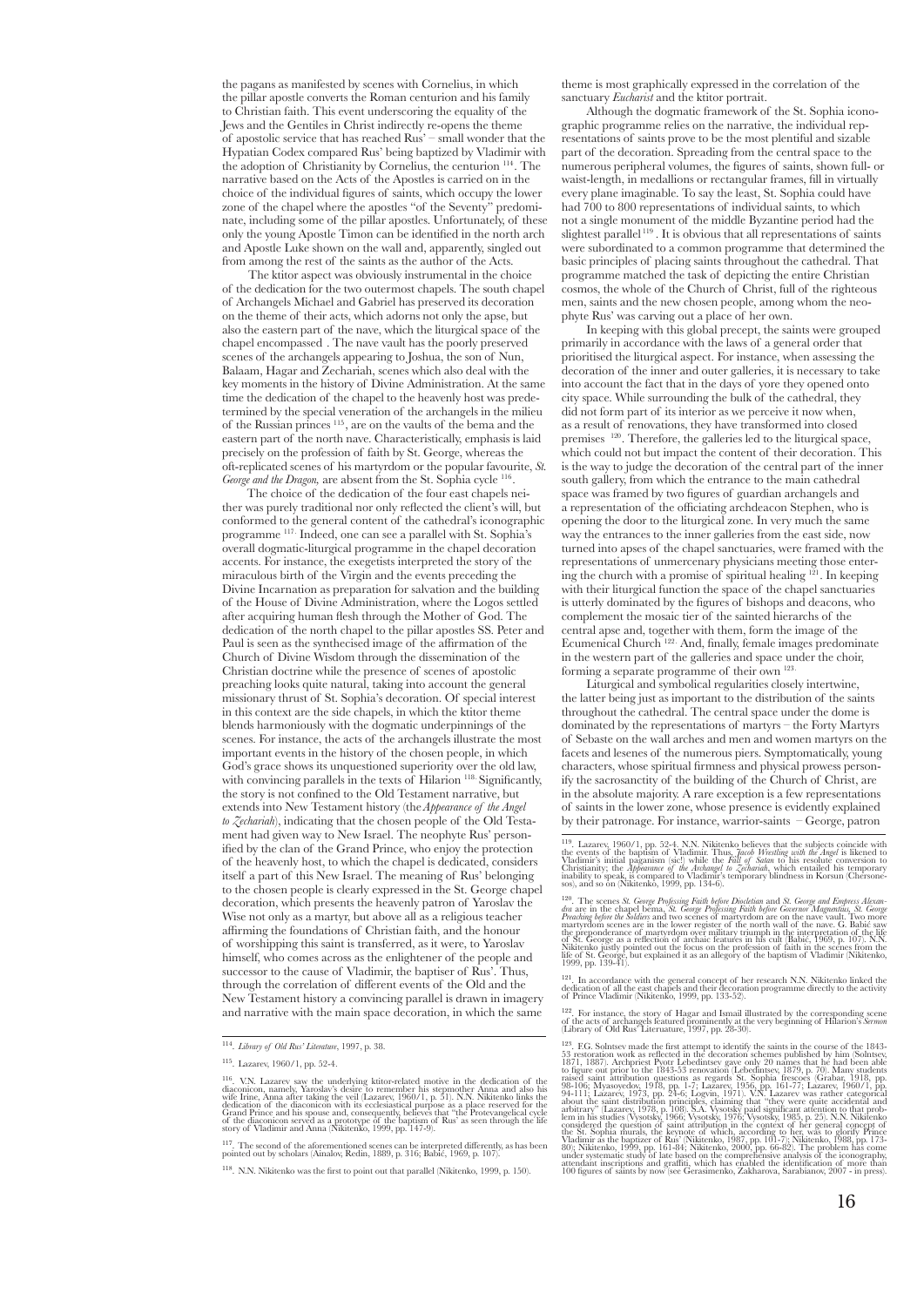the pagans as manifested by scenes with Cornelius, in which the pillar apostle converts the Roman centurion and his family to Christian faith. This event underscoring the equality of the Jews and the Gentiles in Christ indirectly re-opens the theme of apostolic service that has reached Rus' – small wonder that the Hypatian Codex compared Rus' being baptized by Vladimir with the adoption of Christianity by Cornelius, the centurion [114]. The narrative based on the Acts of the Apostles is carried on in the choice of the individual figures of saints, which occupy the lower zone of the chapel where the apostles "of the Seventy" predominate, including some of the pillar apostles. Unfortunately, of these only the young Apostle Timon can be identified in the north arch and Apostle Luke shown on the wall and, apparently, singled out from among the rest of the saints as the author of the Acts.

The ktitor aspect was obviously instrumental in the choice of the dedication for the two outermost chapels. The south chapel of Archangels Michael and Gabriel has preserved its decoration on the theme of their acts, which adorns not only the apse, but also the eastern part of the nave, which the liturgical space of the chapel encompassed . The nave vault has the poorly preserved scenes of the archangels appearing to Joshua, the son of Nun, Balaam, Hagar and Zechariah, scenes which also deal with the key moments in the history of Divine Administration. At the same time the dedication of the chapel to the heavenly host was predetermined by the special veneration of the archangels in the milieu of the Russian princes [115], are on the vaults of the bema and the eastern part of the north nave. Characteristically, emphasis is laid precisely on the profession of faith by St. George, whereas the oft-replicated scenes of his martyrdom or the popular favourite, *St. George and the Dragon,* are absent from the St. Sophia cycle [116].

The choice of the dedication of the four east chapels neither was purely traditional nor only reflected the client's will, but conformed to the general content of the cathedral's iconographic programme [117]. Indeed, one can see a parallel with St. Sophia's overall dogmatic-liturgical programme in the chapel decoration accents. For instance, the exegetists interpreted the story of the miraculous birth of the Virgin and the events preceding the Divine Incarnation as preparation for salvation and the building of the House of Divine Administration, where the Logos settled after acquiring human flesh through the Mother of God. The dedication of the north chapel to the pillar apostles SS. Peter and Paul is seen as the synthecised image of the affirmation of the Church of Divine Wisdom through the dissemination of the Christian doctrine while the presence of scenes of apostolic preaching looks quite natural, taking into account the general missionary thrust of St. Sophia's decoration. Of special interest in this context are the side chapels, in which the ktitor theme blends harmoniously with the dogmatic underpinnings of the scenes. For instance, the acts of the archangels illustrate the most important events in the history of the chosen people, in which God's grace shows its unquestioned superiority over the old law, with convincing parallels in the texts of Hilarion [118]. Significantly, the story is not confined to the Old Testament narrative, but extends into New Testament history (the *Appearance of the Angel to Zechariah*), indicating that the chosen people of the Old Testament had given way to New Israel. The neophyte Rus' personified by the clan of the Grand Prince, who enjoy the protection of the heavenly host, to which the chapel is dedicated, considers itself a part of this New Israel. The meaning of Rus' belonging to the chosen people is clearly expressed in the St. George chapel decoration, which presents the heavenly patron of Yaroslav the Wise not only as a martyr, but above all as a religious teacher affirming the foundations of Christian faith, and the honour of worshipping this saint is transferred, as it were, to Yaroslav himself, who comes across as the enlightener of the people and successor to the cause of Vladimir, the baptiser of Rus'. Thus, through the correlation of different events of the Old and the New Testament history a convincing parallel is drawn in imagery and narrative with the main space decoration, in which the same theme is most graphically expressed in the correlation of the sanctuary *Eucharist* and the ktitor portrait.

Although the dogmatic framework of the St. Sophia iconographic programme relies on the narrative, the individual representations of saints prove to be the most plentiful and sizable part of the decoration. Spreading from the central space to the numerous peripheral volumes, the figures of saints, shown full- or waist-length, in medallions or rectangular frames, fill in virtually every plane imaginable. To say the least, St. Sophia could have had 700 to 800 representations of individual saints, to which not a single monument of the middle Byzantine period had the slightest parallel [119]. It is obvious that all representations of saints were subordinated to a common programme that determined the basic principles of placing saints throughout the cathedral. That programme matched the task of depicting the entire Christian cosmos, the whole of the Church of Christ, full of the righteous men, saints and the new chosen people, among whom the neophyte Rus' was carving out a place of her own.

In keeping with this global precept, the saints were grouped primarily in accordance with the laws of a general order that prioritised the liturgical aspect. For instance, when assessing the decoration of the inner and outer galleries, it is necessary to take into account the fact that in the days of yore they opened onto city space. While surrounding the bulk of the cathedral, they did not form part of its interior as we perceive it now when, as a result of renovations, they have transformed into closed premises [120]. Therefore, the galleries led to the liturgical space, which could not but impact the content of their decoration. This is the way to judge the decoration of the central part of the inner south gallery, from which the entrance to the main cathedral space was framed by two figures of guardian archangels and a representation of the officiating archdeacon Stephen, who is opening the door to the liturgical zone. In very much the same way the entrances to the inner galleries from the east side, now turned into apses of the chapel sanctuaries, were framed with the representations of unmercenary physicians meeting those entering the church with a promise of spiritual healing [121]. In keeping with their liturgical function the space of the chapel sanctuaries is utterly dominated by the figures of bishops and deacons, who complement the mosaic tier of the sainted hierarchs of the central apse and, together with them, form the image of the Ecumenical Church [122]. And, finally, female images predominate in the western part of the galleries and space under the choir, forming a separate programme of their own [123].

Liturgical and symbolical regularities closely intertwine, the latter being just as important to the distribution of the saints throughout the cathedral. The central space under the dome is dominated by the representations of martyrs – the Forty Martyrs of Sebaste on the wall arches and men and women martyrs on the facets and lesenes of the numerous piers. Symptomatically, young characters, whose spiritual firmness and physical prowess personify the sacrosanctity of the building of the Church of Christ, are in the absolute majority. A rare exception is a few representations of saints in the lower zone, whose presence is evidently explained by their patronage. For instance, warrior-saints – George, patron

---

[114]. *Library of Old Rus' Literature*, 1997, p. 38.

[115]. Lazarev, 1960/1, pp. 52-4.

[116]. V.N. Lazarev saw the underlying ktitor-related motive in the dedication of the diaconicon, namely, Yaroslav's desire to remember his stepmother Anna and also his wife Irine, Anna after taking the veil (Lazarev, 1960/1, p. 51). N.N. Nikitenko links the dedication of the diaconicon with its ecclesiastical purpose as a place reserved for the Grand Prince and his spouse and, consequently, believes that "the Protevangelical cycle of the diaconicon served as a prototype of the baptism of Rus' as seen through the life story of Vladimir and Anna (Nikitenko, 1999, pp. 147-9).

[117]. The second of the aforementioned scenes can be interpreted differently, as has been pointed out by scholars (Ainalov, Redin, 1889, p. 316; Babić, 1969, p. 107).

[118]. N.N. Nikitenko was the first to point out that parallel (Nikitenko, 1999, p. 150).

[119]. Lazarev, 1960/1, pp. 52-4. N.N. Nikitenko believes that the subjects coincide with the events of the baptism of Vladimir. Thus, *Jacob Wrestling with the Angel* is likened to Vladimir's initial paganism (sic!) while the *Fall of Satan* to his resolute conversion to Christianity; the *Appearance of the Archangel to Zechariah*, which entailed his temporary inability to speak, is compared to Vladimir's temporary blindness in Korsun (Chersonesos), and so on (Nikitenko, 1999, pp. 134-6).

[120]. The scenes *St. George Professing Faith before Diocletian* and *St. George and Empress Alexandra* are in the chapel bema, *St. George Professing Faith before Governor Magnentius, St. George Preaching before the Soldiers* and two scenes of martyrdom are on the nave vault. Two more martyrdom scenes are in the lower register of the north wall of the nave. G. Babić saw the preponderance of martyrdom over military triumph in the interpretation of the life of St. George as a reflection of archaic features in his cult (Babić, 1969, p. 107). N.N. Nikitenko justly pointed out the focus on the profession of faith in the scenes from the life of St. George, but explained it as an allegory of the baptism of Vladimir (Nikitenko, 1999, pp. 139-41).

[121]. In accordance with the general concept of her research N.N. Nikitenko linked the dedication of all the east chapels and their decoration programme directly to the activity of Prince Vladimir (Nikitenko, 1999, pp. 133-52).

[122]. For instance, the story of Hagar and Ismail illustrated by the corresponding scene of the acts of archangels featured prominently at the very beginning of Hilarion's *Sermon* (Library of Old Rus' Literuature, 1997, pp. 28-30).

[123]. F.G. Solntsev made the first attempt to identify the saints in the course of the 1843-53 restoration work as reflected in the decoration schemes published by him (Solntsev, 1871, 1887). Archpriest Pyotr Lebedintsev gave only 20 names that he had been able to figure out prior to the 1843-53 renovation (Lebedintsev, 1879, p. 70). Many students raised saint attribution questions as regards St. Sophia frescoes (Grabar, 1918, pp. 98-106; Myasoyedov, 1918, pp. 1-7; Lazarev, 1956, pp. 161-77; Lazarev, 1960/1, pp. 94-111; Lazarev, 1973, pp. 24-6; Logvin, 1971). V.N. Lazarev was rather categorical about the saint distribution principles, claiming that "they were quite accidental and arbitrary" (Lazarev, 1978, p. 108). S.A. Vysotsky paid significant attention to that problem in his studies (Vysotsky, 1966; Vysotsky, 1976; Vysotsky, 1985, p. 25). N.N. Nikitenko considered the question of saint attribution in the context of her general concept of the St. Sophia murals, the keynote of which, according to her, was to glorify Prince Vladimir as the baptizer of Rus' (Nikitenko, 1987, pp. 101-7; Nikitenko, 1988, pp. 173-80; Nikitenko, 1999, pp. 161-84; Nikitenko, 2000, pp. 66-82). The problem has come under systematic study of late based on the comprehensive analysis of the iconography, attendant inscriptions and graffiti, which has enabled the identification of more than 100 figures of saints by now (see Gerasimenko, Zakharova, Sarabianov, 2007 - in press).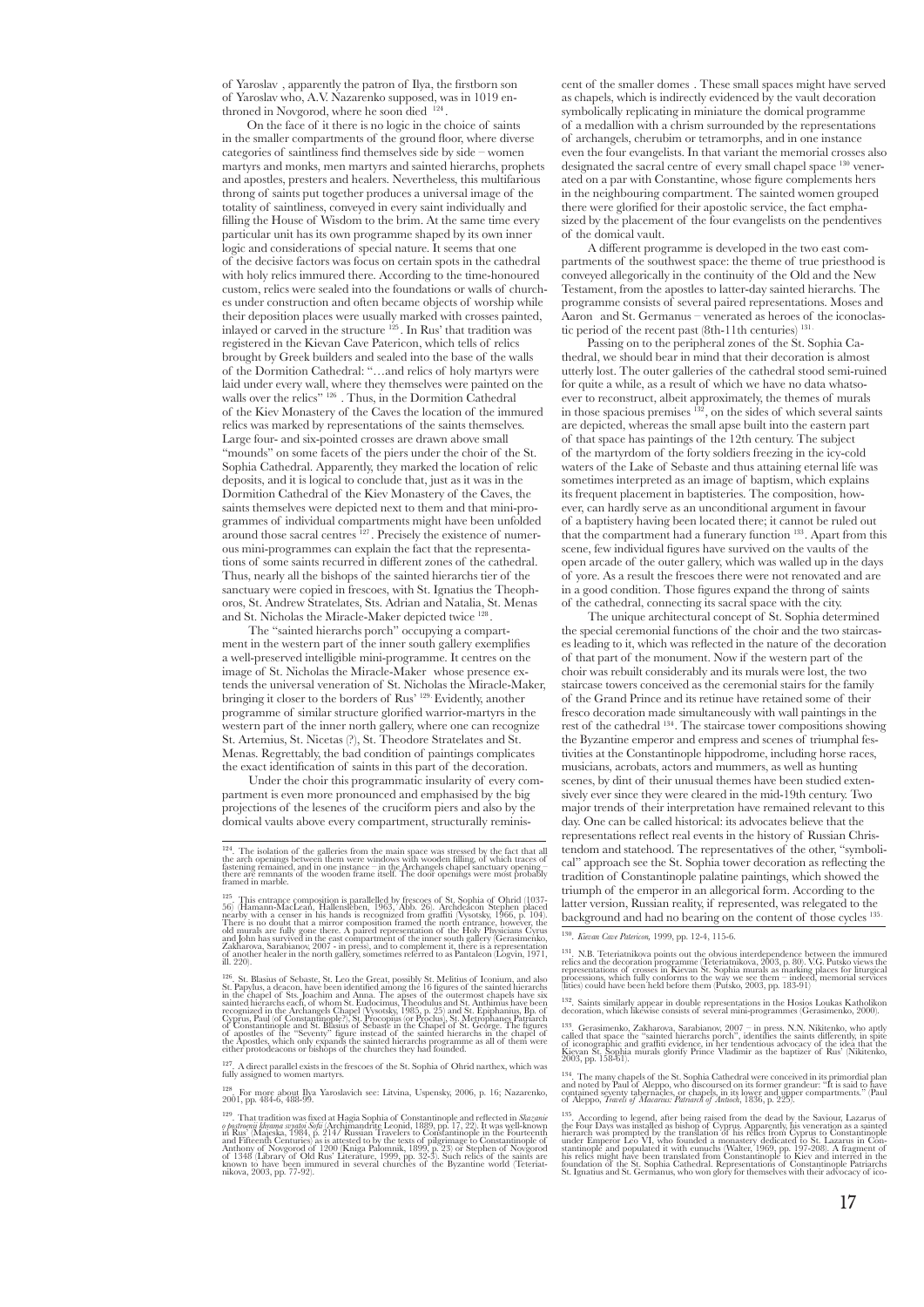of Yaroslav , apparently the patron of Ilya, the firstborn son of Yaroslav who, A.V. Nazarenko supposed, was in 1019 enthroned in Novgorod, where he soon died [124].

On the face of it there is no logic in the choice of saints in the smaller compartments of the ground floor, where diverse categories of saintliness find themselves side by side – women martyrs and monks, men martyrs and sainted hierarchs, prophets and apostles, presters and healers. Nevertheless, this multifarious throng of saints put together produces a universal image of the totality of saintliness, conveyed in every saint individually and filling the House of Wisdom to the brim. At the same time every particular unit has its own programme shaped by its own inner logic and considerations of special nature. It seems that one of the decisive factors was focus on certain spots in the cathedral with holy relics immured there. According to the time-honoured custom, relics were sealed into the foundations or walls of churches under construction and often became objects of worship while their deposition places were usually marked with crosses painted, inlayed or carved in the structure [125]. In Rus' that tradition was registered in the Kievan Cave Patericon, which tells of relics brought by Greek builders and sealed into the base of the walls of the Dormition Cathedral: "…and relics of holy martyrs were laid under every wall, where they themselves were painted on the walls over the relics" [126]. Thus, in the Dormition Cathedral of the Kiev Monastery of the Caves the location of the immured relics was marked by representations of the saints themselves. Large four- and six-pointed crosses are drawn above small "mounds" on some facets of the piers under the choir of the St. Sophia Cathedral. Apparently, they marked the location of relic deposits, and it is logical to conclude that, just as it was in the Dormition Cathedral of the Kiev Monastery of the Caves, the saints themselves were depicted next to them and that mini-programmes of individual compartments might have been unfolded around those sacral centres [127]. Precisely the existence of numerous mini-programmes can explain the fact that the representations of some saints recurred in different zones of the cathedral. Thus, nearly all the bishops of the sainted hierarchs tier of the sanctuary were copied in frescoes, with St. Ignatius the Theophoros, St. Andrew Stratelates, Sts. Adrian and Natalia, St. Menas and St. Nicholas the Miracle-Maker depicted twice [128].

The "sainted hierarchs porch" occupying a compartment in the western part of the inner south gallery exemplifies a well-preserved intelligible mini-programme. It centres on the image of St. Nicholas the Miracle-Maker whose presence extends the universal veneration of St. Nicholas the Miracle-Maker, bringing it closer to the borders of Rus' [129]. Evidently, another programme of similar structure glorified warrior-martyrs in the western part of the inner north gallery, where one can recognize St. Artemius, St. Nicetas (?), St. Theodore Stratelates and St. Menas. Regrettably, the bad condition of paintings complicates the exact identification of saints in this part of the decoration.

Under the choir this programmatic insularity of every compartment is even more pronounced and emphasised by the big projections of the lesenes of the cruciform piers and also by the domical vaults above every compartment, structurally reminiscent of the smaller domes . These small spaces might have served as chapels, which is indirectly evidenced by the vault decoration symbolically replicating in miniature the domical programme of a medallion with a chrism surrounded by the representations of archangels, cherubim or tetramorphs, and in one instance even the four evangelists. In that variant the memorial crosses also designated the sacral centre of every small chapel space [130] venerated on a par with Constantine, whose figure complements hers in the neighbouring compartment. The sainted women grouped there were glorified for their apostolic service, the fact emphasized by the placement of the four evangelists on the pendentives of the domical vault.

A different programme is developed in the two east compartments of the southwest space: the theme of true priesthood is conveyed allegorically in the continuity of the Old and the New Testament, from the apostles to latter-day sainted hierarchs. The programme consists of several paired representations. Moses and Aaron and St. Germanus – venerated as heroes of the iconoclastic period of the recent past (8th-11th centuries) [131].

Passing on to the peripheral zones of the St. Sophia Cathedral, we should bear in mind that their decoration is almost utterly lost. The outer galleries of the cathedral stood semi-ruined for quite a while, as a result of which we have no data whatsoever to reconstruct, albeit approximately, the themes of murals in those spacious premises [132], on the sides of which several saints are depicted, whereas the small apse built into the eastern part of that space has paintings of the 12th century. The subject of the martyrdom of the forty soldiers freezing in the icy-cold waters of the Lake of Sebaste and thus attaining eternal life was sometimes interpreted as an image of baptism, which explains its frequent placement in baptisteries. The composition, however, can hardly serve as an unconditional argument in favour of a baptistery having been located there; it cannot be ruled out that the compartment had a funerary function [133]. Apart from this scene, few individual figures have survived on the vaults of the open arcade of the outer gallery, which was walled up in the days of yore. As a result the frescoes there were not renovated and are in a good condition. Those figures expand the throng of saints of the cathedral, connecting its sacral space with the city.

The unique architectural concept of St. Sophia determined the special ceremonial functions of the choir and the two staircases leading to it, which was reflected in the nature of the decoration of that part of the monument. Now if the western part of the choir was rebuilt considerably and its murals were lost, the two staircase towers conceived as the ceremonial stairs for the family of the Grand Prince and its retinue have retained some of their fresco decoration made simultaneously with wall paintings in the rest of the cathedral [134]. The staircase tower compositions showing the Byzantine emperor and empress and scenes of triumphal festivities at the Constantinople hippodrome, including horse races, musicians, acrobats, actors and mummers, as well as hunting scenes, by dint of their unusual themes have been studied extensively ever since they were cleared in the mid-19th century. Two major trends of their interpretation have remained relevant to this day. One can be called historical: its advocates believe that the representations reflect real events in the history of Russian Christendom and statehood. The representatives of the other, "symbolical" approach see the St. Sophia tower decoration as reflecting the tradition of Constantinople palatine paintings, which showed the triumph of the emperor in an allegorical form. According to the latter version, Russian reality, if represented, was relegated to the background and had no bearing on the content of those cycles [135].

---

[124]. The isolation of the galleries from the main space was stressed by the fact that all the arch openings between them were windows with wooden filling, of which traces of fastening remained, and in one instance – in the Archangels chapel sanctuary opening – there are remnants of the wooden frame itself. The door openings were most probably framed in marble.

[125]. This entrance composition is parallelled by frescoes of St. Sophia of Ohrid (1037-56) (Hamann-MacLean, Hallensleben, 1963, Abb. 26). Archdeacon Stephen placed nearby with a censer in his hands is recognized from graffiti (Vysotsky, 1966, p. 104). There is no doubt that a mirror composition framed the north entrance, however, the old murals are fully gone there. A paired representation of the Holy Physicians Cyrus and John has survived in the east compartment of the inner south gallery (Gerasimenko, Zakharova, Sarabianov, 2007 - in press), and to complement it, there is a representation of another healer in the north gallery, sometimes referred to as Pantaleon (Logvin, 1971, ill. 220).

[126]. St. Blasius of Sebaste, St. Leo the Great, possibly St. Melitius of Iconium, and also St. Papylus, a deacon, have been identified among the 16 figures of the sainted hierarchs in the chapel of Sts. Joachim and Anna. The apses of the outermost chapels have six sainted hierarchs each, of whom St. Eudocimus, Theodulus and St. Anthimus have been recognized in the Archangels Chapel (Vysotsky, 1985, p. 25) and St. Epiphanius, Bp. of Cyprus, Paul (of Constantinople?), St. Procopius (or Proclus), St. Metrophanes Patriarch of Constantinople and St. Blasius of Sebaste in the Chapel of St. George. The figures of apostles of the "Seventy" figure instead of the sainted hierarchs in the chapel of the Apostles, which only expands the sainted hierarchs programme as all of them were either protodeacons or bishops of the churches they had founded.

[127]. A direct parallel exists in the frescoes of the St. Sophia of Ohrid narthex, which was fully assigned to women martyrs.

[128]. For more about Ilya Yaroslavich see: Litvina, Uspensky, 2006, p. 16; Nazarenko, 2001, pp. 484-6, 488-99.

[129]. That tradition was fixed at Hagia Sophia of Constantinople and reflected in *Skazanie o postroenii khrama svyatoi Sofii* (Archimandrite Leonid, 1889, pp. 17, 22). It was well-known in Rus' (Majeska, 1984, p. 214/ Russian Travelers to Constantinople in the Fourteenth and Fifteenth Centuries) as is attested to by the texts of pilgrimage to Constantinople of Anthony of Novgorod of 1200 (Kniga Palomnik, 1899, p. 23) or Stephen of Novgorod of 1348 (Library of Old Rus' Literature, 1999, pp. 32-3). Such relics of the saints are known to have been immured in several churches of the Byzantine world (Teteriatnikova, 2003, pp. 77-92).

[130]. *Kievan Cave Patericon*, 1999, pp. 12-4, 115-6.

[131]. N.B. Teteriatnikova points out the obvious interdependence between the immured relics and the decoration programme (Teteriatnikova, 2003, p. 80). V.G. Putsko views the representations of crosses in Kievan St. Sophia murals as marking places for liturgical processions, which fully conforms to the way we see them – indeed, memorial services (litias) could have been held before them (Putsko, 2003, pp. 183-91)

[132]. Saints similarly appear in double representations in the Hosios Loukas Katholikon decoration, which likewise consists of several mini-programmes (Gerasimenko, 2000).

[133]. Gerasimenko, Zakharova, Sarabianov, 2007 – in press. N.N. Nikitenko, who aptly called that space the "sainted hierarchs porch", identifies the saints differently, in spite of iconographic and graffiti evidence, in her tendentious advocacy of the idea that the Kievan St. Sophia murals glorify Prince Vladimir as the baptizer of Rus' (Nikitenko, 2003, pp. 158-61).

[134]. The many chapels of the St. Sophia Cathedral were conceived in its primordial plan and noted by Paul of Aleppo, who discoursed on its former grandeur: "It is said to have contained seventy tabernacles, or chapels, in its lower and upper compartments." (Paul of Aleppo, *Travels of Macarius: Patriarch of Antioch*, 1836, p. 225).

[135]. According to legend, after being raised from the dead by the Saviour, Lazarus of the Four Days was installed as bishop of Cyprus. Apparently, his veneration as a sainted hierarch was prompted by the translation of his relics from Cyprus to Constantinople under Emperor Leo VI, who founded a monastery dedicated to St. Lazarus in Constantinople and populated it with eunuchs (Walter, 1969, pp. 197-208). A fragment of his relics might have been translated from Constantinople to Kiev and interred in the foundation of the St. Sophia Cathedral. Representations of Constantinople Patriarchs St. Ignatius and St. Germanus, who won glory for themselves with their advocacy of ico-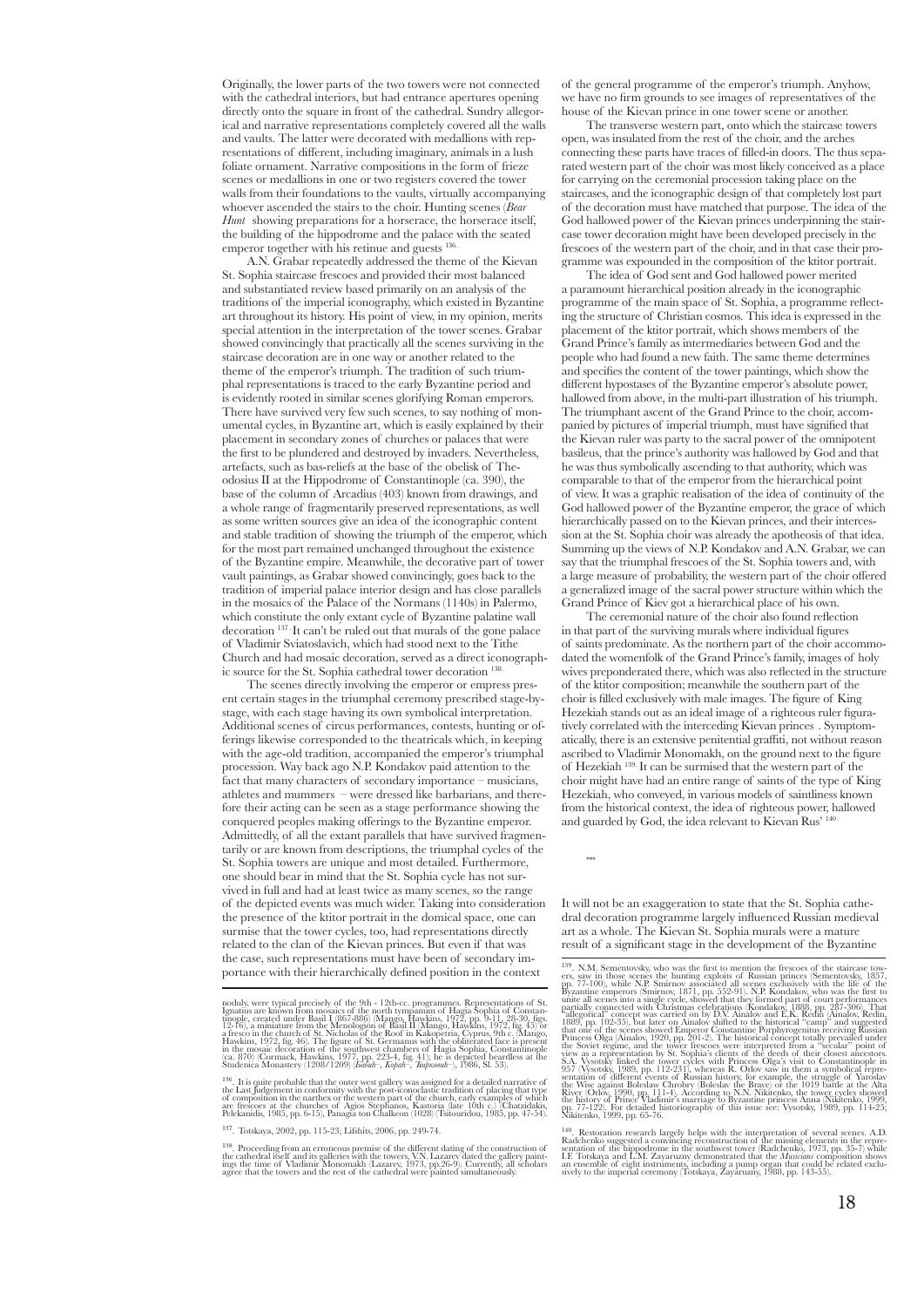Originally, the lower parts of the two towers were not connected with the cathedral interiors, but had entrance apertures opening directly onto the square in front of the cathedral. Sundry allegorical and narrative representations completely covered all the walls and vaults. The latter were decorated with medallions with representations of different, including imaginary, animals in a lush foliate ornament. Narrative compositions in the form of frieze scenes or medallions in one or two registers covered the tower walls from their foundations to the vaults, virtually accompanying whoever ascended the stairs to the choir. Hunting scenes (*Bear Hunt* showing preparations for a horserace, the horserace itself, the building of the hippodrome and the palace with the seated emperor together with his retinue and guests [136].

A.N. Grabar repeatedly addressed the theme of the Kievan St. Sophia staircase frescoes and provided their most balanced and substantiated review based primarily on an analysis of the traditions of the imperial iconography, which existed in Byzantine art throughout its history. His point of view, in my opinion, merits special attention in the interpretation of the tower scenes. Grabar showed convincingly that practically all the scenes surviving in the staircase decoration are in one way or another related to the theme of the emperor's triumph. The tradition of such triumphal representations is traced to the early Byzantine period and is evidently rooted in similar scenes glorifying Roman emperors. There have survived very few such scenes, to say nothing of monumental cycles, in Byzantine art, which is easily explained by their placement in secondary zones of churches or palaces that were the first to be plundered and destroyed by invaders. Nevertheless, artefacts, such as bas-reliefs at the base of the obelisk of Theodosius II at the Hippodrome of Constantinople (ca. 390), the base of the column of Arcadius (403) known from drawings, and a whole range of fragmentarily preserved representations, as well as some written sources give an idea of the iconographic content and stable tradition of showing the triumph of the emperor, which for the most part remained unchanged throughout the existence of the Byzantine empire. Meanwhile, the decorative part of tower vault paintings, as Grabar showed convincingly, goes back to the tradition of imperial palace interior design and has close parallels in the mosaics of the Palace of the Normans (1140s) in Palermo, which constitute the only extant cycle of Byzantine palatine wall decoration [137]. It can't be ruled out that murals of the gone palace of Vladimir Sviatoslavich, which had stood next to the Tithe Church and had mosaic decoration, served as a direct iconographic source for the St. Sophia cathedral tower decoration [138].

The scenes directly involving the emperor or empress present certain stages in the triumphal ceremony prescribed stage-by-stage, with each stage having its own symbolical interpretation. Additional scenes of circus performances, contests, hunting or offerings likewise corresponded to the theatricals which, in keeping with the age-old tradition, accompanied the emperor's triumphal procession. Way back ago N.P. Kondakov paid attention to the fact that many characters of secondary importance – musicians, athletes and mummers – were dressed like barbarians, and therefore their acting can be seen as a stage performance showing the conquered peoples making offerings to the Byzantine emperor. Admittedly, of all the extant parallels that have survived fragmentarily or are known from descriptions, the triumphal cycles of the St. Sophia towers are unique and most detailed. Furthermore, one should bear in mind that the St. Sophia cycle has not survived in full and had at least twice as many scenes, so the range of the depicted events was much wider. Taking into consideration the presence of the ktitor portrait in the domical space, one can surmise that the tower cycles, too, had representations directly related to the clan of the Kievan princes. But even if that was the case, such representations must have been of secondary importance with their hierarchically defined position in the context of the general programme of the emperor's triumph. Anyhow, we have no firm grounds to see images of representatives of the house of the Kievan prince in one tower scene or another.

The transverse western part, onto which the staircase towers open, was insulated from the rest of the choir, and the arches connecting these parts have traces of filled-in doors. The thus separated western part of the choir was most likely conceived as a place for carrying on the ceremonial procession taking place on the staircases, and the iconographic design of that completely lost part of the decoration must have matched that purpose. The idea of the God hallowed power of the Kievan princes underpinning the staircase tower decoration might have been developed precisely in the frescoes of the western part of the choir, and in that case their programme was expounded in the composition of the ktitor portrait.

The idea of God sent and God hallowed power merited a paramount hierarchical position already in the iconographic programme of the main space of St. Sophia, a programme reflecting the structure of Christian cosmos. This idea is expressed in the placement of the ktitor portrait, which shows members of the Grand Prince's family as intermediaries between God and the people who had found a new faith. The same theme determines and specifies the content of the tower paintings, which show the different hypostases of the Byzantine emperor's absolute power, hallowed from above, in the multi-part illustration of his triumph. The triumphant ascent of the Grand Prince to the choir, accompanied by pictures of imperial triumph, must have signified that the Kievan ruler was party to the sacral power of the omnipotent basileus, that the prince's authority was hallowed by God and that he was thus symbolically ascending to that authority, which was comparable to that of the emperor from the hierarchical point of view. It was a graphic realisation of the idea of continuity of the God hallowed power of the Byzantine emperor, the grace of which hierarchically passed on to the Kievan princes, and their intercession at the St. Sophia choir was already the apotheosis of that idea. Summing up the views of N.P. Kondakov and A.N. Grabar, we can say that the triumphal frescoes of the St. Sophia towers and, with a large measure of probability, the western part of the choir offered a generalized image of the sacral power structure within which the Grand Prince of Kiev got a hierarchical place of his own.

The ceremonial nature of the choir also found reflection in that part of the surviving murals where individual figures of saints predominate. As the northern part of the choir accommodated the womenfolk of the Grand Prince's family, images of holy wives preponderated there, which was also reflected in the structure of the ktitor composition; meanwhile the southern part of the choir is filled exclusively with male images. The figure of King Hezekiah stands out as an ideal image of a righteous ruler figuratively correlated with the interceding Kievan princes . Symptomatically, there is an extensive penitential graffiti, not without reason ascribed to Vladimir Monomakh, on the ground next to the figure of Hezekiah [139]. It can be surmised that the western part of the choir might have had an entire range of saints of the type of King Hezekiah, who conveyed, in various models of saintliness known from the historical context, the idea of righteous power, hallowed and guarded by God, the idea relevant to Kievan Rus' [140].

***

It will not be an exaggeration to state that the St. Sophia cathedral decoration programme largely influenced Russian medieval art as a whole. The Kievan St. Sophia murals were a mature result of a significant stage in the development of the Byzantine

---

noduly, were typical precisely of the 9th - 12th-cc. programmes. Representations of St. Ignatius are known from mosaics of the north tympanum of Hagia Sophia of Constantinople, created under Basil I (867-886) (Mango, Hawkins, 1972, pp. 9-11, 28-30, figs. 12-16), a miniature from the Menologion of Basil II (Mango, Hawkins, 1972, fig. 45) or a fresco in the church of St. Nicholas of the Roof in Kakopetria, Cyprus, 9th c. (Mango, Hawkins, 1972, fig. 46). The figure of St. Germanus with the obliterated face is present in the mosaic decoration of the southwest chambers of Hagia Sophia, Constantinople (ca. 870) (Cormack, Hawkins, 1977, pp. 223-4, fig. 41); he is depicted beardless at the Studenica Monastery (1208/1209) (*Бабић, Кораћ, Ћирковић*), 1986, Sl. 53).

[136]. It is quite probable that the outer west gallery was assigned for a detailed narrative of the Last Judgement in conformity with the post-iconoclastic tradition of placing that type of composition in the narthex or the western part of the church, early examples of which are frescoes at the churches of Agios Stephanos, Kastoria (late 10th c.) (Chatzidakis, Pelekanidis, 1985, pp. 6-15), Panagia ton Chalkeon (1028) (Tsitouridou, 1985, pp. 47-54).

[137]. Totskaya, 2002, pp. 115-23; Lifshits, 2006, pp. 249-74.

[138]. Proceeding from an erroneous premise of the different dating of the construction of the cathedral itself and its galleries with the towers, V.N. Lazarev dated the gallery paintings the time of Vladimir Monomakh (Lazarev, 1973, pp.26-9). Currently, all scholars agree that the towers and the rest of the cathedral were painted simultaneously.

[139]. N.M. Sementovsky, who was the first to mention the frescoes of the staircase towers, saw in those scenes the hunting exploits of Russian princes (Sementovsky, 1857, pp. 77-100), while N.P. Smirnov associated all scenes exclusively with the life of the Byzantine emperors (Smirnov, 1871, pp. 552-91). N.P. Kondakov, who was the first to unite all scenes into a single cycle, showed that they formed part of court performances partially connected with Christmas celebrations (Kondakov, 1888, pp. 287-306). That "allegorical" concept was carried on by D.V. Ainalov and E.K. Redin (Ainalov, Redin, 1889, pp. 102-35), but later on Ainalov shifted to the historical "camp" and suggested that one of the scenes showed Emperor Constantine Porphyrogenitus receiving Russian Princess Olga (Ainalov, 1920, pp. 201-2). The historical concept totally prevailed under the Soviet regime, and the tower frescoes were interpreted from a "secular" point of view as a representation by St. Sophia's clients of the deeds of their closest ancestors. S.A. Vysotsky linked the tower cycles with Princess Olga's visit to Constantinople in 957 (Vysotsky, 1989, pp. 112-231), whereas R. Orlov saw in them a symbolical representation of different events of Russian history, for example, the struggle of Yaroslav the Wise against Boleslaw Chrobry (Boleslav the Brave) or the 1019 battle at the Alta River (Orlov, 1990, pp. 111-4). According to N.N. Nikitenko, the tower cycles showed the history of Prince Vladimir's marriage to Byzantine princess Anna (Nikitenko, 1999, pp. 77-122). For detailed historiography of this issue see: Vysotsky, 1989, pp. 114-25; Nikitenko, 1999, pp. 65-76.

[140]. Restoration research largely helps with the interpretation of several scenes. A.D. Radchenko suggested a convincing reconstruction of the missing elements in the representation of the hippodrome in the southwest tower (Radchenko, 1973, pp. 35-7) while I.F. Totskaya and L.M. Zayaruzny demonstrated that the *Musicians* composition shows an ensemble of eight instruments, including a pump organ that could be related exclusively to the imperial ceremony (Totskaya, Zayaruzny, 1988, pp. 143-55).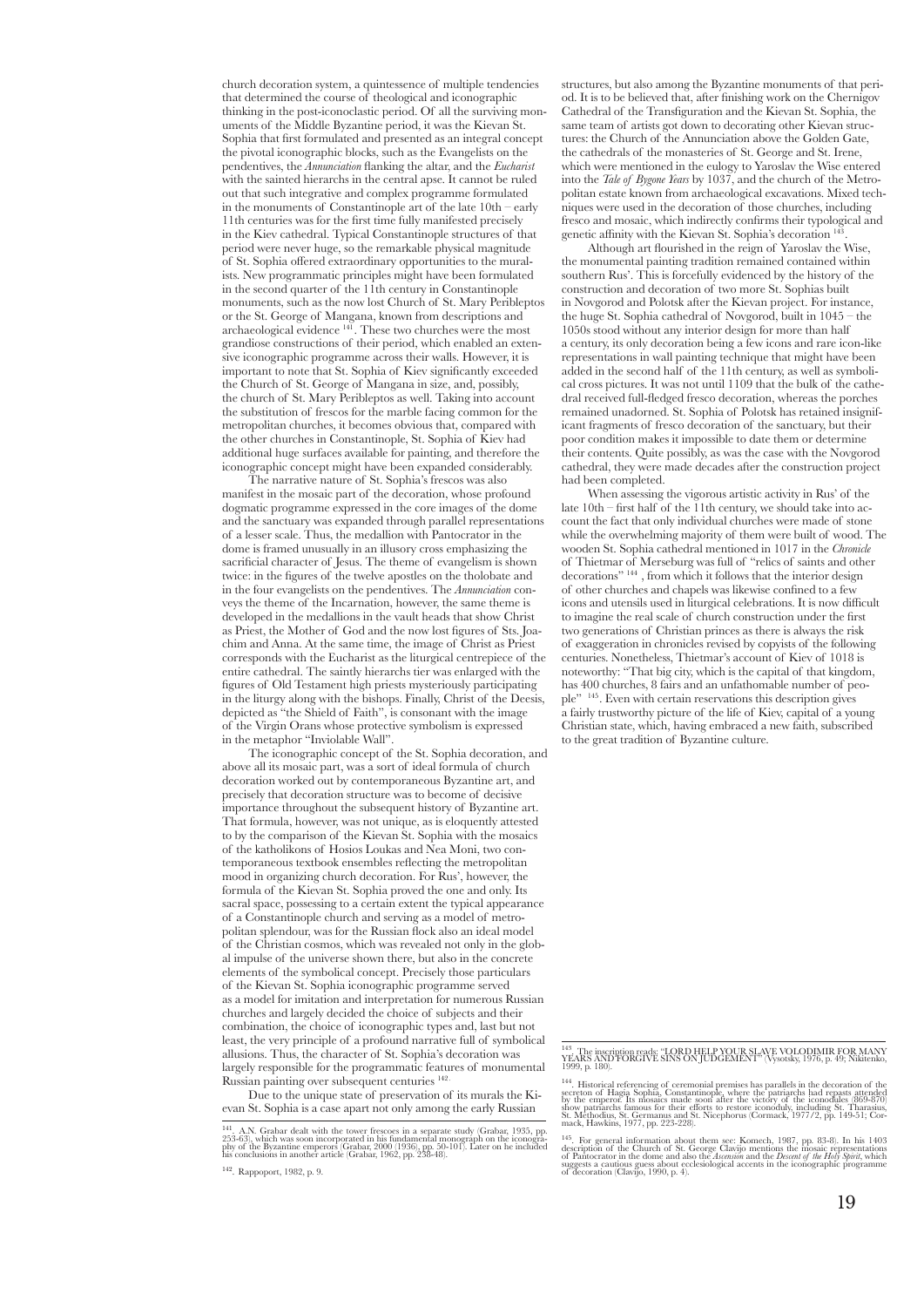church decoration system, a quintessence of multiple tendencies that determined the course of theological and iconographic thinking in the post-iconoclastic period. Of all the surviving monuments of the Middle Byzantine period, it was the Kievan St. Sophia that first formulated and presented as an integral concept the pivotal iconographic blocks, such as the Evangelists on the pendentives, the *Annunciation* flanking the altar, and the *Eucharist* with the sainted hierarchs in the central apse. It cannot be ruled out that such integrative and complex programme formulated in the monuments of Constantinople art of the late 10th – early 11th centuries was for the first time fully manifested precisely in the Kiev cathedral. Typical Constantinople structures of that period were never huge, so the remarkable physical magnitude of St. Sophia offered extraordinary opportunities to the muralists. New programmatic principles might have been formulated in the second quarter of the 11th century in Constantinople monuments, such as the now lost Church of St. Mary Peribleptos or the St. George of Mangana, known from descriptions and archaeological evidence [141]. These two churches were the most grandiose constructions of their period, which enabled an extensive iconographic programme across their walls. However, it is important to note that St. Sophia of Kiev significantly exceeded the Church of St. George of Mangana in size, and, possibly, the church of St. Mary Peribleptos as well. Taking into account the substitution of frescos for the marble facing common for the metropolitan churches, it becomes obvious that, compared with the other churches in Constantinople, St. Sophia of Kiev had additional huge surfaces available for painting, and therefore the iconographic concept might have been expanded considerably.

The narrative nature of St. Sophia's frescos was also manifest in the mosaic part of the decoration, whose profound dogmatic programme expressed in the core images of the dome and the sanctuary was expanded through parallel representations of a lesser scale. Thus, the medallion with Pantocrator in the dome is framed unusually in an illusory cross emphasizing the sacrificial character of Jesus. The theme of evangelism is shown twice: in the figures of the twelve apostles on the tholobate and in the four evangelists on the pendentives. The *Annunciation* conveys the theme of the Incarnation, however, the same theme is developed in the medallions in the vault heads that show Christ as Priest, the Mother of God and the now lost figures of Sts. Joachim and Anna. At the same time, the image of Christ as Priest corresponds with the Eucharist as the liturgical centrepiece of the entire cathedral. The saintly hierarchs tier was enlarged with the figures of Old Testament high priests mysteriously participating in the liturgy along with the bishops. Finally, Christ of the Deesis, depicted as "the Shield of Faith", is consonant with the image of the Virgin Orans whose protective symbolism is expressed in the metaphor "Inviolable Wall".

The iconographic concept of the St. Sophia decoration, and above all its mosaic part, was a sort of ideal formula of church decoration worked out by contemporaneous Byzantine art, and precisely that decoration structure was to become of decisive importance throughout the subsequent history of Byzantine art. That formula, however, was not unique, as is eloquently attested to by the comparison of the Kievan St. Sophia with the mosaics of the katholikons of Hosios Loukas and Nea Moni, two contemporaneous textbook ensembles reflecting the metropolitan mood in organizing church decoration. For Rus', however, the formula of the Kievan St. Sophia proved the one and only. Its sacral space, possessing to a certain extent the typical appearance of a Constantinople church and serving as a model of metropolitan splendour, was for the Russian flock also an ideal model of the Christian cosmos, which was revealed not only in the global impulse of the universe shown there, but also in the concrete elements of the symbolical concept. Precisely those particulars of the Kievan St. Sophia iconographic programme served as a model for imitation and interpretation for numerous Russian churches and largely decided the choice of subjects and their combination, the choice of iconographic types and, last but not least, the very principle of a profound narrative full of symbolical allusions. Thus, the character of St. Sophia's decoration was largely responsible for the programmatic features of monumental Russian painting over subsequent centuries [142].

Due to the unique state of preservation of its murals the Kievan St. Sophia is a case apart not only among the early Russian structures, but also among the Byzantine monuments of that period. It is to be believed that, after finishing work on the Chernigov Cathedral of the Transfiguration and the Kievan St. Sophia, the same team of artists got down to decorating other Kievan structures: the Church of the Annunciation above the Golden Gate, the cathedrals of the monasteries of St. George and St. Irene, which were mentioned in the eulogy to Yaroslav the Wise entered into the *Tale of Bygone Years* by 1037, and the church of the Metropolitan estate known from archaeological excavations. Mixed techniques were used in the decoration of those churches, including fresco and mosaic, which indirectly confirms their typological and genetic affinity with the Kievan St. Sophia's decoration [143].

Although art flourished in the reign of Yaroslav the Wise, the monumental painting tradition remained contained within southern Rus'. This is forcefully evidenced by the history of the construction and decoration of two more St. Sophias built in Novgorod and Polotsk after the Kievan project. For instance, the huge St. Sophia cathedral of Novgorod, built in 1045 – the 1050s stood without any interior design for more than half a century, its only decoration being a few icons and rare icon-like representations in wall painting technique that might have been added in the second half of the 11th century, as well as symbolical cross pictures. It was not until 1109 that the bulk of the cathedral received full-fledged fresco decoration, whereas the porches remained unadorned. St. Sophia of Polotsk has retained insignificant fragments of fresco decoration of the sanctuary, but their poor condition makes it impossible to date them or determine their contents. Quite possibly, as was the case with the Novgorod cathedral, they were made decades after the construction project had been completed.

When assessing the vigorous artistic activity in Rus' of the late 10th – first half of the 11th century, we should take into account the fact that only individual churches were made of stone while the overwhelming majority of them were built of wood. The wooden St. Sophia cathedral mentioned in 1017 in the *Chronicle* of Thietmar of Merseburg was full of "relics of saints and other decorations" [144], from which it follows that the interior design of other churches and chapels was likewise confined to a few icons and utensils used in liturgical celebrations. It is now difficult to imagine the real scale of church construction under the first two generations of Christian princes as there is always the risk of exaggeration in chronicles revised by copyists of the following centuries. Nonetheless, Thietmar's account of Kiev of 1018 is noteworthy: "That big city, which is the capital of that kingdom, has 400 churches, 8 fairs and an unfathomable number of people" [145]. Even with certain reservations this description gives a fairly trustworthy picture of the life of Kiev, capital of a young Christian state, which, having embraced a new faith, subscribed to the great tradition of Byzantine culture.

---

[141]. A.N. Grabar dealt with the tower frescoes in a separate study (Grabar, 1935, pp. 253-63), which was soon incorporated in his fundamental monograph on the iconography of the Byzantine emperors (Grabar, 2000 (1936), pp. 50-101). Later on he included his conclusions in another article (Grabar, 1962, pp. 238-48).

[142]. Rappoport, 1982, p. 9.

[143]. The inscription reads: "LORD HELP YOUR SLAVE VOLODIMIR FOR MANY YEARS AND FORGIVE SINS ON JUDGEMENT" (Vysotsky, 1976, p. 49; Nikitenko, 1999, p. 180).

[144]. Historical referencing of ceremonial premises has parallels in the decoration of the secreton of Hagia Sophia, Constantinople, where the patriarchs had repasts attended by the emperor. Its mosaics made soon after the victory of the iconodules (869-870) show patriarchs famous for their efforts to restore iconoduly, including St. Tharasius, St. Methodius, St. Germanus and St. Nicephorus (Cormack, 1977/2, pp. 149-51; Cormack, Hawkins, 1977, pp. 223-228).

[145]. For general information about them see: Komech, 1987, pp. 83-8). In his 1403 description of the Church of St. George Clavijo mentions the mosaic representations of Pantocrator in the dome and also the *Ascension* and the *Descent of the Holy Spirit*, which suggests a cautious guess about ecclesiological accents in the iconographic programme of decoration (Clavijo, 1990, p. 4).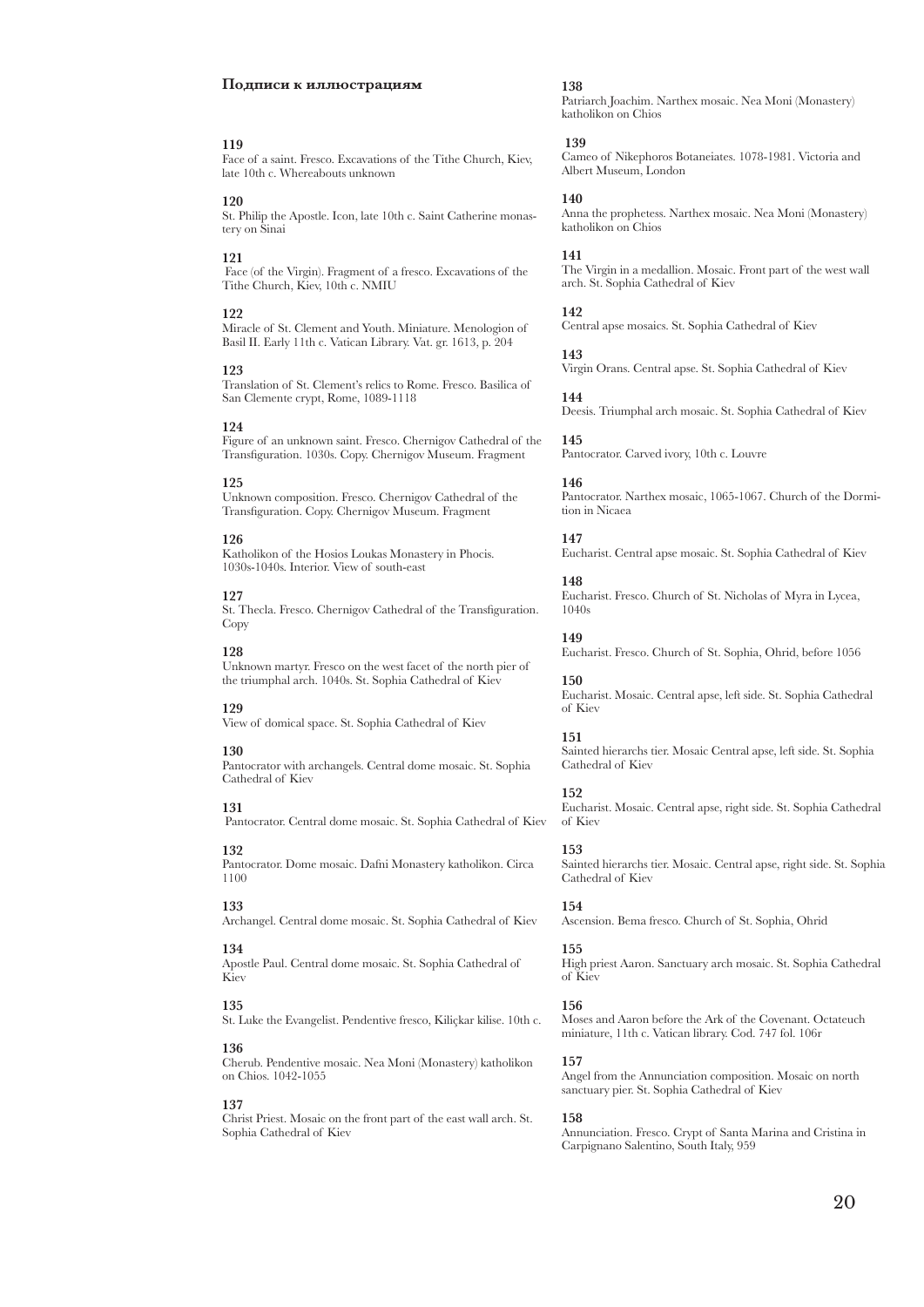## Подписи к иллюстрациям

**119**
Face of a saint. Fresco. Excavations of the Tithe Church, Kiev, late 10th c. Whereabouts unknown

**120**
St. Philip the Apostle. Icon, late 10th c. Saint Catherine monastery on Sinai

**121**
Face (of the Virgin). Fragment of a fresco. Excavations of the Tithe Church, Kiev, 10th c. NMIU

**122**
Miracle of St. Clement and Youth. Miniature. Menologion of Basil II. Early 11th c. Vatican Library. Vat. gr. 1613, p. 204

**123**
Translation of St. Clement's relics to Rome. Fresco. Basilica of San Clemente crypt, Rome, 1089-1118

**124**
Figure of an unknown saint. Fresco. Chernigov Cathedral of the Transfiguration. 1030s. Copy. Chernigov Museum. Fragment

**125**
Unknown composition. Fresco. Chernigov Cathedral of the Transfiguration. Copy. Chernigov Museum. Fragment

**126**
Katholikon of the Hosios Loukas Monastery in Phocis. 1030s-1040s. Interior. View of south-east

**127**
St. Thecla. Fresco. Chernigov Cathedral of the Transfiguration. Copy

**128**
Unknown martyr. Fresco on the west facet of the north pier of the triumphal arch. 1040s. St. Sophia Cathedral of Kiev

**129**
View of domical space. St. Sophia Cathedral of Kiev

**130**
Pantocrator with archangels. Central dome mosaic. St. Sophia Cathedral of Kiev

**131**
Pantocrator. Central dome mosaic. St. Sophia Cathedral of Kiev

**132**
Pantocrator. Dome mosaic. Dafni Monastery katholikon. Circa 1100

**133**
Archangel. Central dome mosaic. St. Sophia Cathedral of Kiev

**134**
Apostle Paul. Central dome mosaic. St. Sophia Cathedral of Kiev

**135**
St. Luke the Evangelist. Pendentive fresco, Kiliçkar kilise. 10th c.

**136**
Cherub. Pendentive mosaic. Nea Moni (Monastery) katholikon on Chios. 1042-1055

**137**
Christ Priest. Mosaic on the front part of the east wall arch. St. Sophia Cathedral of Kiev

**138**
Patriarch Joachim. Narthex mosaic. Nea Moni (Monastery) katholikon on Chios

**139**
Cameo of Nikephoros Botaneiates. 1078-1981. Victoria and Albert Museum, London

**140**
Anna the prophetess. Narthex mosaic. Nea Moni (Monastery) katholikon on Chios

**141**
The Virgin in a medallion. Mosaic. Front part of the west wall arch. St. Sophia Cathedral of Kiev

**142**
Central apse mosaics. St. Sophia Cathedral of Kiev

**143**
Virgin Orans. Central apse. St. Sophia Cathedral of Kiev

**144**
Deesis. Triumphal arch mosaic. St. Sophia Cathedral of Kiev

**145**
Pantocrator. Carved ivory, 10th c. Louvre

**146**
Pantocrator. Narthex mosaic, 1065-1067. Church of the Dormition in Nicaea

**147**
Eucharist. Central apse mosaic. St. Sophia Cathedral of Kiev

**148**
Eucharist. Fresco. Church of St. Nicholas of Myra in Lycea, 1040s

**149**
Eucharist. Fresco. Church of St. Sophia, Ohrid, before 1056

**150**
Eucharist. Mosaic. Central apse, left side. St. Sophia Cathedral of Kiev

**151**
Sainted hierarchs tier. Mosaic Central apse, left side. St. Sophia Cathedral of Kiev

**152**
Eucharist. Mosaic. Central apse, right side. St. Sophia Cathedral of Kiev

**153**
Sainted hierarchs tier. Mosaic. Central apse, right side. St. Sophia Cathedral of Kiev

**154**
Ascension. Bema fresco. Church of St. Sophia, Ohrid

**155**
High priest Aaron. Sanctuary arch mosaic. St. Sophia Cathedral of Kiev

**156**
Moses and Aaron before the Ark of the Covenant. Octateuch miniature, 11th c. Vatican library. Cod. 747 fol. 106r

**157**
Angel from the Annunciation composition. Mosaic on north sanctuary pier. St. Sophia Cathedral of Kiev

**158**
Annunciation. Fresco. Crypt of Santa Marina and Cristina in Carpignano Salentino, South Italy, 959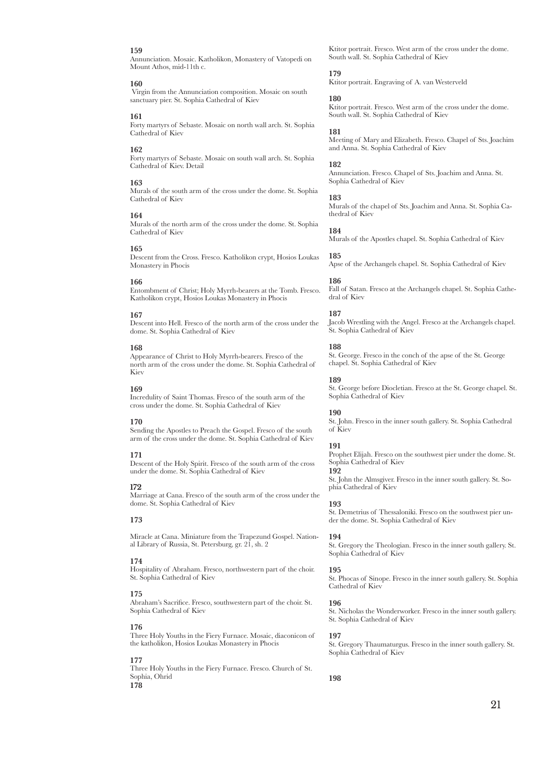**159**
Annunciation. Mosaic. Katholikon, Monastery of Vatopedi on Mount Athos, mid-11th c.

**160**
Virgin from the Annunciation composition. Mosaic on south sanctuary pier. St. Sophia Cathedral of Kiev

**161**
Forty martyrs of Sebaste. Mosaic on north wall arch. St. Sophia Cathedral of Kiev

**162**
Forty martyrs of Sebaste. Mosaic on south wall arch. St. Sophia Cathedral of Kiev. Detail

**163**
Murals of the south arm of the cross under the dome. St. Sophia Cathedral of Kiev

**164**
Murals of the north arm of the cross under the dome. St. Sophia Cathedral of Kiev

**165**
Descent from the Cross. Fresco. Katholikon crypt, Hosios Loukas Monastery in Phocis

**166**
Entombment of Christ; Holy Myrrh-bearers at the Tomb. Fresco. Katholikon crypt, Hosios Loukas Monastery in Phocis

**167**
Descent into Hell. Fresco of the north arm of the cross under the dome. St. Sophia Cathedral of Kiev

**168**
Appearance of Christ to Holy Myrrh-bearers. Fresco of the north arm of the cross under the dome. St. Sophia Cathedral of Kiev

**169**
Incredulity of Saint Thomas. Fresco of the south arm of the cross under the dome. St. Sophia Cathedral of Kiev

**170**
Sending the Apostles to Preach the Gospel. Fresco of the south arm of the cross under the dome. St. Sophia Cathedral of Kiev

**171**
Descent of the Holy Spirit. Fresco of the south arm of the cross under the dome. St. Sophia Cathedral of Kiev

**172**
Marriage at Cana. Fresco of the south arm of the cross under the dome. St. Sophia Cathedral of Kiev

**173**

Miracle at Cana. Miniature from the Trapezund Gospel. National Library of Russia, St. Petersburg, gr. 21, sh. 2

**174**
Hospitality of Abraham. Fresco, northwestern part of the choir. St. Sophia Cathedral of Kiev

**175**
Abraham's Sacrifice. Fresco, southwestern part of the choir. St. Sophia Cathedral of Kiev

**176**
Three Holy Youths in the Fiery Furnace. Mosaic, diaconicon of the katholikon, Hosios Loukas Monastery in Phocis

**177**
Three Holy Youths in the Fiery Furnace. Fresco. Church of St. Sophia, Ohrid

**178**
Ktitor portrait. Fresco. West arm of the cross under the dome. South wall. St. Sophia Cathedral of Kiev

**179**
Ktitor portrait. Engraving of A. van Westerveld

**180**
Ktitor portrait. Fresco. West arm of the cross under the dome. South wall. St. Sophia Cathedral of Kiev

**181**
Meeting of Mary and Elizabeth. Fresco. Chapel of Sts. Joachim and Anna. St. Sophia Cathedral of Kiev

**182**
Annunciation. Fresco. Chapel of Sts. Joachim and Anna. St. Sophia Cathedral of Kiev

**183**
Murals of the chapel of Sts. Joachim and Anna. St. Sophia Cathedral of Kiev

**184**
Murals of the Apostles chapel. St. Sophia Cathedral of Kiev

**185**
Apse of the Archangels chapel. St. Sophia Cathedral of Kiev

**186**
Fall of Satan. Fresco at the Archangels chapel. St. Sophia Cathedral of Kiev

**187**
Jacob Wrestling with the Angel. Fresco at the Archangels chapel. St. Sophia Cathedral of Kiev

**188**
St. George. Fresco in the conch of the apse of the St. George chapel. St. Sophia Cathedral of Kiev

**189**
St. George before Diocletian. Fresco at the St. George chapel. St. Sophia Cathedral of Kiev

**190**
St. John. Fresco in the inner south gallery. St. Sophia Cathedral of Kiev

**191**
Prophet Elijah. Fresco on the southwest pier under the dome. St. Sophia Cathedral of Kiev

**192**
St. John the Almsgiver. Fresco in the inner south gallery. St. Sophia Cathedral of Kiev

**193**
St. Demetrius of Thessaloniki. Fresco on the southwest pier under the dome. St. Sophia Cathedral of Kiev

**194**
St. Gregory the Theologian. Fresco in the inner south gallery. St. Sophia Cathedral of Kiev

**195**
St. Phocas of Sinope. Fresco in the inner south gallery. St. Sophia Cathedral of Kiev

**196**
St. Nicholas the Wonderworker. Fresco in the inner south gallery. St. Sophia Cathedral of Kiev

**197**
St. Gregory Thaumaturgus. Fresco in the inner south gallery. St. Sophia Cathedral of Kiev

**198**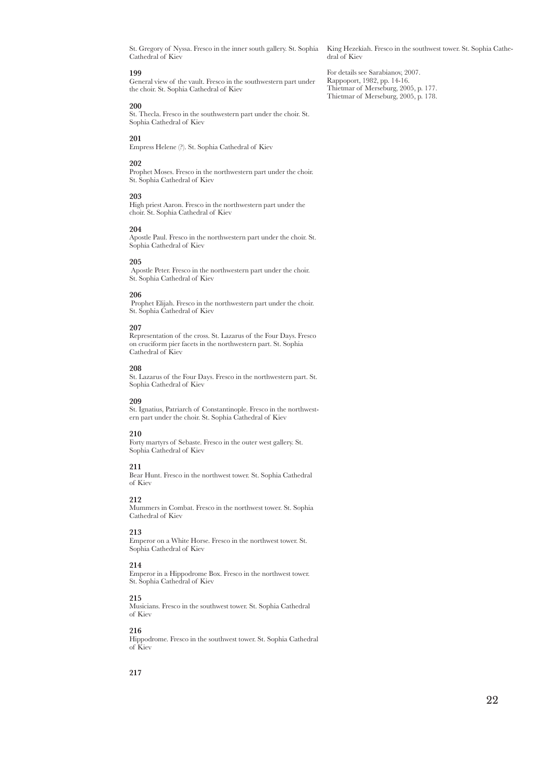St. Gregory of Nyssa. Fresco in the inner south gallery. St. Sophia Cathedral of Kiev

**199**

General view of the vault. Fresco in the southwestern part under the choir. St. Sophia Cathedral of Kiev

**200**

St. Thecla. Fresco in the southwestern part under the choir. St. Sophia Cathedral of Kiev

**201**

Empress Helene (?). St. Sophia Cathedral of Kiev

**202**

Prophet Moses. Fresco in the northwestern part under the choir. St. Sophia Cathedral of Kiev

**203**

High priest Aaron. Fresco in the northwestern part under the choir. St. Sophia Cathedral of Kiev

**204**

Apostle Paul. Fresco in the northwestern part under the choir. St. Sophia Cathedral of Kiev

**205**

Apostle Peter. Fresco in the northwestern part under the choir. St. Sophia Cathedral of Kiev

**206**

Prophet Elijah. Fresco in the northwestern part under the choir. St. Sophia Cathedral of Kiev

**207**

Representation of the cross. St. Lazarus of the Four Days. Fresco on cruciform pier facets in the northwestern part. St. Sophia Cathedral of Kiev

**208**

St. Lazarus of the Four Days. Fresco in the northwestern part. St. Sophia Cathedral of Kiev

**209**

St. Ignatius, Patriarch of Constantinople. Fresco in the northwestern part under the choir. St. Sophia Cathedral of Kiev

**210**

Forty martyrs of Sebaste. Fresco in the outer west gallery. St. Sophia Cathedral of Kiev

**211**

Bear Hunt. Fresco in the northwest tower. St. Sophia Cathedral of Kiev

**212**

Mummers in Combat. Fresco in the northwest tower. St. Sophia Cathedral of Kiev

**213**

Emperor on a White Horse. Fresco in the northwest tower. St. Sophia Cathedral of Kiev

**214**

Emperor in a Hippodrome Box. Fresco in the northwest tower. St. Sophia Cathedral of Kiev

**215**

Musicians. Fresco in the southwest tower. St. Sophia Cathedral of Kiev

**216**

Hippodrome. Fresco in the southwest tower. St. Sophia Cathedral of Kiev

**217**

King Hezekiah. Fresco in the southwest tower. St. Sophia Cathedral of Kiev

For details see Sarabianov, 2007.
Rappoport, 1982, pp. 14-16.
Thietmar of Merseburg, 2005, p. 177.
Thietmar of Merseburg, 2005, p. 178.